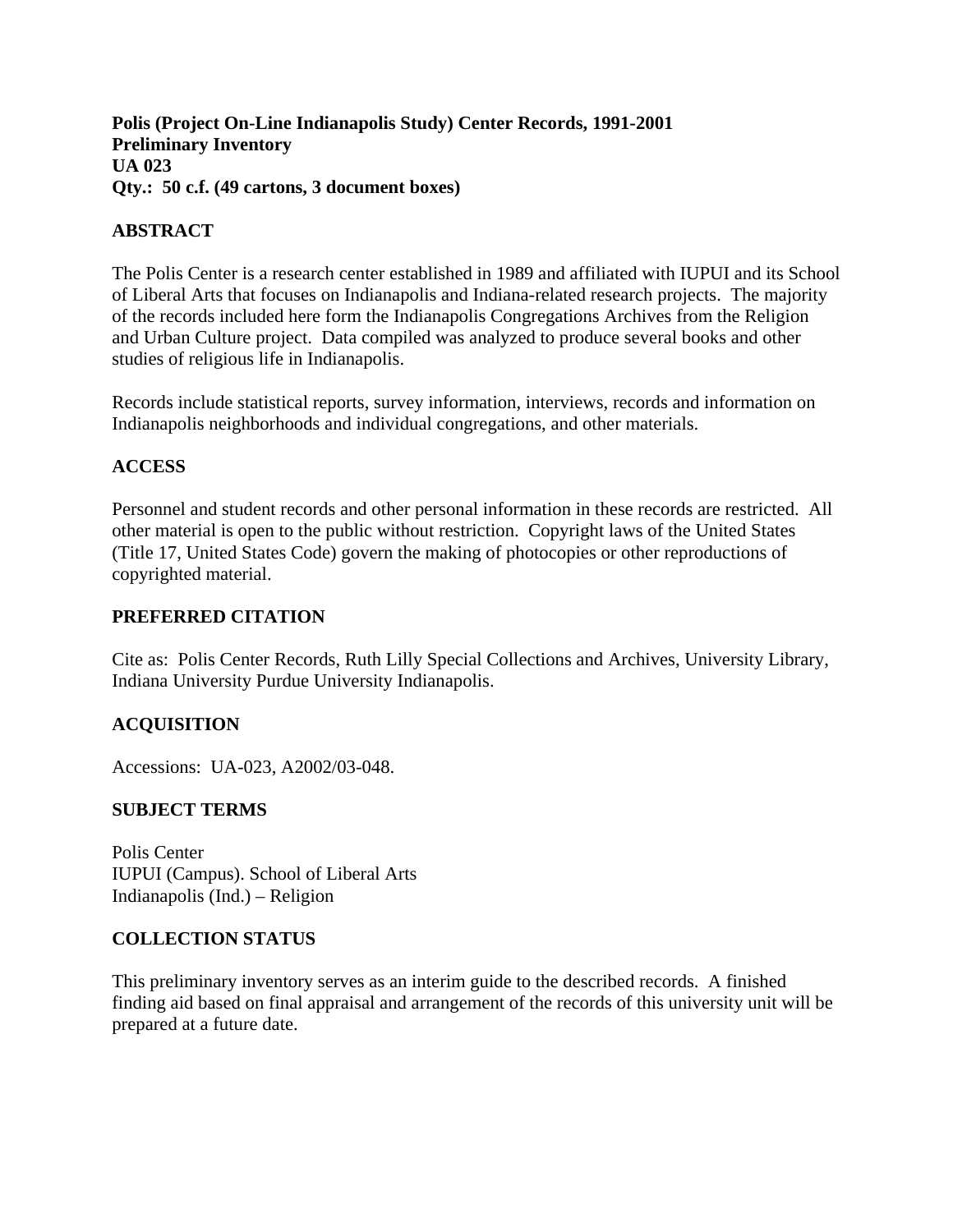**Polis (Project On-Line Indianapolis Study) Center Records, 1991-2001**
**Preliminary Inventory**
**UA 023**
**Qty.: 50 c.f. (49 cartons, 3 document boxes)**

## ABSTRACT

The Polis Center is a research center established in 1989 and affiliated with IUPUI and its School of Liberal Arts that focuses on Indianapolis and Indiana-related research projects. The majority of the records included here form the Indianapolis Congregations Archives from the Religion and Urban Culture project. Data compiled was analyzed to produce several books and other studies of religious life in Indianapolis.

Records include statistical reports, survey information, interviews, records and information on Indianapolis neighborhoods and individual congregations, and other materials.

## ACCESS

Personnel and student records and other personal information in these records are restricted. All other material is open to the public without restriction. Copyright laws of the United States (Title 17, United States Code) govern the making of photocopies or other reproductions of copyrighted material.

## PREFERRED CITATION

Cite as: Polis Center Records, Ruth Lilly Special Collections and Archives, University Library, Indiana University Purdue University Indianapolis.

## ACQUISITION

Accessions: UA-023, A2002/03-048.

## SUBJECT TERMS

Polis Center
IUPUI (Campus). School of Liberal Arts
Indianapolis (Ind.) – Religion

## COLLECTION STATUS

This preliminary inventory serves as an interim guide to the described records. A finished finding aid based on final appraisal and arrangement of the records of this university unit will be prepared at a future date.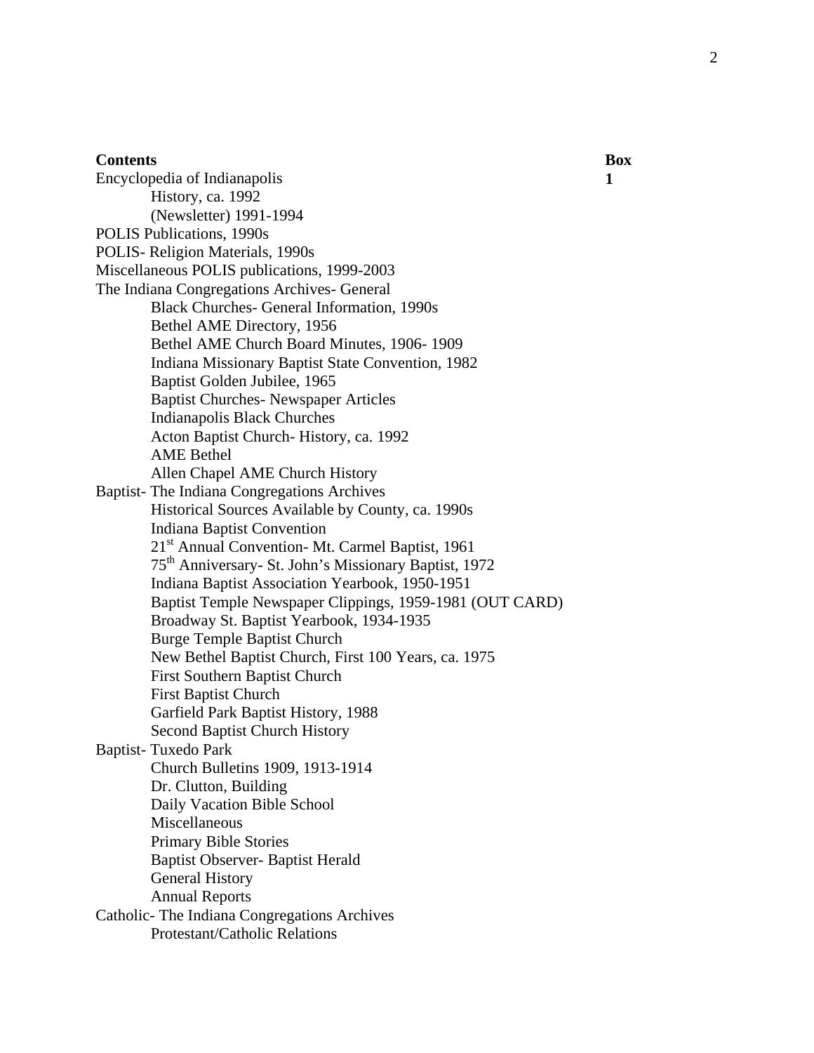| **Contents** | **Box** |
|---|---|
| Encyclopedia of Indianapolis | **1** |
| History, ca. 1992 | |
| (Newsletter) 1991-1994 | |
| POLIS Publications, 1990s | |
| POLIS- Religion Materials, 1990s | |
| Miscellaneous POLIS publications, 1999-2003 | |
| The Indiana Congregations Archives- General | |
| Black Churches- General Information, 1990s | |
| Bethel AME Directory, 1956 | |
| Bethel AME Church Board Minutes, 1906- 1909 | |
| Indiana Missionary Baptist State Convention, 1982 | |
| Baptist Golden Jubilee, 1965 | |
| Baptist Churches- Newspaper Articles | |
| Indianapolis Black Churches | |
| Acton Baptist Church- History, ca. 1992 | |
| AME Bethel | |
| Allen Chapel AME Church History | |
| Baptist- The Indiana Congregations Archives | |
| Historical Sources Available by County, ca. 1990s | |
| Indiana Baptist Convention | |
| 21st Annual Convention- Mt. Carmel Baptist, 1961 | |
| 75th Anniversary- St. John's Missionary Baptist, 1972 | |
| Indiana Baptist Association Yearbook, 1950-1951 | |
| Baptist Temple Newspaper Clippings, 1959-1981 (OUT CARD) | |
| Broadway St. Baptist Yearbook, 1934-1935 | |
| Burge Temple Baptist Church | |
| New Bethel Baptist Church, First 100 Years, ca. 1975 | |
| First Southern Baptist Church | |
| First Baptist Church | |
| Garfield Park Baptist History, 1988 | |
| Second Baptist Church History | |
| Baptist- Tuxedo Park | |
| Church Bulletins 1909, 1913-1914 | |
| Dr. Clutton, Building | |
| Daily Vacation Bible School | |
| Miscellaneous | |
| Primary Bible Stories | |
| Baptist Observer- Baptist Herald | |
| General History | |
| Annual Reports | |
| Catholic- The Indiana Congregations Archives | |
| Protestant/Catholic Relations | |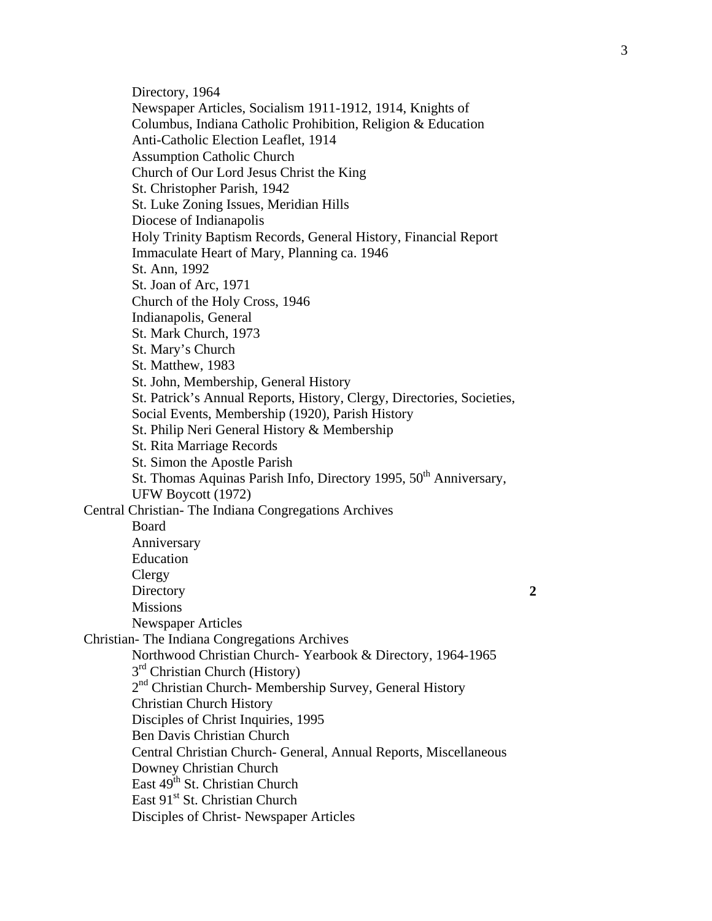- Directory, 1964
- Newspaper Articles, Socialism 1911-1912, 1914, Knights of Columbus, Indiana Catholic Prohibition, Religion & Education
- Anti-Catholic Election Leaflet, 1914
- Assumption Catholic Church
- Church of Our Lord Jesus Christ the King
- St. Christopher Parish, 1942
- St. Luke Zoning Issues, Meridian Hills
- Diocese of Indianapolis
- Holy Trinity Baptism Records, General History, Financial Report
- Immaculate Heart of Mary, Planning ca. 1946
- St. Ann, 1992
- St. Joan of Arc, 1971
- Church of the Holy Cross, 1946
- Indianapolis, General
- St. Mark Church, 1973
- St. Mary's Church
- St. Matthew, 1983
- St. John, Membership, General History
- St. Patrick's Annual Reports, History, Clergy, Directories, Societies, Social Events, Membership (1920), Parish History
- St. Philip Neri General History & Membership
- St. Rita Marriage Records
- St. Simon the Apostle Parish
- St. Thomas Aquinas Parish Info, Directory 1995, 50th Anniversary, UFW Boycott (1972)

Central Christian- The Indiana Congregations Archives
- Board
- Anniversary
- Education
- Clergy
- Directory **2**
- Missions
- Newspaper Articles

Christian- The Indiana Congregations Archives
- Northwood Christian Church- Yearbook & Directory, 1964-1965
- 3rd Christian Church (History)
- 2nd Christian Church- Membership Survey, General History
- Christian Church History
- Disciples of Christ Inquiries, 1995
- Ben Davis Christian Church
- Central Christian Church- General, Annual Reports, Miscellaneous
- Downey Christian Church
- East 49th St. Christian Church
- East 91st St. Christian Church
- Disciples of Christ- Newspaper Articles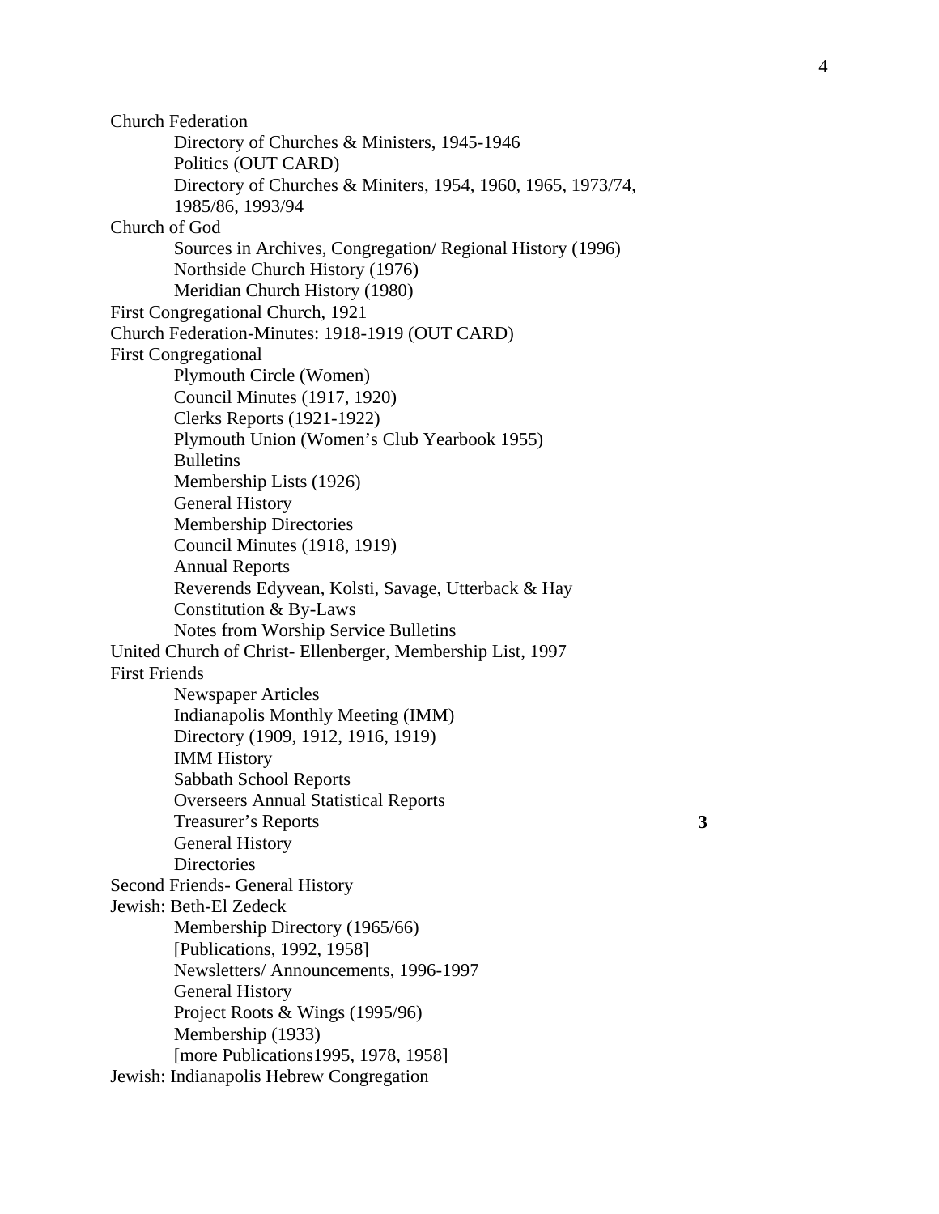- Church Federation
  - Directory of Churches & Ministers, 1945-1946
  - Politics (OUT CARD)
  - Directory of Churches & Miniters, 1954, 1960, 1965, 1973/74, 1985/86, 1993/94
- Church of God
  - Sources in Archives, Congregation/ Regional History (1996)
  - Northside Church History (1976)
  - Meridian Church History (1980)
- First Congregational Church, 1921
- Church Federation-Minutes: 1918-1919 (OUT CARD)
- First Congregational
  - Plymouth Circle (Women)
  - Council Minutes (1917, 1920)
  - Clerks Reports (1921-1922)
  - Plymouth Union (Women's Club Yearbook 1955)
  - Bulletins
  - Membership Lists (1926)
  - General History
  - Membership Directories
  - Council Minutes (1918, 1919)
  - Annual Reports
  - Reverends Edyvean, Kolsti, Savage, Utterback & Hay
  - Constitution & By-Laws
  - Notes from Worship Service Bulletins
- United Church of Christ- Ellenberger, Membership List, 1997
- First Friends
  - Newspaper Articles
  - Indianapolis Monthly Meeting (IMM)
  - Directory (1909, 1912, 1916, 1919)
  - IMM History
  - Sabbath School Reports
  - Overseers Annual Statistical Reports
  - Treasurer's Reports **3**
  - General History
  - Directories
- Second Friends- General History
- Jewish: Beth-El Zedeck
  - Membership Directory (1965/66)
  - [Publications, 1992, 1958]
  - Newsletters/ Announcements, 1996-1997
  - General History
  - Project Roots & Wings (1995/96)
  - Membership (1933)
  - [more Publications1995, 1978, 1958]
- Jewish: Indianapolis Hebrew Congregation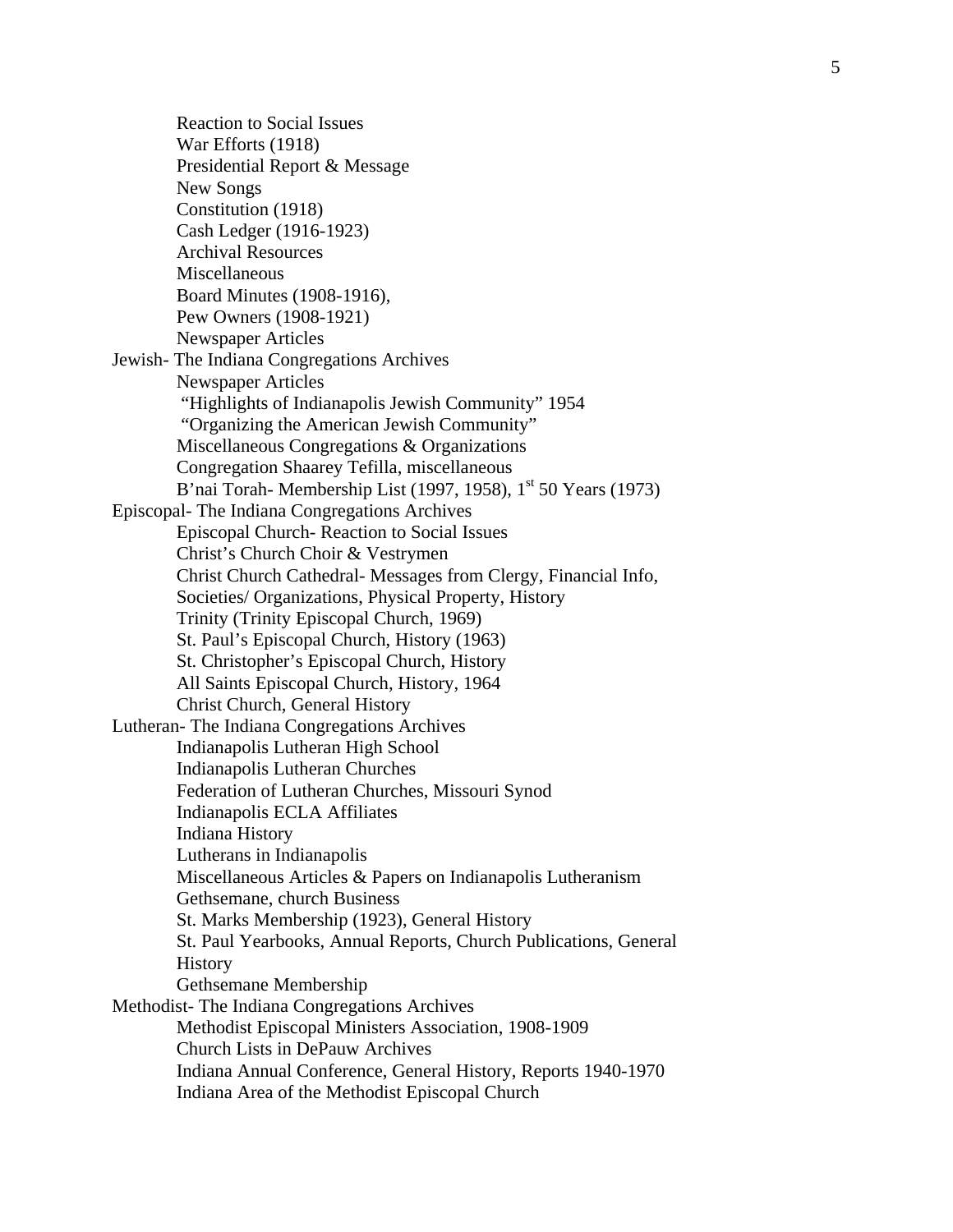- Reaction to Social Issues
- War Efforts (1918)
- Presidential Report & Message
- New Songs
- Constitution (1918)
- Cash Ledger (1916-1923)
- Archival Resources
- Miscellaneous
- Board Minutes (1908-1916),
- Pew Owners (1908-1921)
- Newspaper Articles

Jewish- The Indiana Congregations Archives

- Newspaper Articles
- "Highlights of Indianapolis Jewish Community" 1954
- "Organizing the American Jewish Community"
- Miscellaneous Congregations & Organizations
- Congregation Shaarey Tefilla, miscellaneous
- B'nai Torah- Membership List (1997, 1958), 1st 50 Years (1973)

Episcopal- The Indiana Congregations Archives

- Episcopal Church- Reaction to Social Issues
- Christ's Church Choir & Vestrymen
- Christ Church Cathedral- Messages from Clergy, Financial Info, Societies/ Organizations, Physical Property, History
- Trinity (Trinity Episcopal Church, 1969)
- St. Paul's Episcopal Church, History (1963)
- St. Christopher's Episcopal Church, History
- All Saints Episcopal Church, History, 1964
- Christ Church, General History

Lutheran- The Indiana Congregations Archives

- Indianapolis Lutheran High School
- Indianapolis Lutheran Churches
- Federation of Lutheran Churches, Missouri Synod
- Indianapolis ECLA Affiliates
- Indiana History
- Lutherans in Indianapolis
- Miscellaneous Articles & Papers on Indianapolis Lutheranism
- Gethsemane, church Business
- St. Marks Membership (1923), General History
- St. Paul Yearbooks, Annual Reports, Church Publications, General History
- Gethsemane Membership

Methodist- The Indiana Congregations Archives

- Methodist Episcopal Ministers Association, 1908-1909
- Church Lists in DePauw Archives
- Indiana Annual Conference, General History, Reports 1940-1970
- Indiana Area of the Methodist Episcopal Church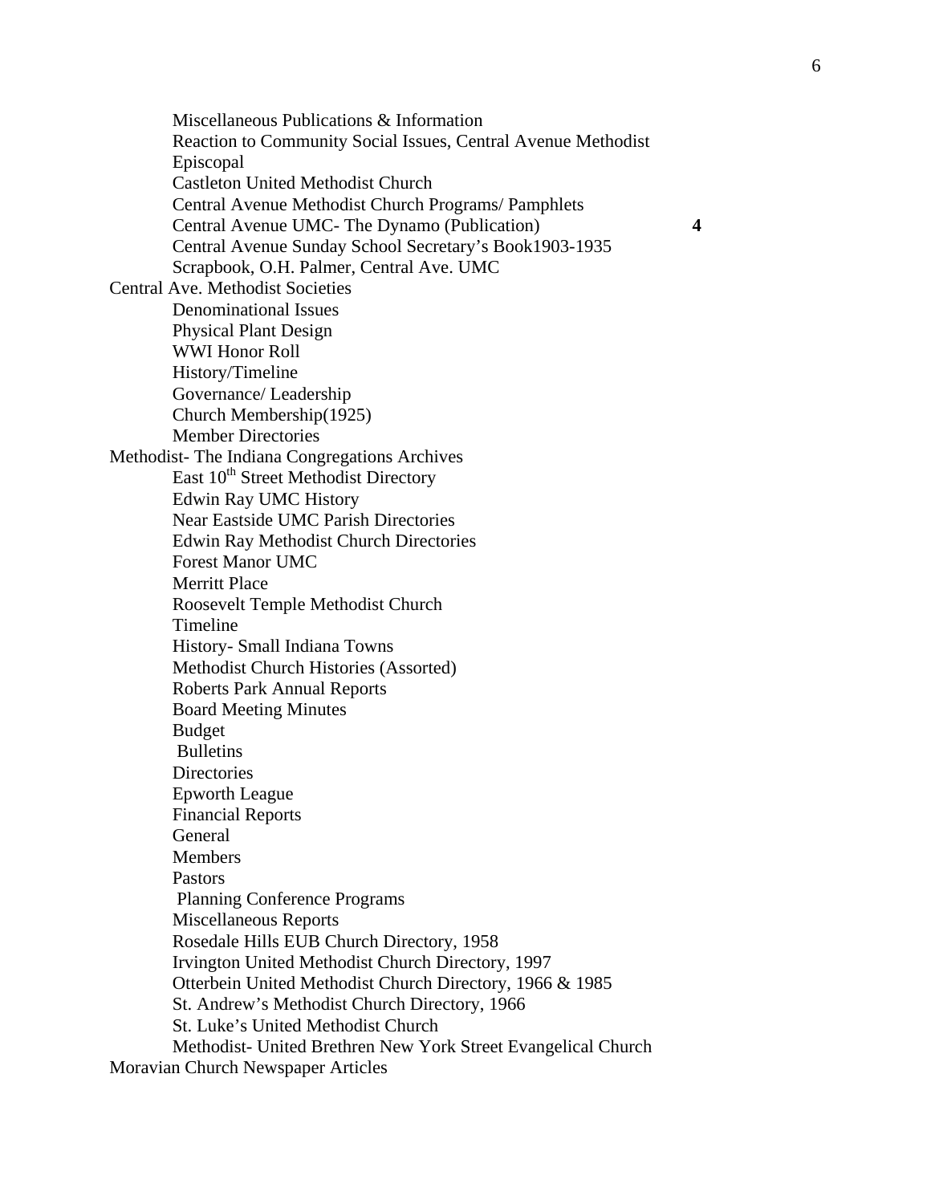- Miscellaneous Publications & Information
- Reaction to Community Social Issues, Central Avenue Methodist Episcopal
- Castleton United Methodist Church
- Central Avenue Methodist Church Programs/ Pamphlets
- Central Avenue UMC- The Dynamo (Publication) **4**
- Central Avenue Sunday School Secretary's Book1903-1935
- Scrapbook, O.H. Palmer, Central Ave. UMC

Central Ave. Methodist Societies

- Denominational Issues
- Physical Plant Design
- WWI Honor Roll
- History/Timeline
- Governance/ Leadership
- Church Membership(1925)
- Member Directories

Methodist- The Indiana Congregations Archives

- East 10th Street Methodist Directory
- Edwin Ray UMC History
- Near Eastside UMC Parish Directories
- Edwin Ray Methodist Church Directories
- Forest Manor UMC
- Merritt Place
- Roosevelt Temple Methodist Church
- Timeline
- History- Small Indiana Towns
- Methodist Church Histories (Assorted)
- Roberts Park Annual Reports
- Board Meeting Minutes
- Budget
- Bulletins
- Directories
- Epworth League
- Financial Reports
- General
- Members
- Pastors
- Planning Conference Programs
- Miscellaneous Reports
- Rosedale Hills EUB Church Directory, 1958
- Irvington United Methodist Church Directory, 1997
- Otterbein United Methodist Church Directory, 1966 & 1985
- St. Andrew's Methodist Church Directory, 1966
- St. Luke's United Methodist Church
- Methodist- United Brethren New York Street Evangelical Church

Moravian Church Newspaper Articles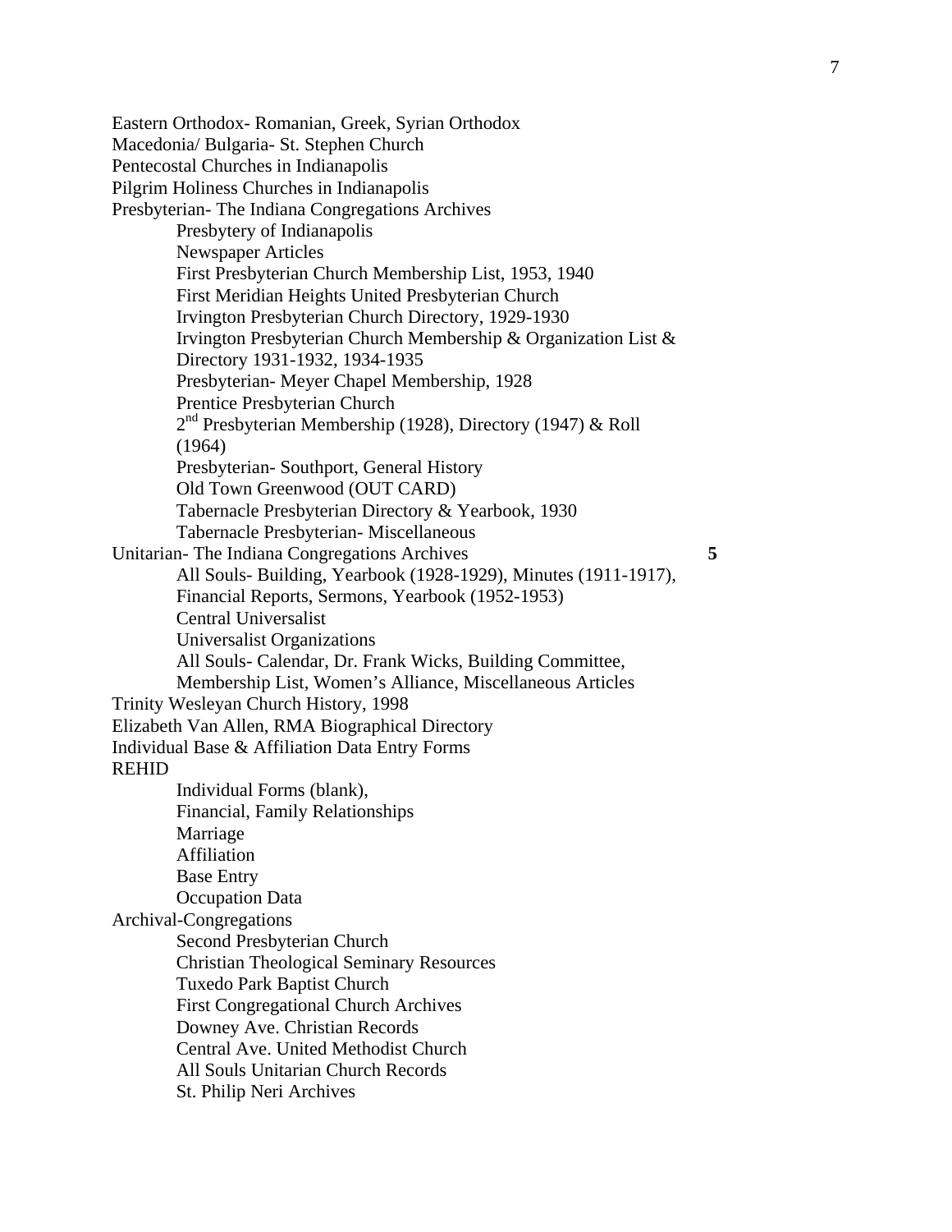Eastern Orthodox- Romanian, Greek, Syrian Orthodox
Macedonia/ Bulgaria- St. Stephen Church
Pentecostal Churches in Indianapolis
Pilgrim Holiness Churches in Indianapolis
Presbyterian- The Indiana Congregations Archives

- Presbytery of Indianapolis
- Newspaper Articles
- First Presbyterian Church Membership List, 1953, 1940
- First Meridian Heights United Presbyterian Church
- Irvington Presbyterian Church Directory, 1929-1930
- Irvington Presbyterian Church Membership & Organization List & Directory 1931-1932, 1934-1935
- Presbyterian- Meyer Chapel Membership, 1928
- Prentice Presbyterian Church
- 2nd Presbyterian Membership (1928), Directory (1947) & Roll (1964)
- Presbyterian- Southport, General History
- Old Town Greenwood (OUT CARD)
- Tabernacle Presbyterian Directory & Yearbook, 1930
- Tabernacle Presbyterian- Miscellaneous

Unitarian- The Indiana Congregations Archives **5**

- All Souls- Building, Yearbook (1928-1929), Minutes (1911-1917), Financial Reports, Sermons, Yearbook (1952-1953)
- Central Universalist
- Universalist Organizations
- All Souls- Calendar, Dr. Frank Wicks, Building Committee, Membership List, Women's Alliance, Miscellaneous Articles

Trinity Wesleyan Church History, 1998
Elizabeth Van Allen, RMA Biographical Directory
Individual Base & Affiliation Data Entry Forms
REHID

- Individual Forms (blank),
- Financial, Family Relationships
- Marriage
- Affiliation
- Base Entry
- Occupation Data

Archival-Congregations

- Second Presbyterian Church
- Christian Theological Seminary Resources
- Tuxedo Park Baptist Church
- First Congregational Church Archives
- Downey Ave. Christian Records
- Central Ave. United Methodist Church
- All Souls Unitarian Church Records
- St. Philip Neri Archives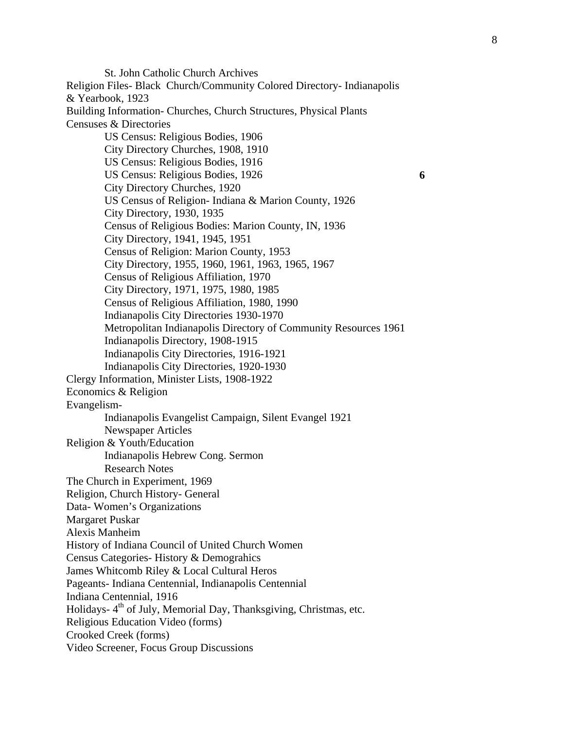St. John Catholic Church Archives

Religion Files- Black Church/Community Colored Directory- Indianapolis & Yearbook, 1923

Building Information- Churches, Church Structures, Physical Plants

Censuses & Directories

- US Census: Religious Bodies, 1906
- City Directory Churches, 1908, 1910
- US Census: Religious Bodies, 1916
- US Census: Religious Bodies, 1926 **6**
- City Directory Churches, 1920
- US Census of Religion- Indiana & Marion County, 1926
- City Directory, 1930, 1935
- Census of Religious Bodies: Marion County, IN, 1936
- City Directory, 1941, 1945, 1951
- Census of Religion: Marion County, 1953
- City Directory, 1955, 1960, 1961, 1963, 1965, 1967
- Census of Religious Affiliation, 1970
- City Directory, 1971, 1975, 1980, 1985
- Census of Religious Affiliation, 1980, 1990
- Indianapolis City Directories 1930-1970
- Metropolitan Indianapolis Directory of Community Resources 1961
- Indianapolis Directory, 1908-1915
- Indianapolis City Directories, 1916-1921
- Indianapolis City Directories, 1920-1930

Clergy Information, Minister Lists, 1908-1922

Economics & Religion

Evangelism-

- Indianapolis Evangelist Campaign, Silent Evangel 1921
- Newspaper Articles

Religion & Youth/Education

- Indianapolis Hebrew Cong. Sermon
- Research Notes

The Church in Experiment, 1969

Religion, Church History- General

Data- Women's Organizations

Margaret Puskar

Alexis Manheim

History of Indiana Council of United Church Women

Census Categories- History & Demograhics

James Whitcomb Riley & Local Cultural Heros

Pageants- Indiana Centennial, Indianapolis Centennial

Indiana Centennial, 1916

Holidays- 4th of July, Memorial Day, Thanksgiving, Christmas, etc.

Religious Education Video (forms)

Crooked Creek (forms)

Video Screener, Focus Group Discussions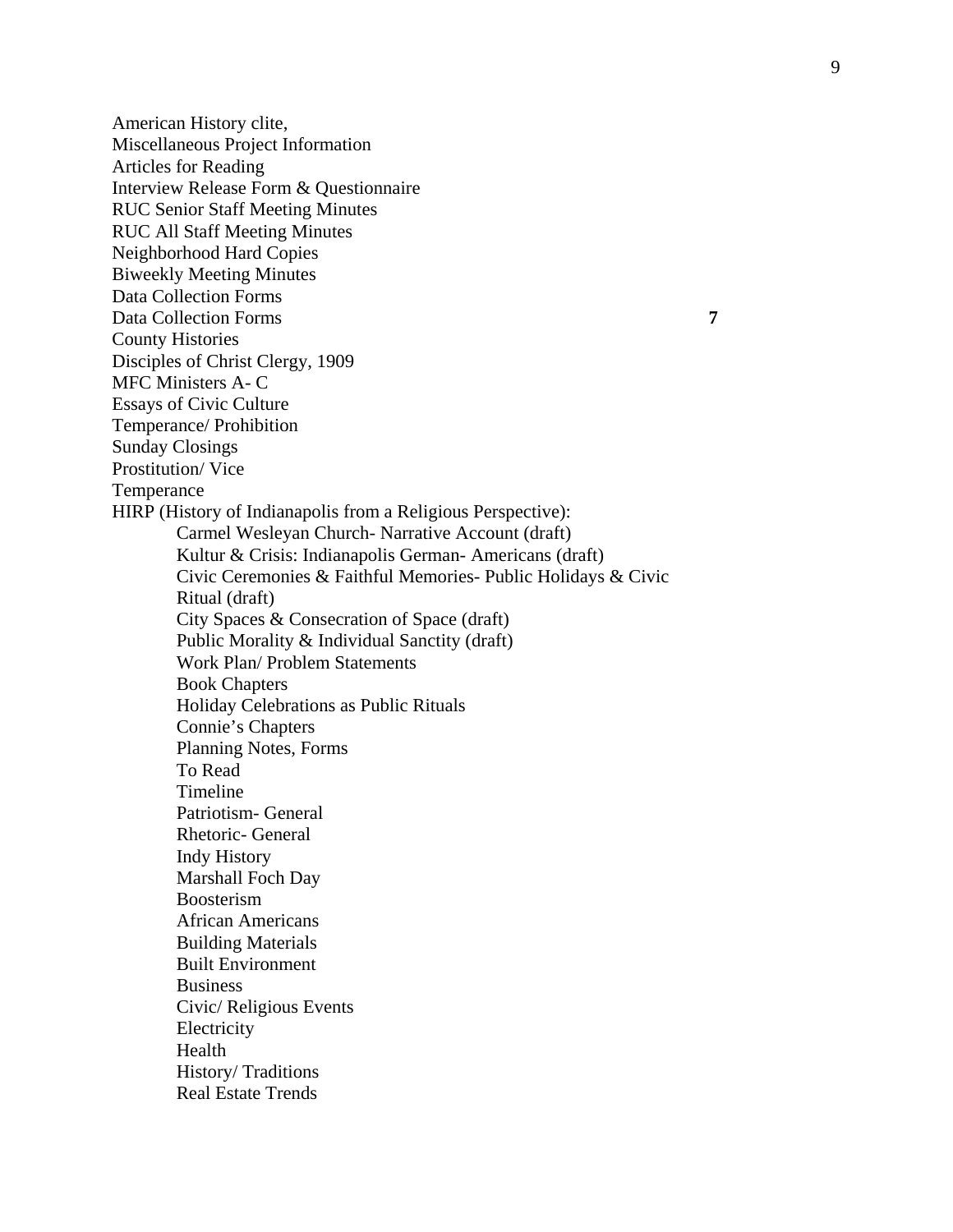American History clite,
Miscellaneous Project Information
Articles for Reading
Interview Release Form & Questionnaire
RUC Senior Staff Meeting Minutes
RUC All Staff Meeting Minutes
Neighborhood Hard Copies
Biweekly Meeting Minutes
Data Collection Forms
Data Collection Forms **7**
County Histories
Disciples of Christ Clergy, 1909
MFC Ministers A- C
Essays of Civic Culture
Temperance/ Prohibition
Sunday Closings
Prostitution/ Vice
Temperance
HIRP (History of Indianapolis from a Religious Perspective):

- Carmel Wesleyan Church- Narrative Account (draft)
- Kultur & Crisis: Indianapolis German- Americans (draft)
- Civic Ceremonies & Faithful Memories- Public Holidays & Civic Ritual (draft)
- City Spaces & Consecration of Space (draft)
- Public Morality & Individual Sanctity (draft)
- Work Plan/ Problem Statements
- Book Chapters
- Holiday Celebrations as Public Rituals
- Connie's Chapters
- Planning Notes, Forms
- To Read
- Timeline
- Patriotism- General
- Rhetoric- General
- Indy History
- Marshall Foch Day
- Boosterism
- African Americans
- Building Materials
- Built Environment
- Business
- Civic/ Religious Events
- Electricity
- Health
- History/ Traditions
- Real Estate Trends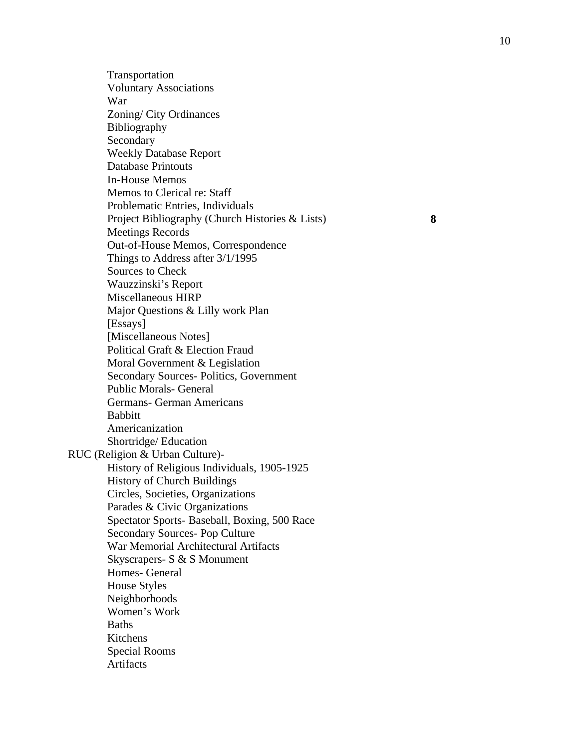- Transportation
- Voluntary Associations
- War
- Zoning/ City Ordinances
- Bibliography
- Secondary
- Weekly Database Report
- Database Printouts
- In-House Memos
- Memos to Clerical re: Staff
- Problematic Entries, Individuals
- Project Bibliography (Church Histories & Lists) **8**
- Meetings Records
- Out-of-House Memos, Correspondence
- Things to Address after 3/1/1995
- Sources to Check
- Wauzzinski's Report
- Miscellaneous HIRP
- Major Questions & Lilly work Plan
- [Essays]
- [Miscellaneous Notes]
- Political Graft & Election Fraud
- Moral Government & Legislation
- Secondary Sources- Politics, Government
- Public Morals- General
- Germans- German Americans
- Babbitt
- Americanization
- Shortridge/ Education

RUC (Religion & Urban Culture)-

- History of Religious Individuals, 1905-1925
- History of Church Buildings
- Circles, Societies, Organizations
- Parades & Civic Organizations
- Spectator Sports- Baseball, Boxing, 500 Race
- Secondary Sources- Pop Culture
- War Memorial Architectural Artifacts
- Skyscrapers- S & S Monument
- Homes- General
- House Styles
- Neighborhoods
- Women's Work
- Baths
- Kitchens
- Special Rooms
- Artifacts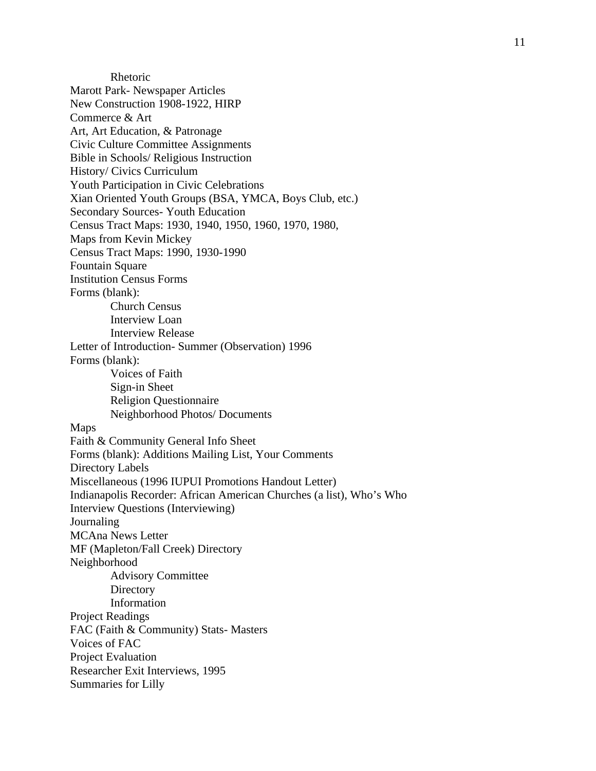Rhetoric

Marott Park- Newspaper Articles
New Construction 1908-1922, HIRP
Commerce & Art
Art, Art Education, & Patronage
Civic Culture Committee Assignments
Bible in Schools/ Religious Instruction
History/ Civics Curriculum
Youth Participation in Civic Celebrations
Xian Oriented Youth Groups (BSA, YMCA, Boys Club, etc.)
Secondary Sources- Youth Education
Census Tract Maps: 1930, 1940, 1950, 1960, 1970, 1980,
Maps from Kevin Mickey
Census Tract Maps: 1990, 1930-1990
Fountain Square
Institution Census Forms
Forms (blank):

- Church Census
- Interview Loan
- Interview Release

Letter of Introduction- Summer (Observation) 1996
Forms (blank):

- Voices of Faith
- Sign-in Sheet
- Religion Questionnaire
- Neighborhood Photos/ Documents

Maps
Faith & Community General Info Sheet
Forms (blank): Additions Mailing List, Your Comments
Directory Labels
Miscellaneous (1996 IUPUI Promotions Handout Letter)
Indianapolis Recorder: African American Churches (a list), Who's Who
Interview Questions (Interviewing)
Journaling
MCAna News Letter
MF (Mapleton/Fall Creek) Directory
Neighborhood

- Advisory Committee
- Directory
- Information

Project Readings
FAC (Faith & Community) Stats- Masters
Voices of FAC
Project Evaluation
Researcher Exit Interviews, 1995
Summaries for Lilly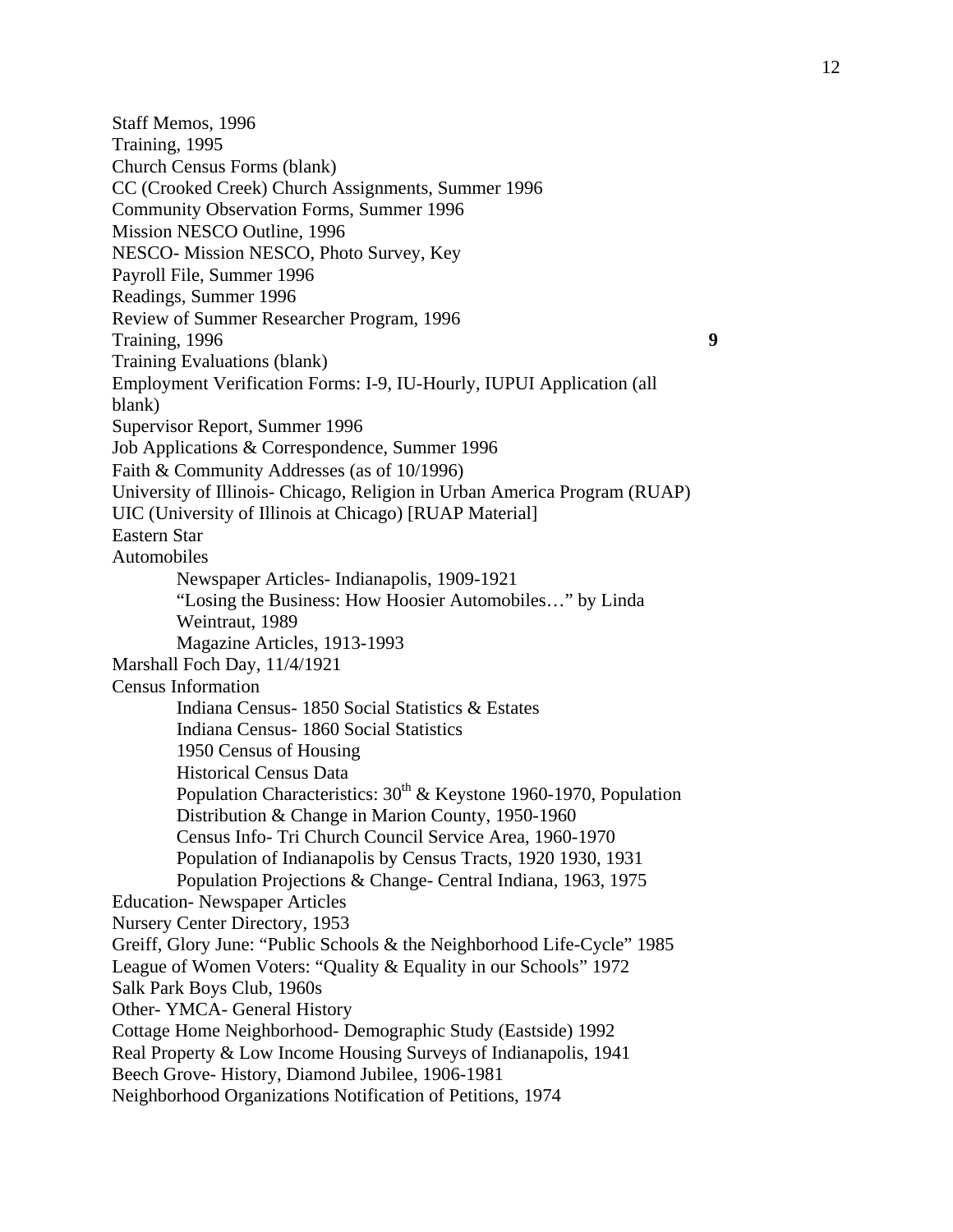Staff Memos, 1996
Training, 1995
Church Census Forms (blank)
CC (Crooked Creek) Church Assignments, Summer 1996
Community Observation Forms, Summer 1996
Mission NESCO Outline, 1996
NESCO- Mission NESCO, Photo Survey, Key
Payroll File, Summer 1996
Readings, Summer 1996
Review of Summer Researcher Program, 1996
Training, 1996 **9**
Training Evaluations (blank)
Employment Verification Forms: I-9, IU-Hourly, IUPUI Application (all blank)
Supervisor Report, Summer 1996
Job Applications & Correspondence, Summer 1996
Faith & Community Addresses (as of 10/1996)
University of Illinois- Chicago, Religion in Urban America Program (RUAP)
UIC (University of Illinois at Chicago) [RUAP Material]
Eastern Star
Automobiles

- Newspaper Articles- Indianapolis, 1909-1921
- "Losing the Business: How Hoosier Automobiles…" by Linda Weintraut, 1989
- Magazine Articles, 1913-1993

Marshall Foch Day, 11/4/1921
Census Information

- Indiana Census- 1850 Social Statistics & Estates
- Indiana Census- 1860 Social Statistics
- 1950 Census of Housing
- Historical Census Data
- Population Characteristics: 30th & Keystone 1960-1970, Population Distribution & Change in Marion County, 1950-1960
- Census Info- Tri Church Council Service Area, 1960-1970
- Population of Indianapolis by Census Tracts, 1920 1930, 1931
- Population Projections & Change- Central Indiana, 1963, 1975

Education- Newspaper Articles
Nursery Center Directory, 1953
Greiff, Glory June: "Public Schools & the Neighborhood Life-Cycle" 1985
League of Women Voters: "Quality & Equality in our Schools" 1972
Salk Park Boys Club, 1960s
Other- YMCA- General History
Cottage Home Neighborhood- Demographic Study (Eastside) 1992
Real Property & Low Income Housing Surveys of Indianapolis, 1941
Beech Grove- History, Diamond Jubilee, 1906-1981
Neighborhood Organizations Notification of Petitions, 1974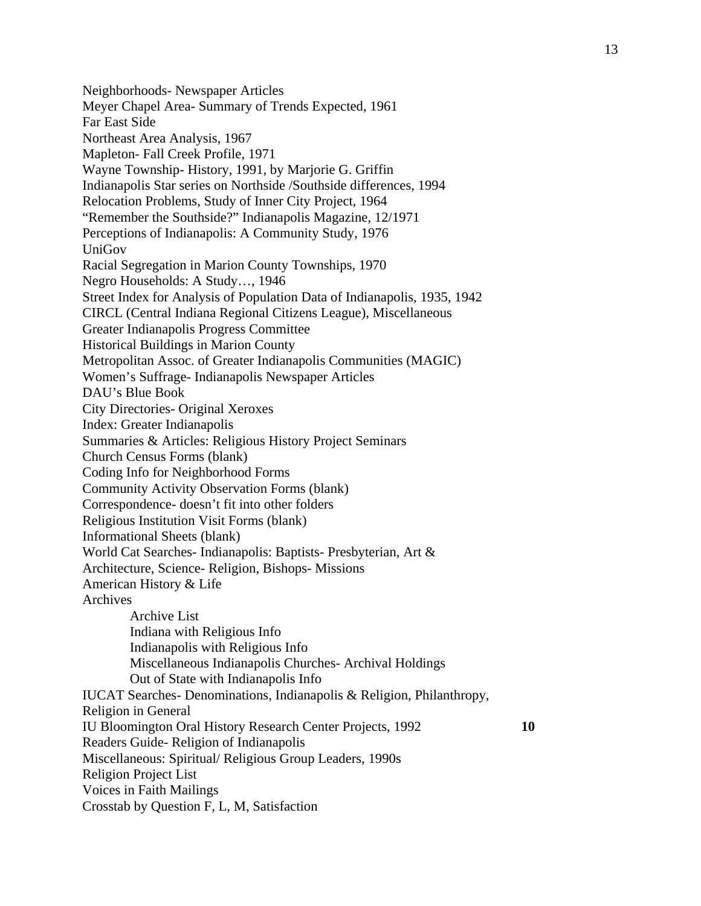Neighborhoods- Newspaper Articles
Meyer Chapel Area- Summary of Trends Expected, 1961
Far East Side
Northeast Area Analysis, 1967
Mapleton- Fall Creek Profile, 1971
Wayne Township- History, 1991, by Marjorie G. Griffin
Indianapolis Star series on Northside /Southside differences, 1994
Relocation Problems, Study of Inner City Project, 1964
"Remember the Southside?" Indianapolis Magazine, 12/1971
Perceptions of Indianapolis: A Community Study, 1976
UniGov
Racial Segregation in Marion County Townships, 1970
Negro Households: A Study…, 1946
Street Index for Analysis of Population Data of Indianapolis, 1935, 1942
CIRCL (Central Indiana Regional Citizens League), Miscellaneous
Greater Indianapolis Progress Committee
Historical Buildings in Marion County
Metropolitan Assoc. of Greater Indianapolis Communities (MAGIC)
Women's Suffrage- Indianapolis Newspaper Articles
DAU's Blue Book
City Directories- Original Xeroxes
Index: Greater Indianapolis
Summaries & Articles: Religious History Project Seminars
Church Census Forms (blank)
Coding Info for Neighborhood Forms
Community Activity Observation Forms (blank)
Correspondence- doesn't fit into other folders
Religious Institution Visit Forms (blank)
Informational Sheets (blank)
World Cat Searches- Indianapolis: Baptists- Presbyterian, Art & Architecture, Science- Religion, Bishops- Missions
American History & Life
Archives
- Archive List
- Indiana with Religious Info
- Indianapolis with Religious Info
- Miscellaneous Indianapolis Churches- Archival Holdings
- Out of State with Indianapolis Info

IUCAT Searches- Denominations, Indianapolis & Religion, Philanthropy, Religion in General
IU Bloomington Oral History Research Center Projects, 1992 **10**
Readers Guide- Religion of Indianapolis
Miscellaneous: Spiritual/ Religious Group Leaders, 1990s
Religion Project List
Voices in Faith Mailings
Crosstab by Question F, L, M, Satisfaction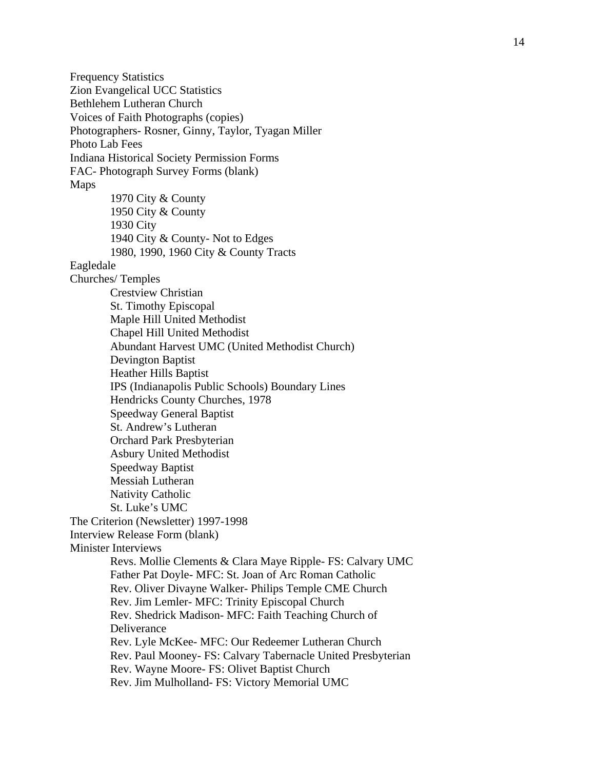Frequency Statistics
Zion Evangelical UCC Statistics
Bethlehem Lutheran Church
Voices of Faith Photographs (copies)
Photographers- Rosner, Ginny, Taylor, Tyagan Miller
Photo Lab Fees
Indiana Historical Society Permission Forms
FAC- Photograph Survey Forms (blank)
Maps

- 1970 City & County
- 1950 City & County
- 1930 City
- 1940 City & County- Not to Edges
- 1980, 1990, 1960 City & County Tracts

Eagledale
Churches/ Temples

- Crestview Christian
- St. Timothy Episcopal
- Maple Hill United Methodist
- Chapel Hill United Methodist
- Abundant Harvest UMC (United Methodist Church)
- Devington Baptist
- Heather Hills Baptist
- IPS (Indianapolis Public Schools) Boundary Lines
- Hendricks County Churches, 1978
- Speedway General Baptist
- St. Andrew's Lutheran
- Orchard Park Presbyterian
- Asbury United Methodist
- Speedway Baptist
- Messiah Lutheran
- Nativity Catholic
- St. Luke's UMC

The Criterion (Newsletter) 1997-1998
Interview Release Form (blank)
Minister Interviews

- Revs. Mollie Clements & Clara Maye Ripple- FS: Calvary UMC
- Father Pat Doyle- MFC: St. Joan of Arc Roman Catholic
- Rev. Oliver Divayne Walker- Philips Temple CME Church
- Rev. Jim Lemler- MFC: Trinity Episcopal Church
- Rev. Shedrick Madison- MFC: Faith Teaching Church of Deliverance
- Rev. Lyle McKee- MFC: Our Redeemer Lutheran Church
- Rev. Paul Mooney- FS: Calvary Tabernacle United Presbyterian
- Rev. Wayne Moore- FS: Olivet Baptist Church
- Rev. Jim Mulholland- FS: Victory Memorial UMC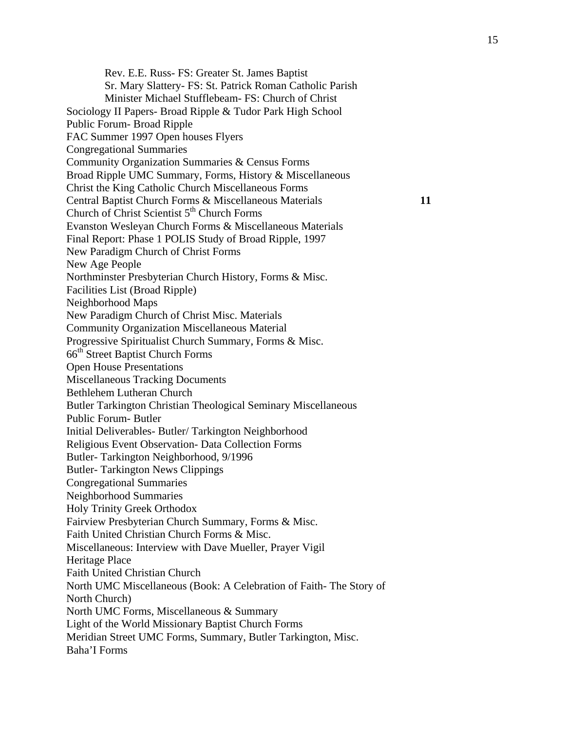Rev. E.E. Russ- FS: Greater St. James Baptist
Sr. Mary Slattery- FS: St. Patrick Roman Catholic Parish
Minister Michael Stufflebeam- FS: Church of Christ

Sociology II Papers- Broad Ripple & Tudor Park High School
Public Forum- Broad Ripple
FAC Summer 1997 Open houses Flyers
Congregational Summaries
Community Organization Summaries & Census Forms
Broad Ripple UMC Summary, Forms, History & Miscellaneous
Christ the King Catholic Church Miscellaneous Forms
Central Baptist Church Forms & Miscellaneous Materials **11**
Church of Christ Scientist 5th Church Forms
Evanston Wesleyan Church Forms & Miscellaneous Materials
Final Report: Phase 1 POLIS Study of Broad Ripple, 1997
New Paradigm Church of Christ Forms
New Age People
Northminster Presbyterian Church History, Forms & Misc.
Facilities List (Broad Ripple)
Neighborhood Maps
New Paradigm Church of Christ Misc. Materials
Community Organization Miscellaneous Material
Progressive Spiritualist Church Summary, Forms & Misc.
66th Street Baptist Church Forms
Open House Presentations
Miscellaneous Tracking Documents
Bethlehem Lutheran Church
Butler Tarkington Christian Theological Seminary Miscellaneous
Public Forum- Butler
Initial Deliverables- Butler/ Tarkington Neighborhood
Religious Event Observation- Data Collection Forms
Butler- Tarkington Neighborhood, 9/1996
Butler- Tarkington News Clippings
Congregational Summaries
Neighborhood Summaries
Holy Trinity Greek Orthodox
Fairview Presbyterian Church Summary, Forms & Misc.
Faith United Christian Church Forms & Misc.
Miscellaneous: Interview with Dave Mueller, Prayer Vigil
Heritage Place
Faith United Christian Church
North UMC Miscellaneous (Book: A Celebration of Faith- The Story of North Church)
North UMC Forms, Miscellaneous & Summary
Light of the World Missionary Baptist Church Forms
Meridian Street UMC Forms, Summary, Butler Tarkington, Misc.
Baha'I Forms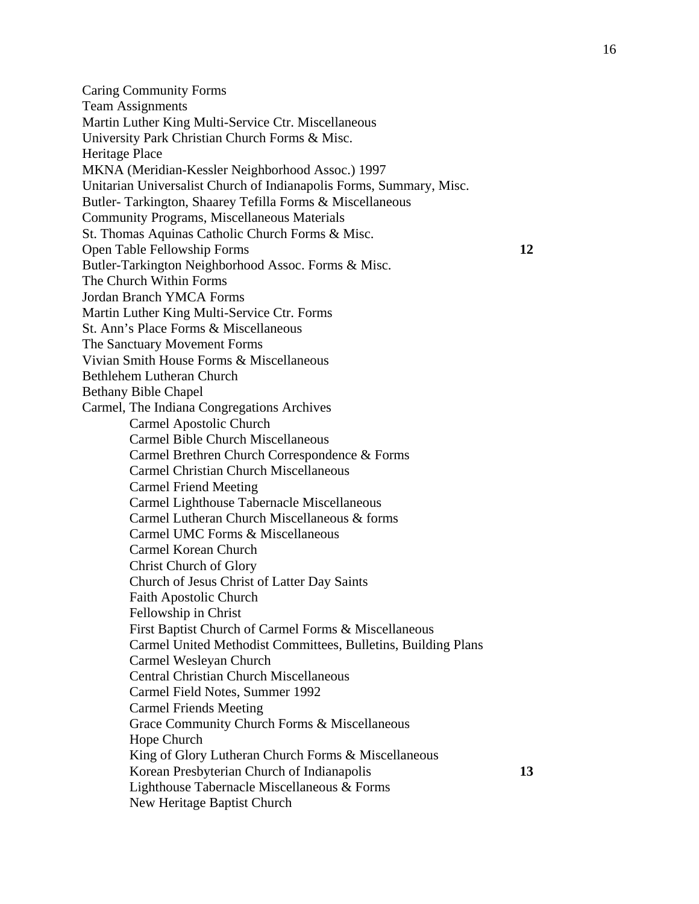Caring Community Forms
Team Assignments
Martin Luther King Multi-Service Ctr. Miscellaneous
University Park Christian Church Forms & Misc.
Heritage Place
MKNA (Meridian-Kessler Neighborhood Assoc.) 1997
Unitarian Universalist Church of Indianapolis Forms, Summary, Misc.
Butler- Tarkington, Shaarey Tefilla Forms & Miscellaneous
Community Programs, Miscellaneous Materials
St. Thomas Aquinas Catholic Church Forms & Misc.
Open Table Fellowship Forms **12**
Butler-Tarkington Neighborhood Assoc. Forms & Misc.
The Church Within Forms
Jordan Branch YMCA Forms
Martin Luther King Multi-Service Ctr. Forms
St. Ann's Place Forms & Miscellaneous
The Sanctuary Movement Forms
Vivian Smith House Forms & Miscellaneous
Bethlehem Lutheran Church
Bethany Bible Chapel
Carmel, The Indiana Congregations Archives

- Carmel Apostolic Church
- Carmel Bible Church Miscellaneous
- Carmel Brethren Church Correspondence & Forms
- Carmel Christian Church Miscellaneous
- Carmel Friend Meeting
- Carmel Lighthouse Tabernacle Miscellaneous
- Carmel Lutheran Church Miscellaneous & forms
- Carmel UMC Forms & Miscellaneous
- Carmel Korean Church
- Christ Church of Glory
- Church of Jesus Christ of Latter Day Saints
- Faith Apostolic Church
- Fellowship in Christ
- First Baptist Church of Carmel Forms & Miscellaneous
- Carmel United Methodist Committees, Bulletins, Building Plans
- Carmel Wesleyan Church
- Central Christian Church Miscellaneous
- Carmel Field Notes, Summer 1992
- Carmel Friends Meeting
- Grace Community Church Forms & Miscellaneous
- Hope Church
- King of Glory Lutheran Church Forms & Miscellaneous
- Korean Presbyterian Church of Indianapolis **13**
- Lighthouse Tabernacle Miscellaneous & Forms
- New Heritage Baptist Church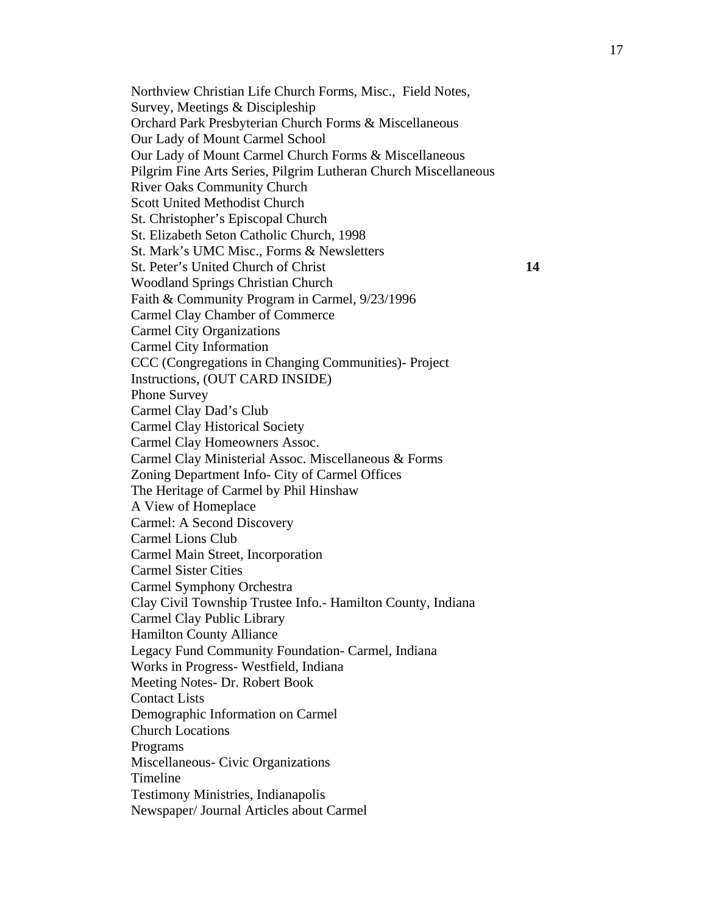Northview Christian Life Church Forms, Misc., Field Notes,
Survey, Meetings & Discipleship
Orchard Park Presbyterian Church Forms & Miscellaneous
Our Lady of Mount Carmel School
Our Lady of Mount Carmel Church Forms & Miscellaneous
Pilgrim Fine Arts Series, Pilgrim Lutheran Church Miscellaneous
River Oaks Community Church
Scott United Methodist Church
St. Christopher's Episcopal Church
St. Elizabeth Seton Catholic Church, 1998
St. Mark's UMC Misc., Forms & Newsletters
St. Peter's United Church of Christ **14**
Woodland Springs Christian Church
Faith & Community Program in Carmel, 9/23/1996
Carmel Clay Chamber of Commerce
Carmel City Organizations
Carmel City Information
CCC (Congregations in Changing Communities)- Project
Instructions, (OUT CARD INSIDE)
Phone Survey
Carmel Clay Dad's Club
Carmel Clay Historical Society
Carmel Clay Homeowners Assoc.
Carmel Clay Ministerial Assoc. Miscellaneous & Forms
Zoning Department Info- City of Carmel Offices
The Heritage of Carmel by Phil Hinshaw
A View of Homeplace
Carmel: A Second Discovery
Carmel Lions Club
Carmel Main Street, Incorporation
Carmel Sister Cities
Carmel Symphony Orchestra
Clay Civil Township Trustee Info.- Hamilton County, Indiana
Carmel Clay Public Library
Hamilton County Alliance
Legacy Fund Community Foundation- Carmel, Indiana
Works in Progress- Westfield, Indiana
Meeting Notes- Dr. Robert Book
Contact Lists
Demographic Information on Carmel
Church Locations
Programs
Miscellaneous- Civic Organizations
Timeline
Testimony Ministries, Indianapolis
Newspaper/ Journal Articles about Carmel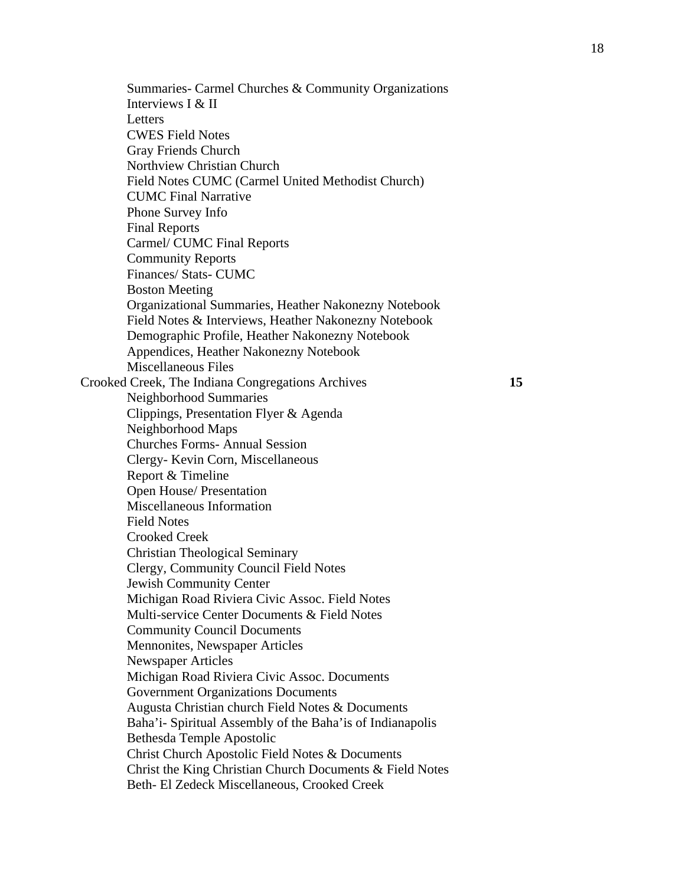- Summaries- Carmel Churches & Community Organizations
- Interviews I & II
- Letters
- CWES Field Notes
- Gray Friends Church
- Northview Christian Church
- Field Notes CUMC (Carmel United Methodist Church)
- CUMC Final Narrative
- Phone Survey Info
- Final Reports
- Carmel/ CUMC Final Reports
- Community Reports
- Finances/ Stats- CUMC
- Boston Meeting
- Organizational Summaries, Heather Nakonezny Notebook
- Field Notes & Interviews, Heather Nakonezny Notebook
- Demographic Profile, Heather Nakonezny Notebook
- Appendices, Heather Nakonezny Notebook
- Miscellaneous Files

Crooked Creek, The Indiana Congregations Archives **15**

- Neighborhood Summaries
- Clippings, Presentation Flyer & Agenda
- Neighborhood Maps
- Churches Forms- Annual Session
- Clergy- Kevin Corn, Miscellaneous
- Report & Timeline
- Open House/ Presentation
- Miscellaneous Information
- Field Notes
- Crooked Creek
- Christian Theological Seminary
- Clergy, Community Council Field Notes
- Jewish Community Center
- Michigan Road Riviera Civic Assoc. Field Notes
- Multi-service Center Documents & Field Notes
- Community Council Documents
- Mennonites, Newspaper Articles
- Newspaper Articles
- Michigan Road Riviera Civic Assoc. Documents
- Government Organizations Documents
- Augusta Christian church Field Notes & Documents
- Baha'i- Spiritual Assembly of the Baha'is of Indianapolis
- Bethesda Temple Apostolic
- Christ Church Apostolic Field Notes & Documents
- Christ the King Christian Church Documents & Field Notes
- Beth- El Zedeck Miscellaneous, Crooked Creek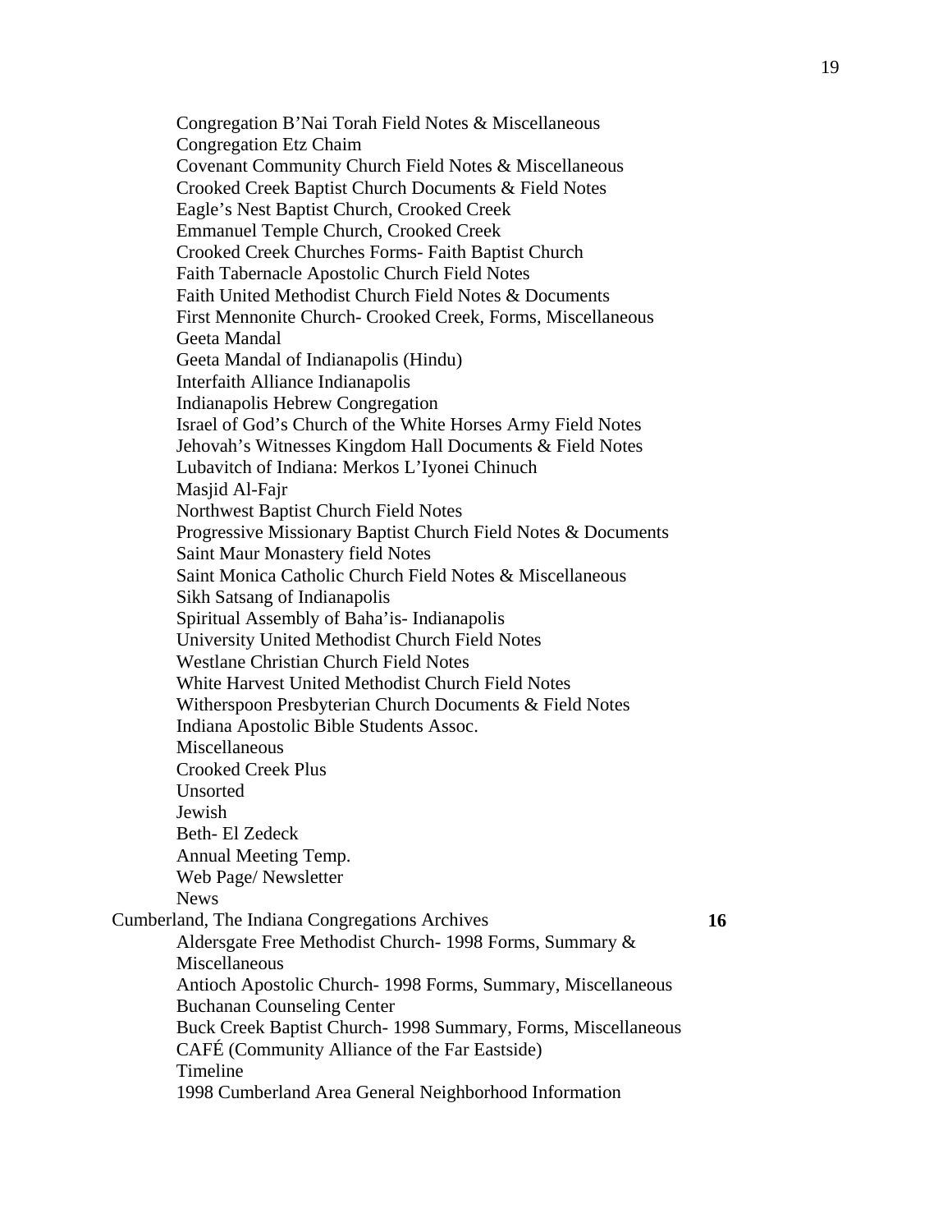Congregation B'Nai Torah Field Notes & Miscellaneous
Congregation Etz Chaim
Covenant Community Church Field Notes & Miscellaneous
Crooked Creek Baptist Church Documents & Field Notes
Eagle's Nest Baptist Church, Crooked Creek
Emmanuel Temple Church, Crooked Creek
Crooked Creek Churches Forms- Faith Baptist Church
Faith Tabernacle Apostolic Church Field Notes
Faith United Methodist Church Field Notes & Documents
First Mennonite Church- Crooked Creek, Forms, Miscellaneous
Geeta Mandal
Geeta Mandal of Indianapolis (Hindu)
Interfaith Alliance Indianapolis
Indianapolis Hebrew Congregation
Israel of God's Church of the White Horses Army Field Notes
Jehovah's Witnesses Kingdom Hall Documents & Field Notes
Lubavitch of Indiana: Merkos L'Iyonei Chinuch
Masjid Al-Fajr
Northwest Baptist Church Field Notes
Progressive Missionary Baptist Church Field Notes & Documents
Saint Maur Monastery field Notes
Saint Monica Catholic Church Field Notes & Miscellaneous
Sikh Satsang of Indianapolis
Spiritual Assembly of Baha'is- Indianapolis
University United Methodist Church Field Notes
Westlane Christian Church Field Notes
White Harvest United Methodist Church Field Notes
Witherspoon Presbyterian Church Documents & Field Notes
Indiana Apostolic Bible Students Assoc.
Miscellaneous
Crooked Creek Plus
Unsorted
Jewish
Beth- El Zedeck
Annual Meeting Temp.
Web Page/ Newsletter
News

Cumberland, The Indiana Congregations Archives **16**

Aldersgate Free Methodist Church- 1998 Forms, Summary & Miscellaneous
Antioch Apostolic Church- 1998 Forms, Summary, Miscellaneous
Buchanan Counseling Center
Buck Creek Baptist Church- 1998 Summary, Forms, Miscellaneous
CAFÉ (Community Alliance of the Far Eastside)
Timeline
1998 Cumberland Area General Neighborhood Information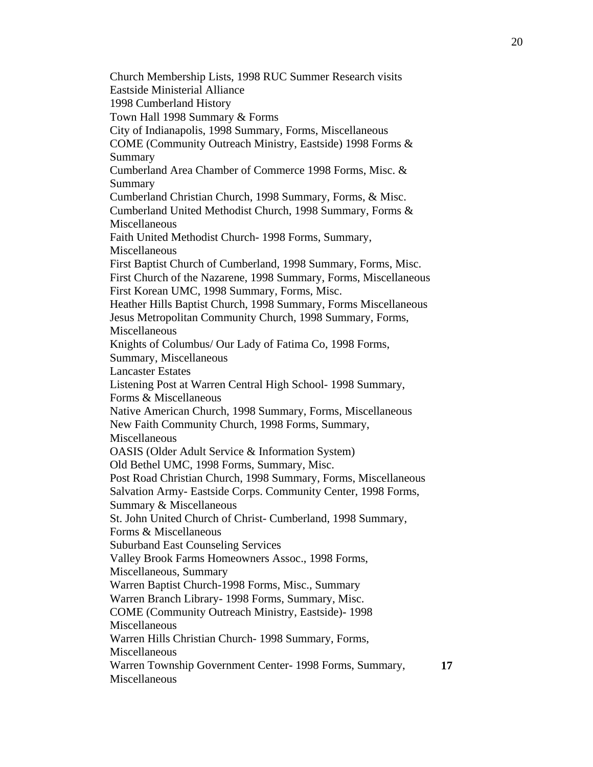Church Membership Lists, 1998 RUC Summer Research visits
Eastside Ministerial Alliance
1998 Cumberland History
Town Hall 1998 Summary & Forms
City of Indianapolis, 1998 Summary, Forms, Miscellaneous
COME (Community Outreach Ministry, Eastside) 1998 Forms & Summary
Cumberland Area Chamber of Commerce 1998 Forms, Misc. & Summary
Cumberland Christian Church, 1998 Summary, Forms, & Misc.
Cumberland United Methodist Church, 1998 Summary, Forms & Miscellaneous
Faith United Methodist Church- 1998 Forms, Summary, Miscellaneous
First Baptist Church of Cumberland, 1998 Summary, Forms, Misc.
First Church of the Nazarene, 1998 Summary, Forms, Miscellaneous
First Korean UMC, 1998 Summary, Forms, Misc.
Heather Hills Baptist Church, 1998 Summary, Forms Miscellaneous
Jesus Metropolitan Community Church, 1998 Summary, Forms, Miscellaneous
Knights of Columbus/ Our Lady of Fatima Co, 1998 Forms, Summary, Miscellaneous
Lancaster Estates
Listening Post at Warren Central High School- 1998 Summary, Forms & Miscellaneous
Native American Church, 1998 Summary, Forms, Miscellaneous
New Faith Community Church, 1998 Forms, Summary, Miscellaneous
OASIS (Older Adult Service & Information System)
Old Bethel UMC, 1998 Forms, Summary, Misc.
Post Road Christian Church, 1998 Summary, Forms, Miscellaneous
Salvation Army- Eastside Corps. Community Center, 1998 Forms, Summary & Miscellaneous
St. John United Church of Christ- Cumberland, 1998 Summary, Forms & Miscellaneous
Suburband East Counseling Services
Valley Brook Farms Homeowners Assoc., 1998 Forms, Miscellaneous, Summary
Warren Baptist Church-1998 Forms, Misc., Summary
Warren Branch Library- 1998 Forms, Summary, Misc.
COME (Community Outreach Ministry, Eastside)- 1998 Miscellaneous
Warren Hills Christian Church- 1998 Summary, Forms, Miscellaneous
Warren Township Government Center- 1998 Forms, Summary, Miscellaneous **17**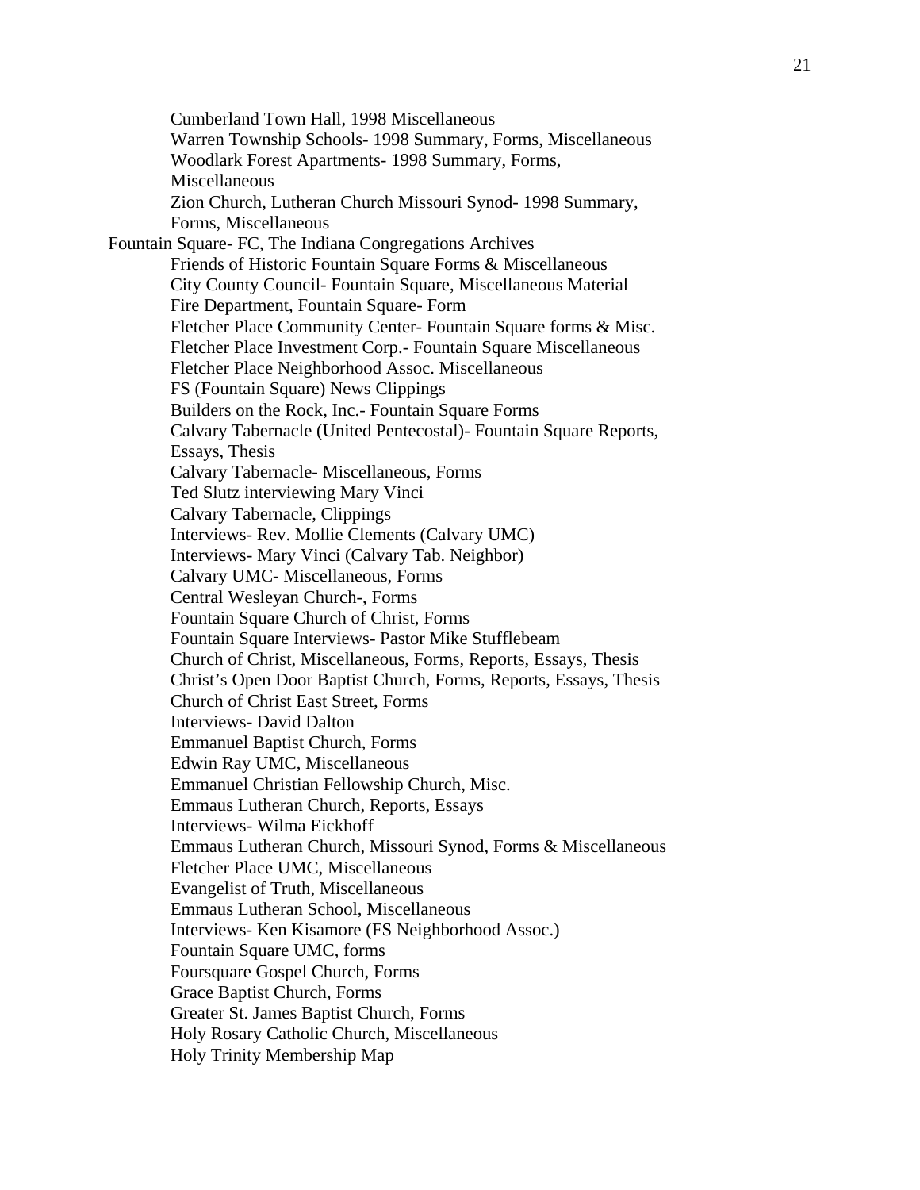- Cumberland Town Hall, 1998 Miscellaneous
- Warren Township Schools- 1998 Summary, Forms, Miscellaneous
- Woodlark Forest Apartments- 1998 Summary, Forms, Miscellaneous
- Zion Church, Lutheran Church Missouri Synod- 1998 Summary, Forms, Miscellaneous

Fountain Square- FC, The Indiana Congregations Archives

- Friends of Historic Fountain Square Forms & Miscellaneous
- City County Council- Fountain Square, Miscellaneous Material
- Fire Department, Fountain Square- Form
- Fletcher Place Community Center- Fountain Square forms & Misc.
- Fletcher Place Investment Corp.- Fountain Square Miscellaneous
- Fletcher Place Neighborhood Assoc. Miscellaneous
- FS (Fountain Square) News Clippings
- Builders on the Rock, Inc.- Fountain Square Forms
- Calvary Tabernacle (United Pentecostal)- Fountain Square Reports, Essays, Thesis
- Calvary Tabernacle- Miscellaneous, Forms
- Ted Slutz interviewing Mary Vinci
- Calvary Tabernacle, Clippings
- Interviews- Rev. Mollie Clements (Calvary UMC)
- Interviews- Mary Vinci (Calvary Tab. Neighbor)
- Calvary UMC- Miscellaneous, Forms
- Central Wesleyan Church-, Forms
- Fountain Square Church of Christ, Forms
- Fountain Square Interviews- Pastor Mike Stufflebeam
- Church of Christ, Miscellaneous, Forms, Reports, Essays, Thesis
- Christ's Open Door Baptist Church, Forms, Reports, Essays, Thesis
- Church of Christ East Street, Forms
- Interviews- David Dalton
- Emmanuel Baptist Church, Forms
- Edwin Ray UMC, Miscellaneous
- Emmanuel Christian Fellowship Church, Misc.
- Emmaus Lutheran Church, Reports, Essays
- Interviews- Wilma Eickhoff
- Emmaus Lutheran Church, Missouri Synod, Forms & Miscellaneous
- Fletcher Place UMC, Miscellaneous
- Evangelist of Truth, Miscellaneous
- Emmaus Lutheran School, Miscellaneous
- Interviews- Ken Kisamore (FS Neighborhood Assoc.)
- Fountain Square UMC, forms
- Foursquare Gospel Church, Forms
- Grace Baptist Church, Forms
- Greater St. James Baptist Church, Forms
- Holy Rosary Catholic Church, Miscellaneous
- Holy Trinity Membership Map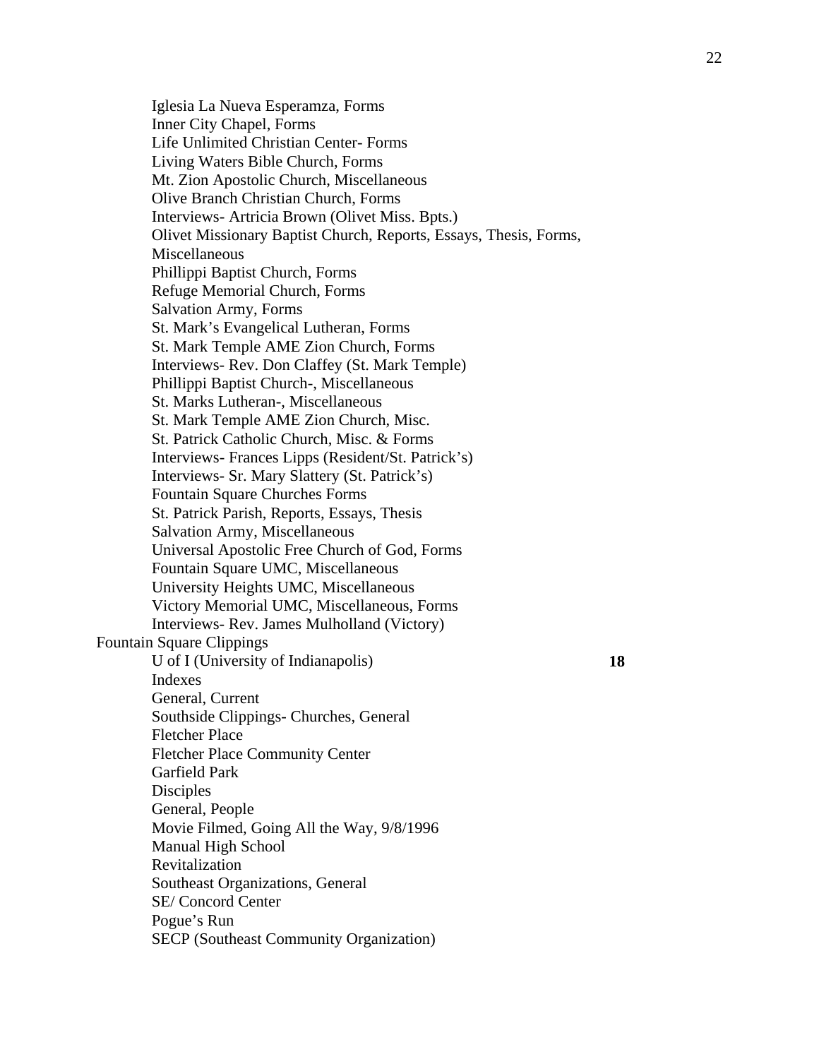Iglesia La Nueva Esperamza, Forms
Inner City Chapel, Forms
Life Unlimited Christian Center- Forms
Living Waters Bible Church, Forms
Mt. Zion Apostolic Church, Miscellaneous
Olive Branch Christian Church, Forms
Interviews- Artricia Brown (Olivet Miss. Bpts.)
Olivet Missionary Baptist Church, Reports, Essays, Thesis, Forms, Miscellaneous
Phillippi Baptist Church, Forms
Refuge Memorial Church, Forms
Salvation Army, Forms
St. Mark's Evangelical Lutheran, Forms
St. Mark Temple AME Zion Church, Forms
Interviews- Rev. Don Claffey (St. Mark Temple)
Phillippi Baptist Church-, Miscellaneous
St. Marks Lutheran-, Miscellaneous
St. Mark Temple AME Zion Church, Misc.
St. Patrick Catholic Church, Misc. & Forms
Interviews- Frances Lipps (Resident/St. Patrick's)
Interviews- Sr. Mary Slattery (St. Patrick's)
Fountain Square Churches Forms
St. Patrick Parish, Reports, Essays, Thesis
Salvation Army, Miscellaneous
Universal Apostolic Free Church of God, Forms
Fountain Square UMC, Miscellaneous
University Heights UMC, Miscellaneous
Victory Memorial UMC, Miscellaneous, Forms
Interviews- Rev. James Mulholland (Victory)

Fountain Square Clippings

U of I (University of Indianapolis) **18**
Indexes
General, Current
Southside Clippings- Churches, General
Fletcher Place
Fletcher Place Community Center
Garfield Park
Disciples
General, People
Movie Filmed, Going All the Way, 9/8/1996
Manual High School
Revitalization
Southeast Organizations, General
SE/ Concord Center
Pogue's Run
SECP (Southeast Community Organization)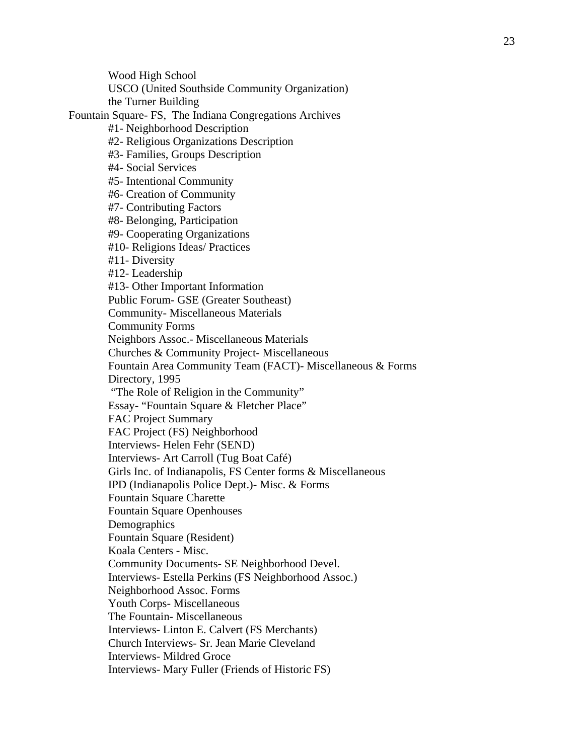Wood High School
USCO (United Southside Community Organization)
the Turner Building

Fountain Square- FS, The Indiana Congregations Archives

- #1- Neighborhood Description
- #2- Religious Organizations Description
- #3- Families, Groups Description
- #4- Social Services
- #5- Intentional Community
- #6- Creation of Community
- #7- Contributing Factors
- #8- Belonging, Participation
- #9- Cooperating Organizations
- #10- Religions Ideas/ Practices
- #11- Diversity
- #12- Leadership
- #13- Other Important Information
- Public Forum- GSE (Greater Southeast)
- Community- Miscellaneous Materials
- Community Forms
- Neighbors Assoc.- Miscellaneous Materials
- Churches & Community Project- Miscellaneous
- Fountain Area Community Team (FACT)- Miscellaneous & Forms
- Directory, 1995
- "The Role of Religion in the Community"
- Essay- "Fountain Square & Fletcher Place"
- FAC Project Summary
- FAC Project (FS) Neighborhood
- Interviews- Helen Fehr (SEND)
- Interviews- Art Carroll (Tug Boat Café)
- Girls Inc. of Indianapolis, FS Center forms & Miscellaneous
- IPD (Indianapolis Police Dept.)- Misc. & Forms
- Fountain Square Charette
- Fountain Square Openhouses
- Demographics
- Fountain Square (Resident)
- Koala Centers - Misc.
- Community Documents- SE Neighborhood Devel.
- Interviews- Estella Perkins (FS Neighborhood Assoc.)
- Neighborhood Assoc. Forms
- Youth Corps- Miscellaneous
- The Fountain- Miscellaneous
- Interviews- Linton E. Calvert (FS Merchants)
- Church Interviews- Sr. Jean Marie Cleveland
- Interviews- Mildred Groce
- Interviews- Mary Fuller (Friends of Historic FS)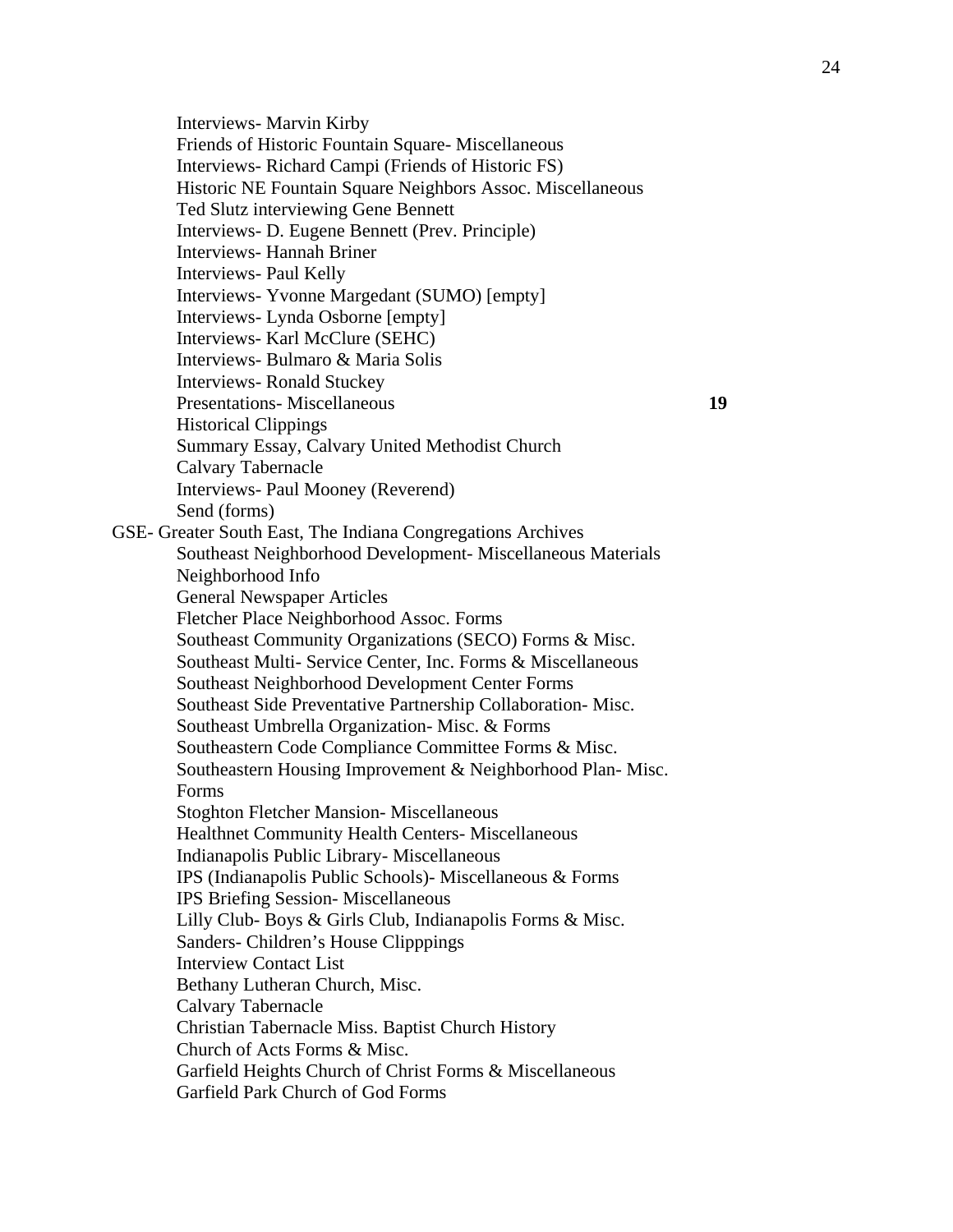Interviews- Marvin Kirby
Friends of Historic Fountain Square- Miscellaneous
Interviews- Richard Campi (Friends of Historic FS)
Historic NE Fountain Square Neighbors Assoc. Miscellaneous
Ted Slutz interviewing Gene Bennett
Interviews- D. Eugene Bennett (Prev. Principle)
Interviews- Hannah Briner
Interviews- Paul Kelly
Interviews- Yvonne Margedant (SUMO) [empty]
Interviews- Lynda Osborne [empty]
Interviews- Karl McClure (SEHC)
Interviews- Bulmaro & Maria Solis
Interviews- Ronald Stuckey
Presentations- Miscellaneous **19**
Historical Clippings
Summary Essay, Calvary United Methodist Church
Calvary Tabernacle
Interviews- Paul Mooney (Reverend)
Send (forms)

GSE- Greater South East, The Indiana Congregations Archives

Southeast Neighborhood Development- Miscellaneous Materials
Neighborhood Info
General Newspaper Articles
Fletcher Place Neighborhood Assoc. Forms
Southeast Community Organizations (SECO) Forms & Misc.
Southeast Multi- Service Center, Inc. Forms & Miscellaneous
Southeast Neighborhood Development Center Forms
Southeast Side Preventative Partnership Collaboration- Misc.
Southeast Umbrella Organization- Misc. & Forms
Southeastern Code Compliance Committee Forms & Misc.
Southeastern Housing Improvement & Neighborhood Plan- Misc. Forms
Stoghton Fletcher Mansion- Miscellaneous
Healthnet Community Health Centers- Miscellaneous
Indianapolis Public Library- Miscellaneous
IPS (Indianapolis Public Schools)- Miscellaneous & Forms
IPS Briefing Session- Miscellaneous
Lilly Club- Boys & Girls Club, Indianapolis Forms & Misc.
Sanders- Children's House Clipppings
Interview Contact List
Bethany Lutheran Church, Misc.
Calvary Tabernacle
Christian Tabernacle Miss. Baptist Church History
Church of Acts Forms & Misc.
Garfield Heights Church of Christ Forms & Miscellaneous
Garfield Park Church of God Forms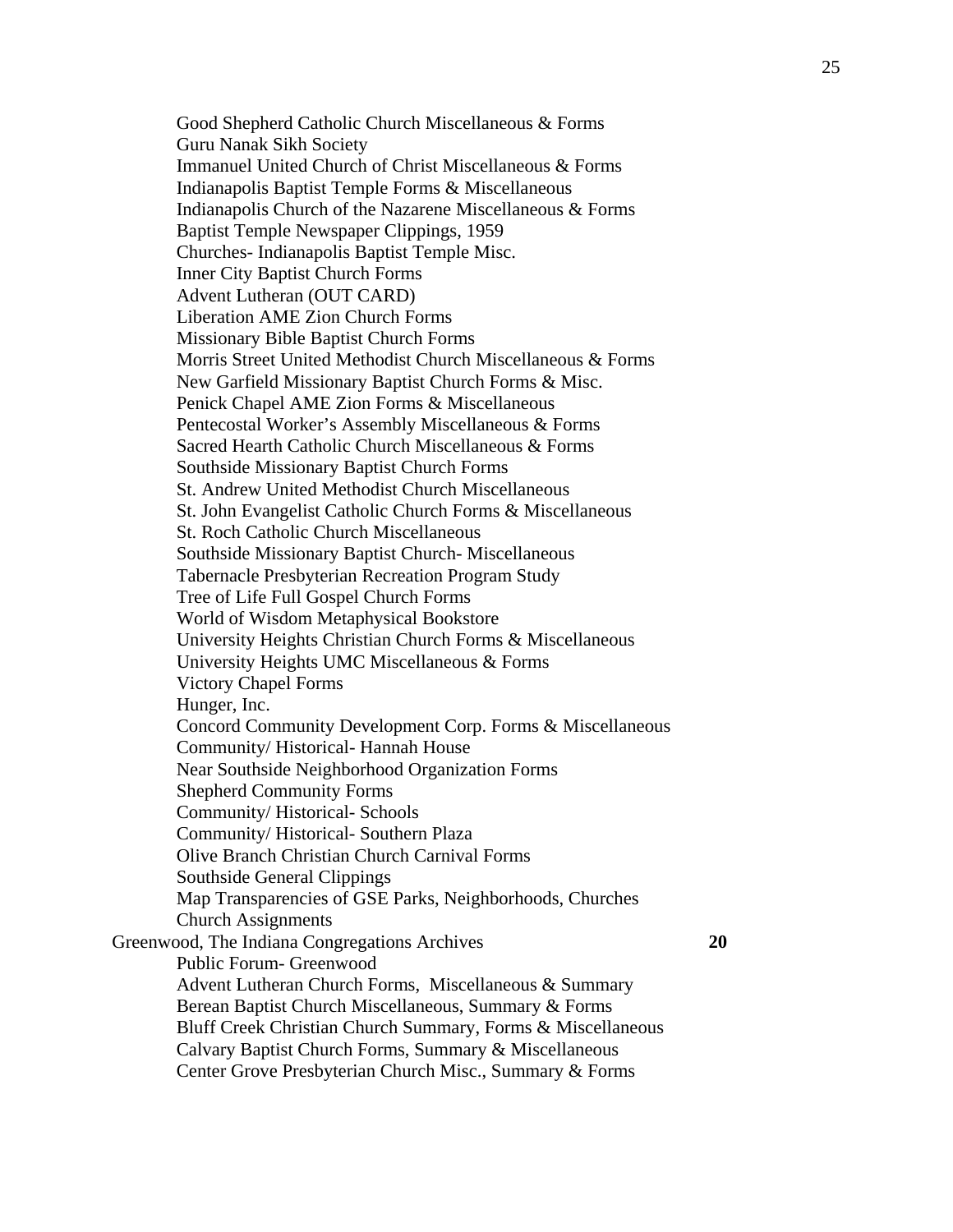Good Shepherd Catholic Church Miscellaneous & Forms
Guru Nanak Sikh Society
Immanuel United Church of Christ Miscellaneous & Forms
Indianapolis Baptist Temple Forms & Miscellaneous
Indianapolis Church of the Nazarene Miscellaneous & Forms
Baptist Temple Newspaper Clippings, 1959
Churches- Indianapolis Baptist Temple Misc.
Inner City Baptist Church Forms
Advent Lutheran (OUT CARD)
Liberation AME Zion Church Forms
Missionary Bible Baptist Church Forms
Morris Street United Methodist Church Miscellaneous & Forms
New Garfield Missionary Baptist Church Forms & Misc.
Penick Chapel AME Zion Forms & Miscellaneous
Pentecostal Worker's Assembly Miscellaneous & Forms
Sacred Hearth Catholic Church Miscellaneous & Forms
Southside Missionary Baptist Church Forms
St. Andrew United Methodist Church Miscellaneous
St. John Evangelist Catholic Church Forms & Miscellaneous
St. Roch Catholic Church Miscellaneous
Southside Missionary Baptist Church- Miscellaneous
Tabernacle Presbyterian Recreation Program Study
Tree of Life Full Gospel Church Forms
World of Wisdom Metaphysical Bookstore
University Heights Christian Church Forms & Miscellaneous
University Heights UMC Miscellaneous & Forms
Victory Chapel Forms
Hunger, Inc.
Concord Community Development Corp. Forms & Miscellaneous
Community/ Historical- Hannah House
Near Southside Neighborhood Organization Forms
Shepherd Community Forms
Community/ Historical- Schools
Community/ Historical- Southern Plaza
Olive Branch Christian Church Carnival Forms
Southside General Clippings
Map Transparencies of GSE Parks, Neighborhoods, Churches
Church Assignments

Greenwood, The Indiana Congregations Archives **20**

Public Forum- Greenwood
Advent Lutheran Church Forms, Miscellaneous & Summary
Berean Baptist Church Miscellaneous, Summary & Forms
Bluff Creek Christian Church Summary, Forms & Miscellaneous
Calvary Baptist Church Forms, Summary & Miscellaneous
Center Grove Presbyterian Church Misc., Summary & Forms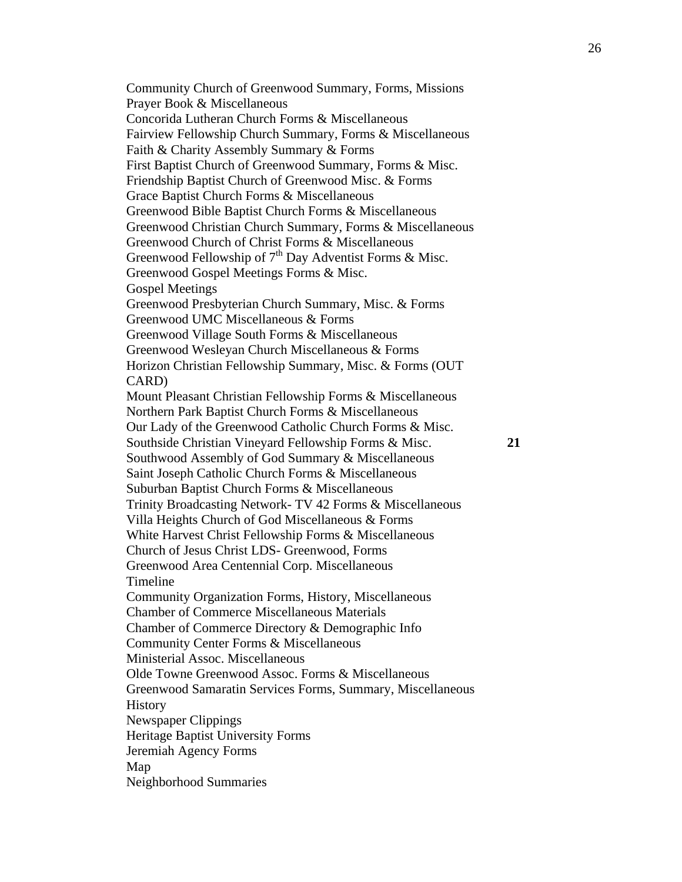Community Church of Greenwood Summary, Forms, Missions
Prayer Book & Miscellaneous
Concorida Lutheran Church Forms & Miscellaneous
Fairview Fellowship Church Summary, Forms & Miscellaneous
Faith & Charity Assembly Summary & Forms
First Baptist Church of Greenwood Summary, Forms & Misc.
Friendship Baptist Church of Greenwood Misc. & Forms
Grace Baptist Church Forms & Miscellaneous
Greenwood Bible Baptist Church Forms & Miscellaneous
Greenwood Christian Church Summary, Forms & Miscellaneous
Greenwood Church of Christ Forms & Miscellaneous
Greenwood Fellowship of 7th Day Adventist Forms & Misc.
Greenwood Gospel Meetings Forms & Misc.
Gospel Meetings
Greenwood Presbyterian Church Summary, Misc. & Forms
Greenwood UMC Miscellaneous & Forms
Greenwood Village South Forms & Miscellaneous
Greenwood Wesleyan Church Miscellaneous & Forms
Horizon Christian Fellowship Summary, Misc. & Forms (OUT CARD)
Mount Pleasant Christian Fellowship Forms & Miscellaneous
Northern Park Baptist Church Forms & Miscellaneous
Our Lady of the Greenwood Catholic Church Forms & Misc.
Southside Christian Vineyard Fellowship Forms & Misc. **21**
Southwood Assembly of God Summary & Miscellaneous
Saint Joseph Catholic Church Forms & Miscellaneous
Suburban Baptist Church Forms & Miscellaneous
Trinity Broadcasting Network- TV 42 Forms & Miscellaneous
Villa Heights Church of God Miscellaneous & Forms
White Harvest Christ Fellowship Forms & Miscellaneous
Church of Jesus Christ LDS- Greenwood, Forms
Greenwood Area Centennial Corp. Miscellaneous
Timeline
Community Organization Forms, History, Miscellaneous
Chamber of Commerce Miscellaneous Materials
Chamber of Commerce Directory & Demographic Info
Community Center Forms & Miscellaneous
Ministerial Assoc. Miscellaneous
Olde Towne Greenwood Assoc. Forms & Miscellaneous
Greenwood Samaratin Services Forms, Summary, Miscellaneous
History
Newspaper Clippings
Heritage Baptist University Forms
Jeremiah Agency Forms
Map
Neighborhood Summaries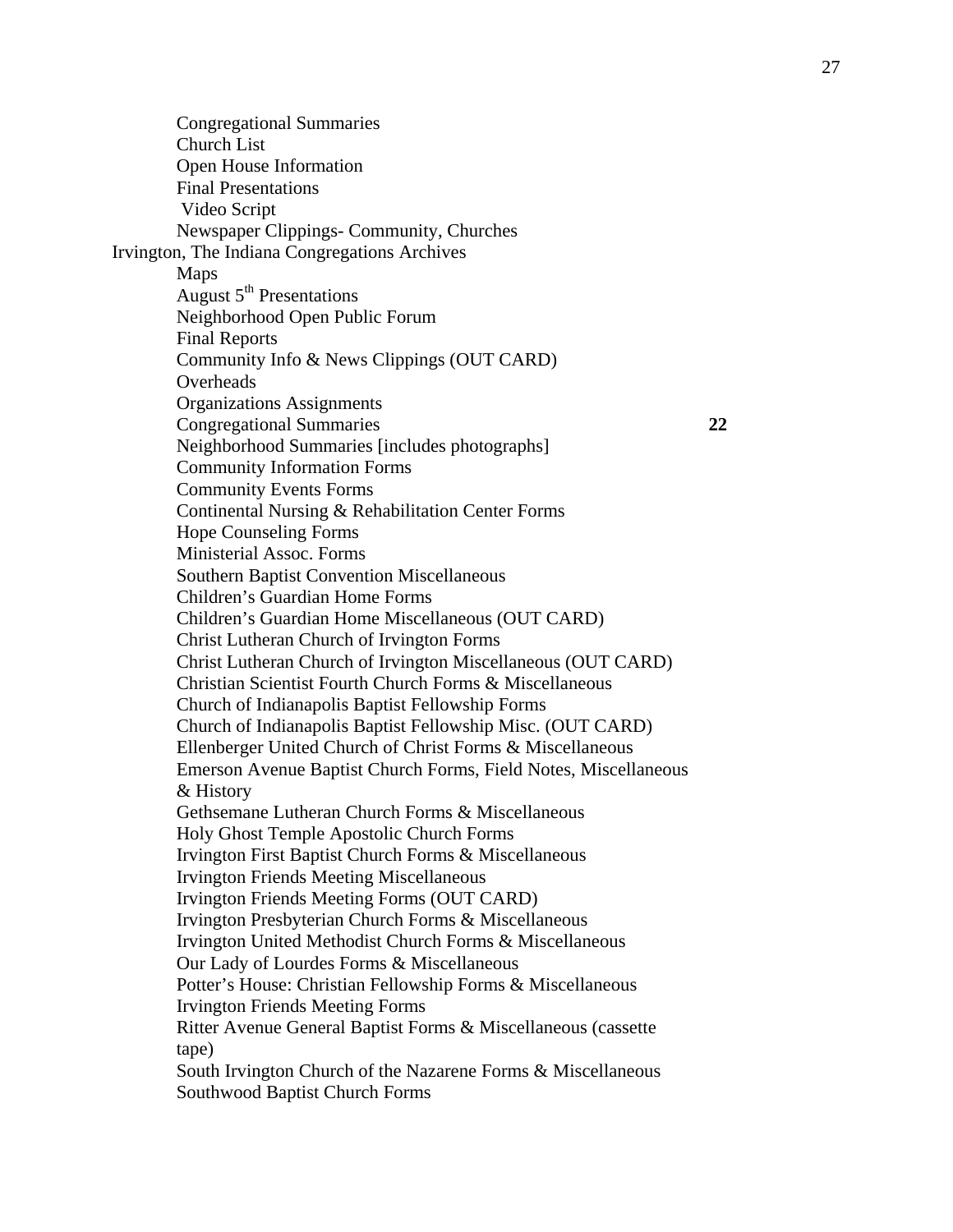Congregational Summaries
Church List
Open House Information
Final Presentations
Video Script
Newspaper Clippings- Community, Churches

Irvington, The Indiana Congregations Archives

Maps
August 5th Presentations
Neighborhood Open Public Forum
Final Reports
Community Info & News Clippings (OUT CARD)
Overheads
Organizations Assignments
Congregational Summaries **22**
Neighborhood Summaries [includes photographs]
Community Information Forms
Community Events Forms
Continental Nursing & Rehabilitation Center Forms
Hope Counseling Forms
Ministerial Assoc. Forms
Southern Baptist Convention Miscellaneous
Children's Guardian Home Forms
Children's Guardian Home Miscellaneous (OUT CARD)
Christ Lutheran Church of Irvington Forms
Christ Lutheran Church of Irvington Miscellaneous (OUT CARD)
Christian Scientist Fourth Church Forms & Miscellaneous
Church of Indianapolis Baptist Fellowship Forms
Church of Indianapolis Baptist Fellowship Misc. (OUT CARD)
Ellenberger United Church of Christ Forms & Miscellaneous
Emerson Avenue Baptist Church Forms, Field Notes, Miscellaneous & History
Gethsemane Lutheran Church Forms & Miscellaneous
Holy Ghost Temple Apostolic Church Forms
Irvington First Baptist Church Forms & Miscellaneous
Irvington Friends Meeting Miscellaneous
Irvington Friends Meeting Forms (OUT CARD)
Irvington Presbyterian Church Forms & Miscellaneous
Irvington United Methodist Church Forms & Miscellaneous
Our Lady of Lourdes Forms & Miscellaneous
Potter's House: Christian Fellowship Forms & Miscellaneous
Irvington Friends Meeting Forms
Ritter Avenue General Baptist Forms & Miscellaneous (cassette tape)
South Irvington Church of the Nazarene Forms & Miscellaneous
Southwood Baptist Church Forms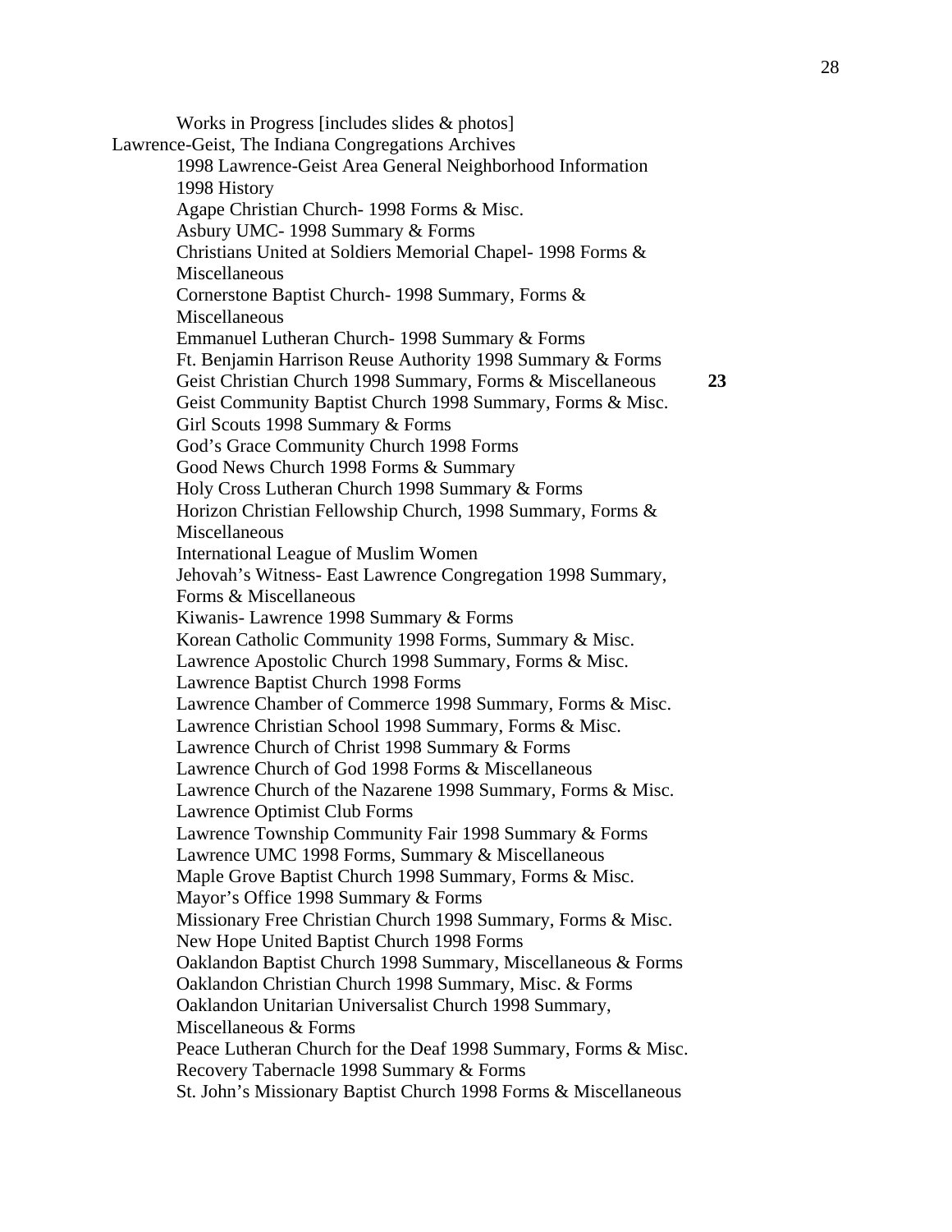Works in Progress [includes slides & photos]

Lawrence-Geist, The Indiana Congregations Archives

- 1998 Lawrence-Geist Area General Neighborhood Information
- 1998 History
- Agape Christian Church- 1998 Forms & Misc.
- Asbury UMC- 1998 Summary & Forms
- Christians United at Soldiers Memorial Chapel- 1998 Forms & Miscellaneous
- Cornerstone Baptist Church- 1998 Summary, Forms & Miscellaneous
- Emmanuel Lutheran Church- 1998 Summary & Forms
- Ft. Benjamin Harrison Reuse Authority 1998 Summary & Forms
- Geist Christian Church 1998 Summary, Forms & Miscellaneous **23**
- Geist Community Baptist Church 1998 Summary, Forms & Misc.
- Girl Scouts 1998 Summary & Forms
- God's Grace Community Church 1998 Forms
- Good News Church 1998 Forms & Summary
- Holy Cross Lutheran Church 1998 Summary & Forms
- Horizon Christian Fellowship Church, 1998 Summary, Forms & Miscellaneous
- International League of Muslim Women
- Jehovah's Witness- East Lawrence Congregation 1998 Summary, Forms & Miscellaneous
- Kiwanis- Lawrence 1998 Summary & Forms
- Korean Catholic Community 1998 Forms, Summary & Misc.
- Lawrence Apostolic Church 1998 Summary, Forms & Misc.
- Lawrence Baptist Church 1998 Forms
- Lawrence Chamber of Commerce 1998 Summary, Forms & Misc.
- Lawrence Christian School 1998 Summary, Forms & Misc.
- Lawrence Church of Christ 1998 Summary & Forms
- Lawrence Church of God 1998 Forms & Miscellaneous
- Lawrence Church of the Nazarene 1998 Summary, Forms & Misc.
- Lawrence Optimist Club Forms
- Lawrence Township Community Fair 1998 Summary & Forms
- Lawrence UMC 1998 Forms, Summary & Miscellaneous
- Maple Grove Baptist Church 1998 Summary, Forms & Misc.
- Mayor's Office 1998 Summary & Forms
- Missionary Free Christian Church 1998 Summary, Forms & Misc.
- New Hope United Baptist Church 1998 Forms
- Oaklandon Baptist Church 1998 Summary, Miscellaneous & Forms
- Oaklandon Christian Church 1998 Summary, Misc. & Forms
- Oaklandon Unitarian Universalist Church 1998 Summary, Miscellaneous & Forms
- Peace Lutheran Church for the Deaf 1998 Summary, Forms & Misc.
- Recovery Tabernacle 1998 Summary & Forms
- St. John's Missionary Baptist Church 1998 Forms & Miscellaneous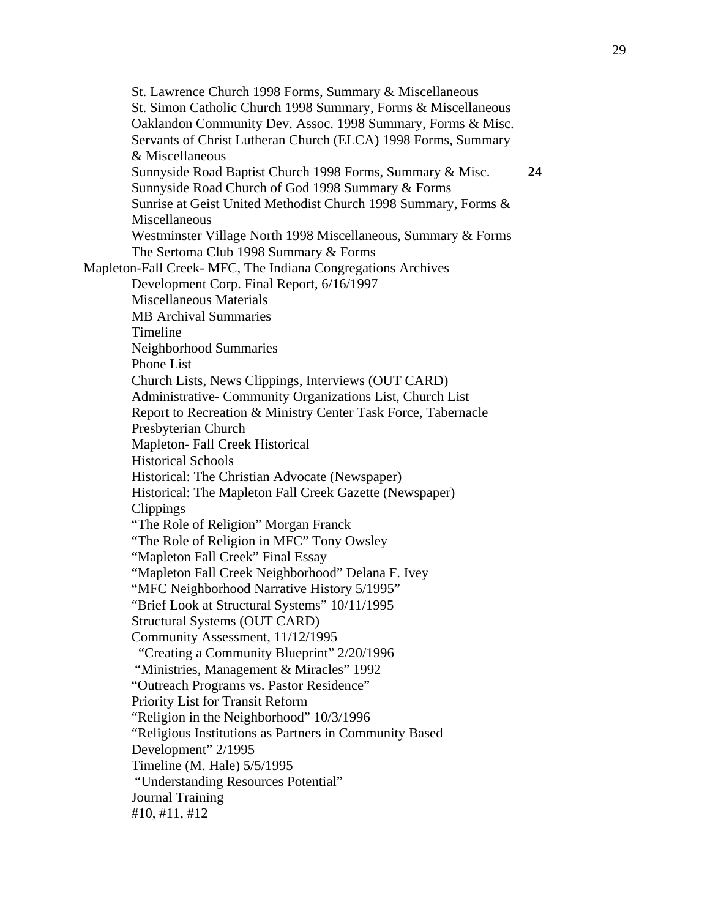St. Lawrence Church 1998 Forms, Summary & Miscellaneous
St. Simon Catholic Church 1998 Summary, Forms & Miscellaneous
Oaklandon Community Dev. Assoc. 1998 Summary, Forms & Misc.
Servants of Christ Lutheran Church (ELCA) 1998 Forms, Summary & Miscellaneous
Sunnyside Road Baptist Church 1998 Forms, Summary & Misc. **24**
Sunnyside Road Church of God 1998 Summary & Forms
Sunrise at Geist United Methodist Church 1998 Summary, Forms & Miscellaneous
Westminster Village North 1998 Miscellaneous, Summary & Forms
The Sertoma Club 1998 Summary & Forms

Mapleton-Fall Creek- MFC, The Indiana Congregations Archives

Development Corp. Final Report, 6/16/1997
Miscellaneous Materials
MB Archival Summaries
Timeline
Neighborhood Summaries
Phone List
Church Lists, News Clippings, Interviews (OUT CARD)
Administrative- Community Organizations List, Church List
Report to Recreation & Ministry Center Task Force, Tabernacle Presbyterian Church
Mapleton- Fall Creek Historical
Historical Schools
Historical: The Christian Advocate (Newspaper)
Historical: The Mapleton Fall Creek Gazette (Newspaper)
Clippings
"The Role of Religion" Morgan Franck
"The Role of Religion in MFC" Tony Owsley
"Mapleton Fall Creek" Final Essay
"Mapleton Fall Creek Neighborhood" Delana F. Ivey
"MFC Neighborhood Narrative History 5/1995"
"Brief Look at Structural Systems" 10/11/1995
Structural Systems (OUT CARD)
Community Assessment, 11/12/1995
"Creating a Community Blueprint" 2/20/1996
"Ministries, Management & Miracles" 1992
"Outreach Programs vs. Pastor Residence"
Priority List for Transit Reform
"Religion in the Neighborhood" 10/3/1996
"Religious Institutions as Partners in Community Based Development" 2/1995
Timeline (M. Hale) 5/5/1995
"Understanding Resources Potential"
Journal Training
#10, #11, #12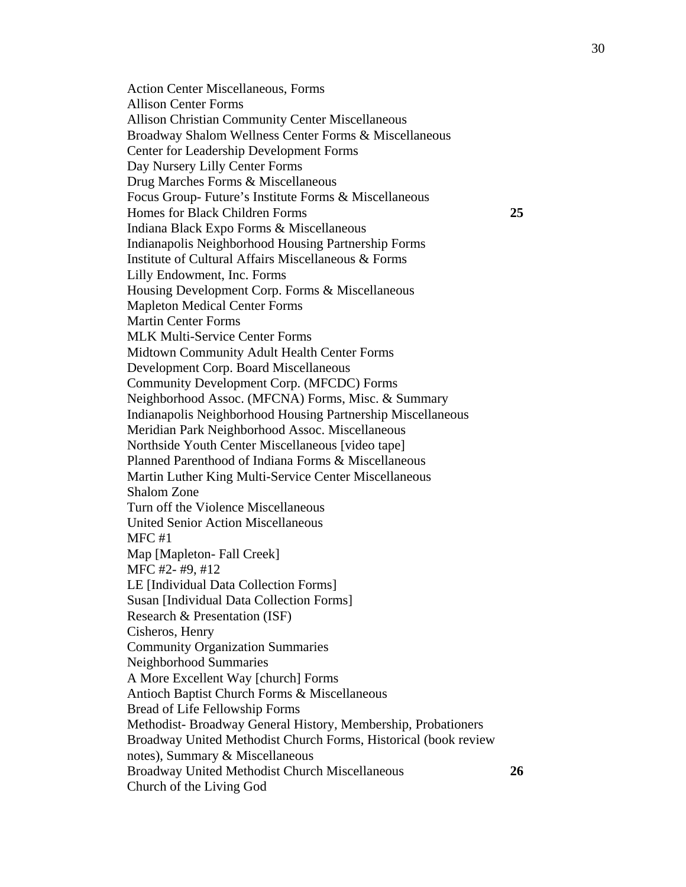Action Center Miscellaneous, Forms
Allison Center Forms
Allison Christian Community Center Miscellaneous
Broadway Shalom Wellness Center Forms & Miscellaneous
Center for Leadership Development Forms
Day Nursery Lilly Center Forms
Drug Marches Forms & Miscellaneous
Focus Group- Future's Institute Forms & Miscellaneous
Homes for Black Children Forms **25**
Indiana Black Expo Forms & Miscellaneous
Indianapolis Neighborhood Housing Partnership Forms
Institute of Cultural Affairs Miscellaneous & Forms
Lilly Endowment, Inc. Forms
Housing Development Corp. Forms & Miscellaneous
Mapleton Medical Center Forms
Martin Center Forms
MLK Multi-Service Center Forms
Midtown Community Adult Health Center Forms
Development Corp. Board Miscellaneous
Community Development Corp. (MFCDC) Forms
Neighborhood Assoc. (MFCNA) Forms, Misc. & Summary
Indianapolis Neighborhood Housing Partnership Miscellaneous
Meridian Park Neighborhood Assoc. Miscellaneous
Northside Youth Center Miscellaneous [video tape]
Planned Parenthood of Indiana Forms & Miscellaneous
Martin Luther King Multi-Service Center Miscellaneous
Shalom Zone
Turn off the Violence Miscellaneous
United Senior Action Miscellaneous
MFC #1
Map [Mapleton- Fall Creek]
MFC #2- #9, #12
LE [Individual Data Collection Forms]
Susan [Individual Data Collection Forms]
Research & Presentation (ISF)
Cisheros, Henry
Community Organization Summaries
Neighborhood Summaries
A More Excellent Way [church] Forms
Antioch Baptist Church Forms & Miscellaneous
Bread of Life Fellowship Forms
Methodist- Broadway General History, Membership, Probationers
Broadway United Methodist Church Forms, Historical (book review notes), Summary & Miscellaneous
Broadway United Methodist Church Miscellaneous **26**
Church of the Living God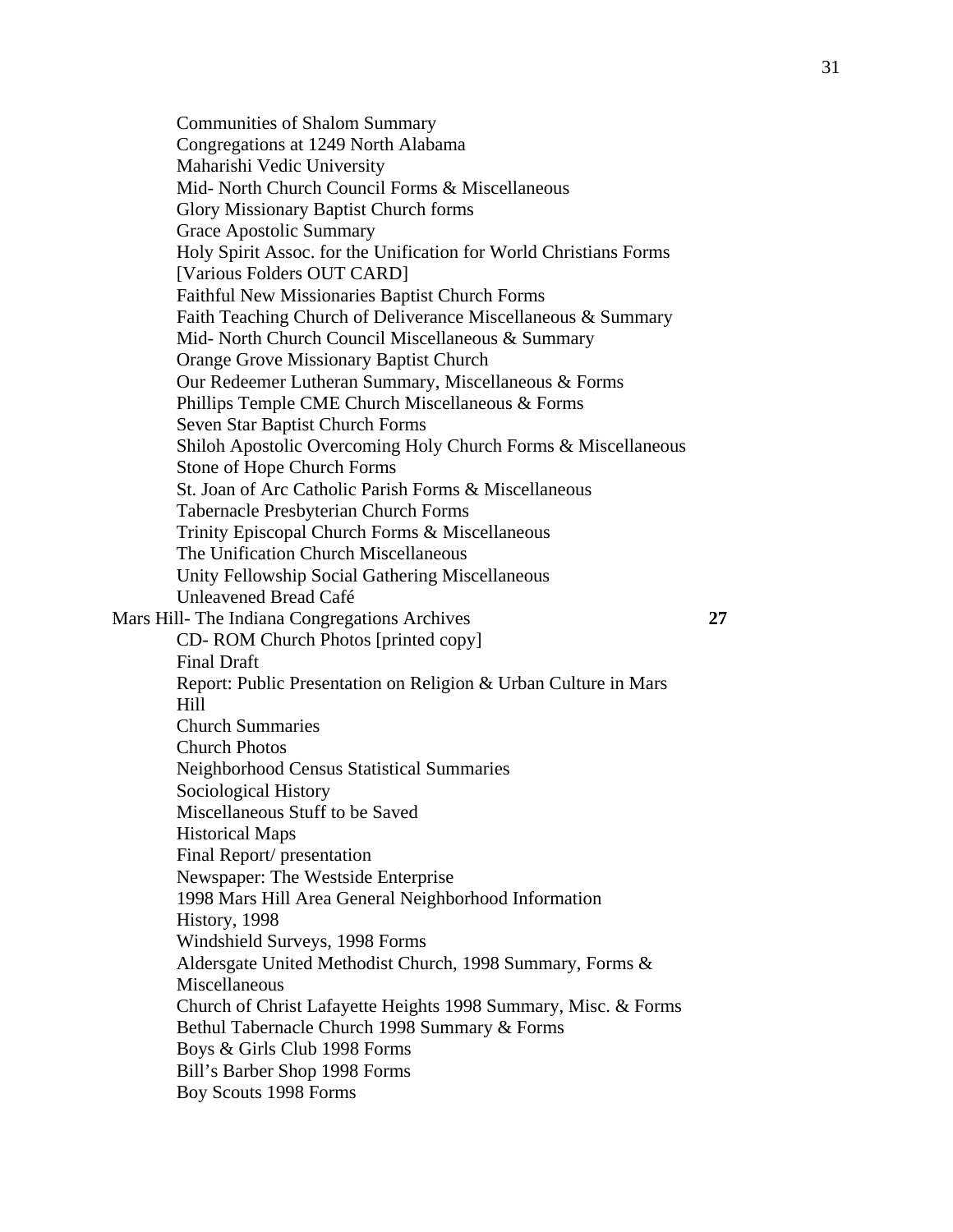Communities of Shalom Summary
Congregations at 1249 North Alabama
Maharishi Vedic University
Mid- North Church Council Forms & Miscellaneous
Glory Missionary Baptist Church forms
Grace Apostolic Summary
Holy Spirit Assoc. for the Unification for World Christians Forms
[Various Folders OUT CARD]
Faithful New Missionaries Baptist Church Forms
Faith Teaching Church of Deliverance Miscellaneous & Summary
Mid- North Church Council Miscellaneous & Summary
Orange Grove Missionary Baptist Church
Our Redeemer Lutheran Summary, Miscellaneous & Forms
Phillips Temple CME Church Miscellaneous & Forms
Seven Star Baptist Church Forms
Shiloh Apostolic Overcoming Holy Church Forms & Miscellaneous
Stone of Hope Church Forms
St. Joan of Arc Catholic Parish Forms & Miscellaneous
Tabernacle Presbyterian Church Forms
Trinity Episcopal Church Forms & Miscellaneous
The Unification Church Miscellaneous
Unity Fellowship Social Gathering Miscellaneous
Unleavened Bread Café

Mars Hill- The Indiana Congregations Archives **27**

CD- ROM Church Photos [printed copy]
Final Draft
Report: Public Presentation on Religion & Urban Culture in Mars Hill
Church Summaries
Church Photos
Neighborhood Census Statistical Summaries
Sociological History
Miscellaneous Stuff to be Saved
Historical Maps
Final Report/ presentation
Newspaper: The Westside Enterprise
1998 Mars Hill Area General Neighborhood Information
History, 1998
Windshield Surveys, 1998 Forms
Aldersgate United Methodist Church, 1998 Summary, Forms & Miscellaneous
Church of Christ Lafayette Heights 1998 Summary, Misc. & Forms
Bethul Tabernacle Church 1998 Summary & Forms
Boys & Girls Club 1998 Forms
Bill's Barber Shop 1998 Forms
Boy Scouts 1998 Forms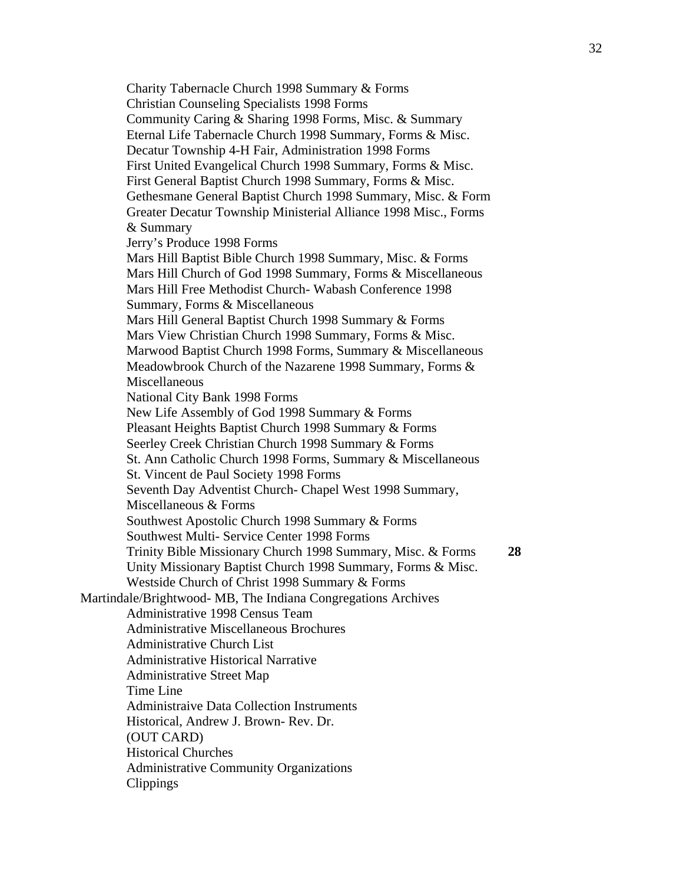Charity Tabernacle Church 1998 Summary & Forms
Christian Counseling Specialists 1998 Forms
Community Caring & Sharing 1998 Forms, Misc. & Summary
Eternal Life Tabernacle Church 1998 Summary, Forms & Misc.
Decatur Township 4-H Fair, Administration 1998 Forms
First United Evangelical Church 1998 Summary, Forms & Misc.
First General Baptist Church 1998 Summary, Forms & Misc.
Gethesmane General Baptist Church 1998 Summary, Misc. & Form
Greater Decatur Township Ministerial Alliance 1998 Misc., Forms & Summary
Jerry's Produce 1998 Forms
Mars Hill Baptist Bible Church 1998 Summary, Misc. & Forms
Mars Hill Church of God 1998 Summary, Forms & Miscellaneous
Mars Hill Free Methodist Church- Wabash Conference 1998 Summary, Forms & Miscellaneous
Mars Hill General Baptist Church 1998 Summary & Forms
Mars View Christian Church 1998 Summary, Forms & Misc.
Marwood Baptist Church 1998 Forms, Summary & Miscellaneous
Meadowbrook Church of the Nazarene 1998 Summary, Forms & Miscellaneous
National City Bank 1998 Forms
New Life Assembly of God 1998 Summary & Forms
Pleasant Heights Baptist Church 1998 Summary & Forms
Seerley Creek Christian Church 1998 Summary & Forms
St. Ann Catholic Church 1998 Forms, Summary & Miscellaneous
St. Vincent de Paul Society 1998 Forms
Seventh Day Adventist Church- Chapel West 1998 Summary, Miscellaneous & Forms
Southwest Apostolic Church 1998 Summary & Forms
Southwest Multi- Service Center 1998 Forms
Trinity Bible Missionary Church 1998 Summary, Misc. & Forms **28**
Unity Missionary Baptist Church 1998 Summary, Forms & Misc.
Westside Church of Christ 1998 Summary & Forms

Martindale/Brightwood- MB, The Indiana Congregations Archives

Administrative 1998 Census Team
Administrative Miscellaneous Brochures
Administrative Church List
Administrative Historical Narrative
Administrative Street Map
Time Line
Administraive Data Collection Instruments
Historical, Andrew J. Brown- Rev. Dr.
(OUT CARD)
Historical Churches
Administrative Community Organizations
Clippings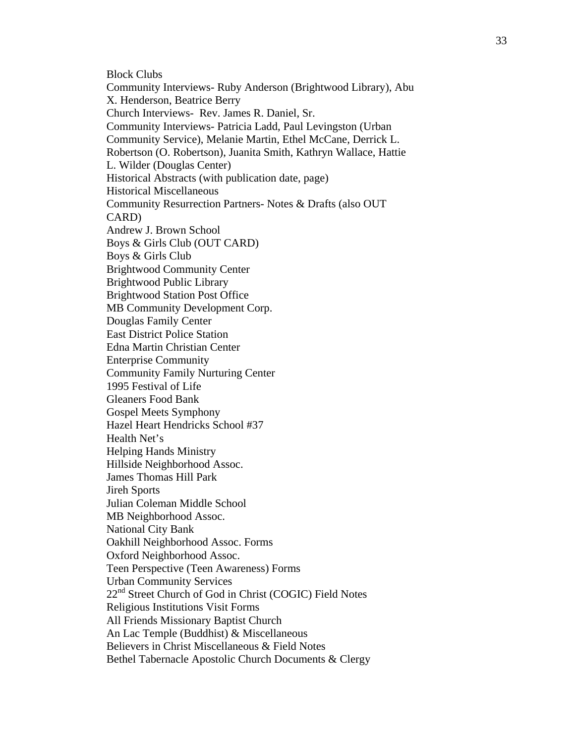Block Clubs
Community Interviews- Ruby Anderson (Brightwood Library), Abu X. Henderson, Beatrice Berry
Church Interviews- Rev. James R. Daniel, Sr.
Community Interviews- Patricia Ladd, Paul Levingston (Urban Community Service), Melanie Martin, Ethel McCane, Derrick L. Robertson (O. Robertson), Juanita Smith, Kathryn Wallace, Hattie L. Wilder (Douglas Center)
Historical Abstracts (with publication date, page)
Historical Miscellaneous
Community Resurrection Partners- Notes & Drafts (also OUT CARD)
Andrew J. Brown School
Boys & Girls Club (OUT CARD)
Boys & Girls Club
Brightwood Community Center
Brightwood Public Library
Brightwood Station Post Office
MB Community Development Corp.
Douglas Family Center
East District Police Station
Edna Martin Christian Center
Enterprise Community
Community Family Nurturing Center
1995 Festival of Life
Gleaners Food Bank
Gospel Meets Symphony
Hazel Heart Hendricks School #37
Health Net's
Helping Hands Ministry
Hillside Neighborhood Assoc.
James Thomas Hill Park
Jireh Sports
Julian Coleman Middle School
MB Neighborhood Assoc.
National City Bank
Oakhill Neighborhood Assoc. Forms
Oxford Neighborhood Assoc.
Teen Perspective (Teen Awareness) Forms
Urban Community Services
22nd Street Church of God in Christ (COGIC) Field Notes
Religious Institutions Visit Forms
All Friends Missionary Baptist Church
An Lac Temple (Buddhist) & Miscellaneous
Believers in Christ Miscellaneous & Field Notes
Bethel Tabernacle Apostolic Church Documents & Clergy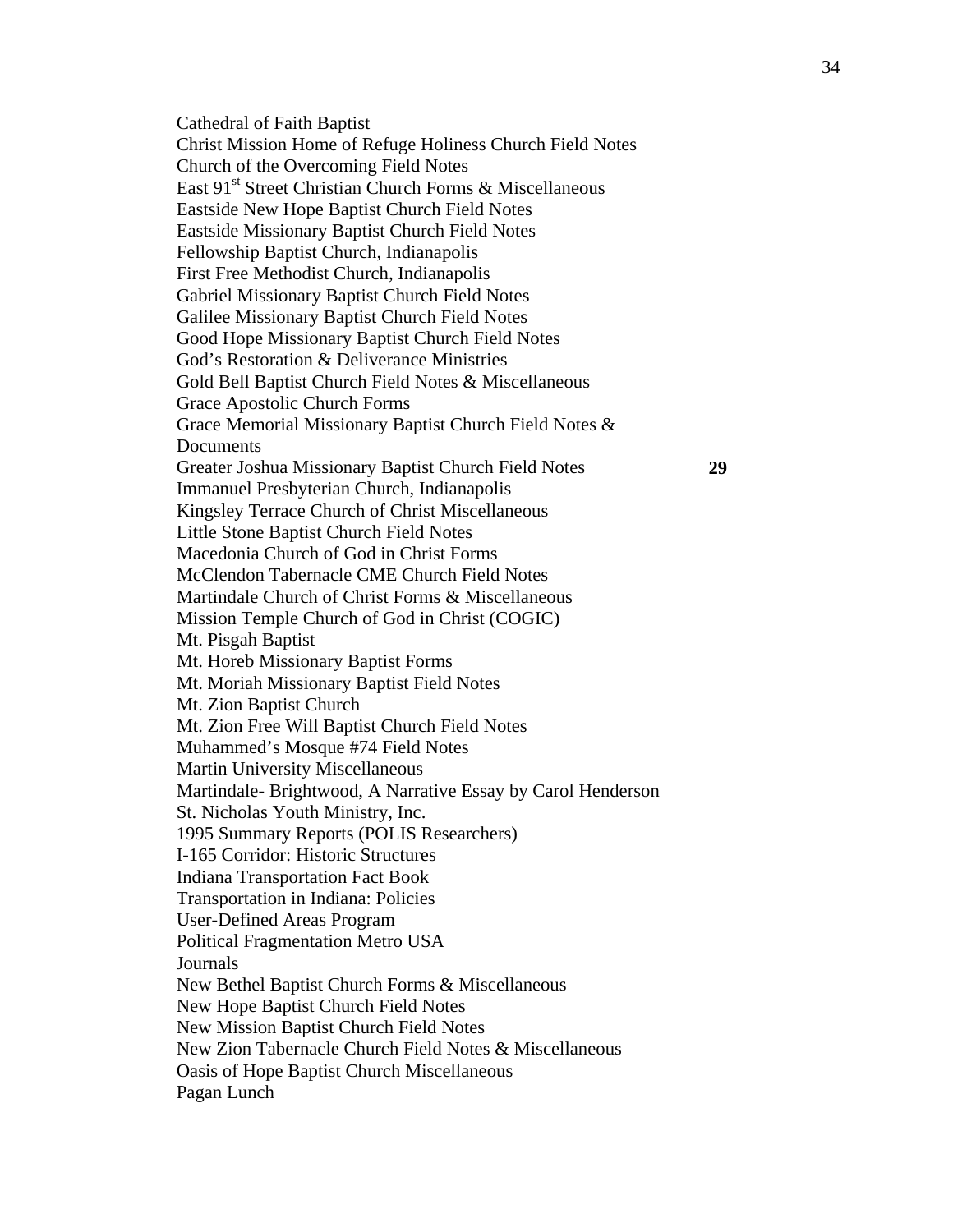Cathedral of Faith Baptist
Christ Mission Home of Refuge Holiness Church Field Notes
Church of the Overcoming Field Notes
East 91[st] Street Christian Church Forms & Miscellaneous
Eastside New Hope Baptist Church Field Notes
Eastside Missionary Baptist Church Field Notes
Fellowship Baptist Church, Indianapolis
First Free Methodist Church, Indianapolis
Gabriel Missionary Baptist Church Field Notes
Galilee Missionary Baptist Church Field Notes
Good Hope Missionary Baptist Church Field Notes
God's Restoration & Deliverance Ministries
Gold Bell Baptist Church Field Notes & Miscellaneous
Grace Apostolic Church Forms
Grace Memorial Missionary Baptist Church Field Notes & Documents
Greater Joshua Missionary Baptist Church Field Notes **29**
Immanuel Presbyterian Church, Indianapolis
Kingsley Terrace Church of Christ Miscellaneous
Little Stone Baptist Church Field Notes
Macedonia Church of God in Christ Forms
McClendon Tabernacle CME Church Field Notes
Martindale Church of Christ Forms & Miscellaneous
Mission Temple Church of God in Christ (COGIC)
Mt. Pisgah Baptist
Mt. Horeb Missionary Baptist Forms
Mt. Moriah Missionary Baptist Field Notes
Mt. Zion Baptist Church
Mt. Zion Free Will Baptist Church Field Notes
Muhammed's Mosque #74 Field Notes
Martin University Miscellaneous
Martindale- Brightwood, A Narrative Essay by Carol Henderson
St. Nicholas Youth Ministry, Inc.
1995 Summary Reports (POLIS Researchers)
I-165 Corridor: Historic Structures
Indiana Transportation Fact Book
Transportation in Indiana: Policies
User-Defined Areas Program
Political Fragmentation Metro USA
Journals
New Bethel Baptist Church Forms & Miscellaneous
New Hope Baptist Church Field Notes
New Mission Baptist Church Field Notes
New Zion Tabernacle Church Field Notes & Miscellaneous
Oasis of Hope Baptist Church Miscellaneous
Pagan Lunch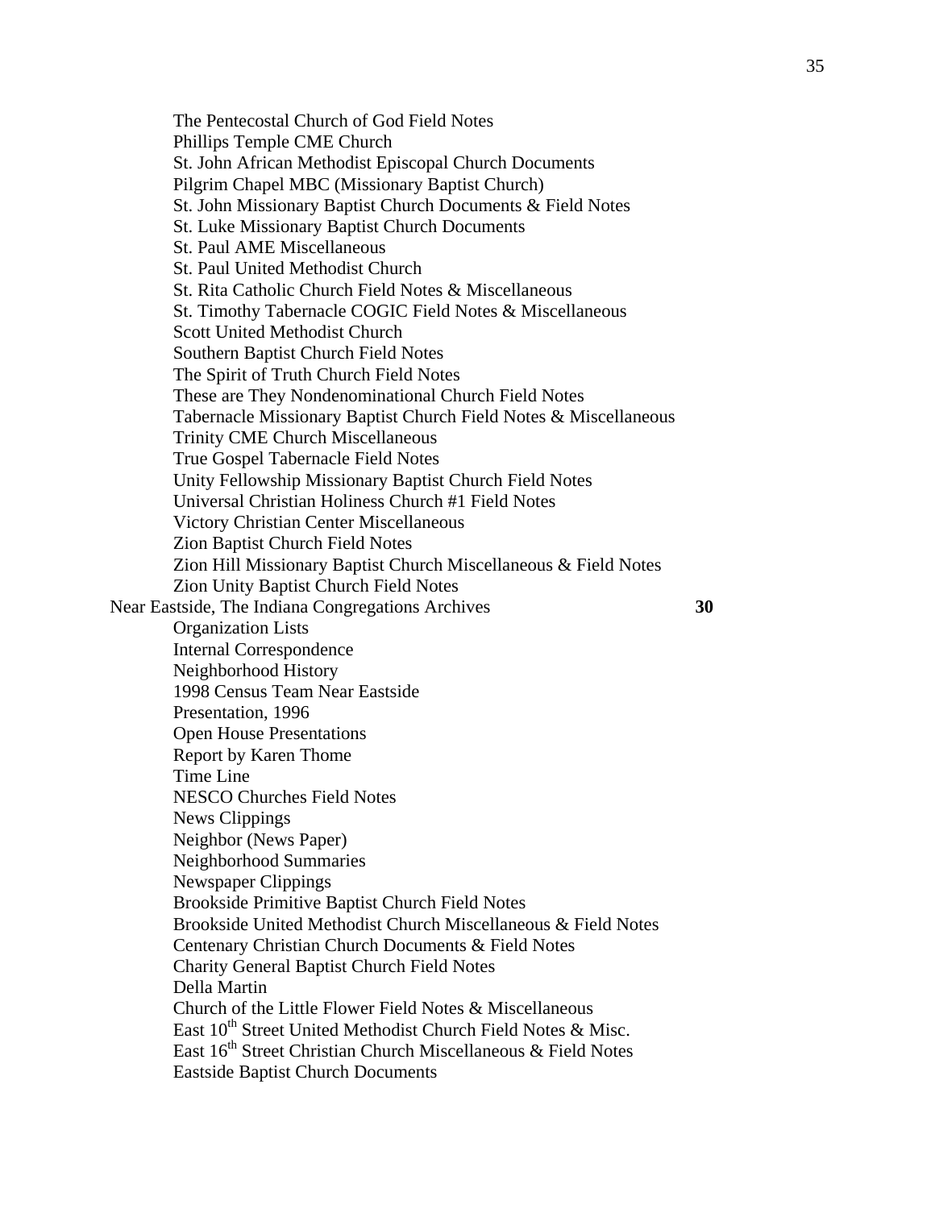The Pentecostal Church of God Field Notes
Phillips Temple CME Church
St. John African Methodist Episcopal Church Documents
Pilgrim Chapel MBC (Missionary Baptist Church)
St. John Missionary Baptist Church Documents & Field Notes
St. Luke Missionary Baptist Church Documents
St. Paul AME Miscellaneous
St. Paul United Methodist Church
St. Rita Catholic Church Field Notes & Miscellaneous
St. Timothy Tabernacle COGIC Field Notes & Miscellaneous
Scott United Methodist Church
Southern Baptist Church Field Notes
The Spirit of Truth Church Field Notes
These are They Nondenominational Church Field Notes
Tabernacle Missionary Baptist Church Field Notes & Miscellaneous
Trinity CME Church Miscellaneous
True Gospel Tabernacle Field Notes
Unity Fellowship Missionary Baptist Church Field Notes
Universal Christian Holiness Church #1 Field Notes
Victory Christian Center Miscellaneous
Zion Baptist Church Field Notes
Zion Hill Missionary Baptist Church Miscellaneous & Field Notes
Zion Unity Baptist Church Field Notes

Near Eastside, The Indiana Congregations Archives **30**

Organization Lists
Internal Correspondence
Neighborhood History
1998 Census Team Near Eastside
Presentation, 1996
Open House Presentations
Report by Karen Thome
Time Line
NESCO Churches Field Notes
News Clippings
Neighbor (News Paper)
Neighborhood Summaries
Newspaper Clippings
Brookside Primitive Baptist Church Field Notes
Brookside United Methodist Church Miscellaneous & Field Notes
Centenary Christian Church Documents & Field Notes
Charity General Baptist Church Field Notes
Della Martin
Church of the Little Flower Field Notes & Miscellaneous
East 10th Street United Methodist Church Field Notes & Misc.
East 16th Street Christian Church Miscellaneous & Field Notes
Eastside Baptist Church Documents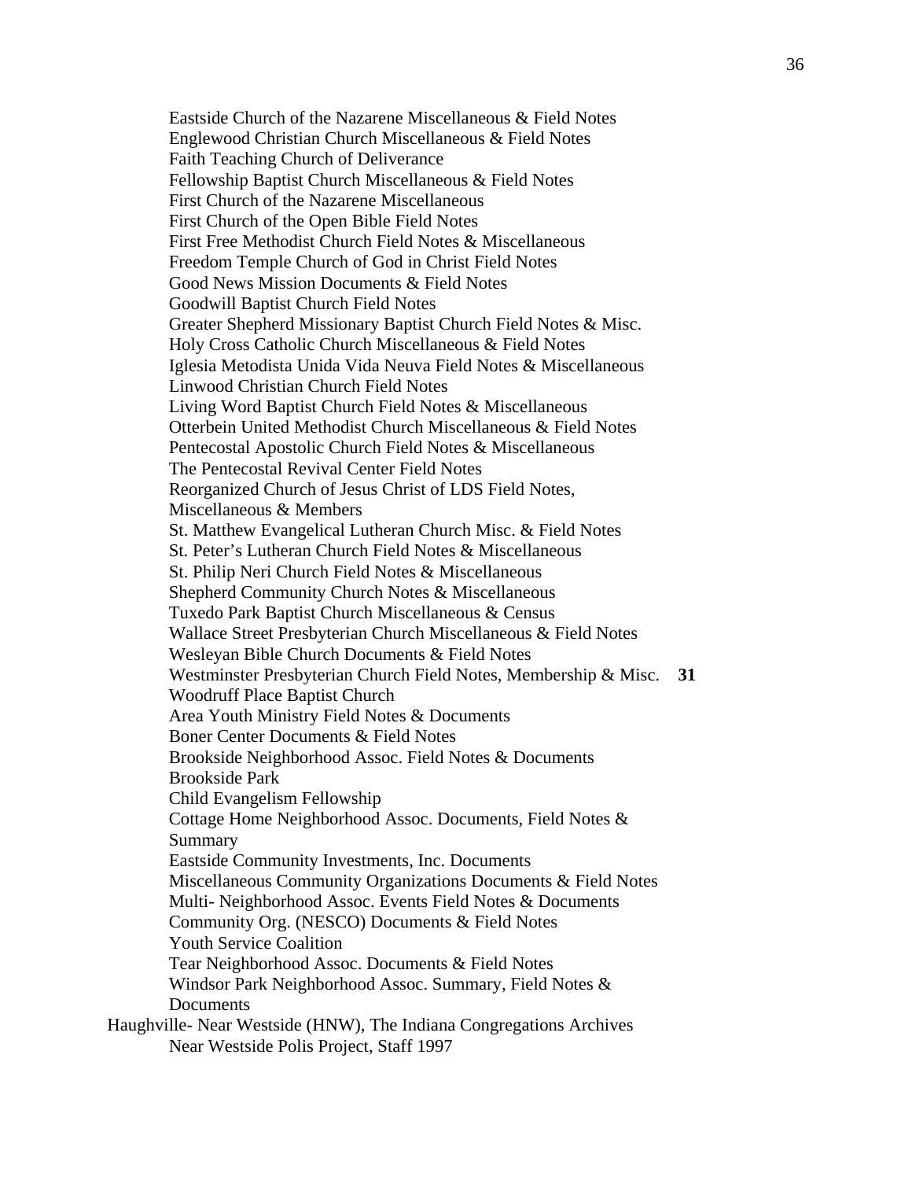Eastside Church of the Nazarene Miscellaneous & Field Notes
Englewood Christian Church Miscellaneous & Field Notes
Faith Teaching Church of Deliverance
Fellowship Baptist Church Miscellaneous & Field Notes
First Church of the Nazarene Miscellaneous
First Church of the Open Bible Field Notes
First Free Methodist Church Field Notes & Miscellaneous
Freedom Temple Church of God in Christ Field Notes
Good News Mission Documents & Field Notes
Goodwill Baptist Church Field Notes
Greater Shepherd Missionary Baptist Church Field Notes & Misc.
Holy Cross Catholic Church Miscellaneous & Field Notes
Iglesia Metodista Unida Vida Neuva Field Notes & Miscellaneous
Linwood Christian Church Field Notes
Living Word Baptist Church Field Notes & Miscellaneous
Otterbein United Methodist Church Miscellaneous & Field Notes
Pentecostal Apostolic Church Field Notes & Miscellaneous
The Pentecostal Revival Center Field Notes
Reorganized Church of Jesus Christ of LDS Field Notes, Miscellaneous & Members
St. Matthew Evangelical Lutheran Church Misc. & Field Notes
St. Peter's Lutheran Church Field Notes & Miscellaneous
St. Philip Neri Church Field Notes & Miscellaneous
Shepherd Community Church Notes & Miscellaneous
Tuxedo Park Baptist Church Miscellaneous & Census
Wallace Street Presbyterian Church Miscellaneous & Field Notes
Wesleyan Bible Church Documents & Field Notes
Westminster Presbyterian Church Field Notes, Membership & Misc. **31**
Woodruff Place Baptist Church
Area Youth Ministry Field Notes & Documents
Boner Center Documents & Field Notes
Brookside Neighborhood Assoc. Field Notes & Documents
Brookside Park
Child Evangelism Fellowship
Cottage Home Neighborhood Assoc. Documents, Field Notes & Summary
Eastside Community Investments, Inc. Documents
Miscellaneous Community Organizations Documents & Field Notes
Multi- Neighborhood Assoc. Events Field Notes & Documents
Community Org. (NESCO) Documents & Field Notes
Youth Service Coalition
Tear Neighborhood Assoc. Documents & Field Notes
Windsor Park Neighborhood Assoc. Summary, Field Notes & Documents

Haughville- Near Westside (HNW), The Indiana Congregations Archives
Near Westside Polis Project, Staff 1997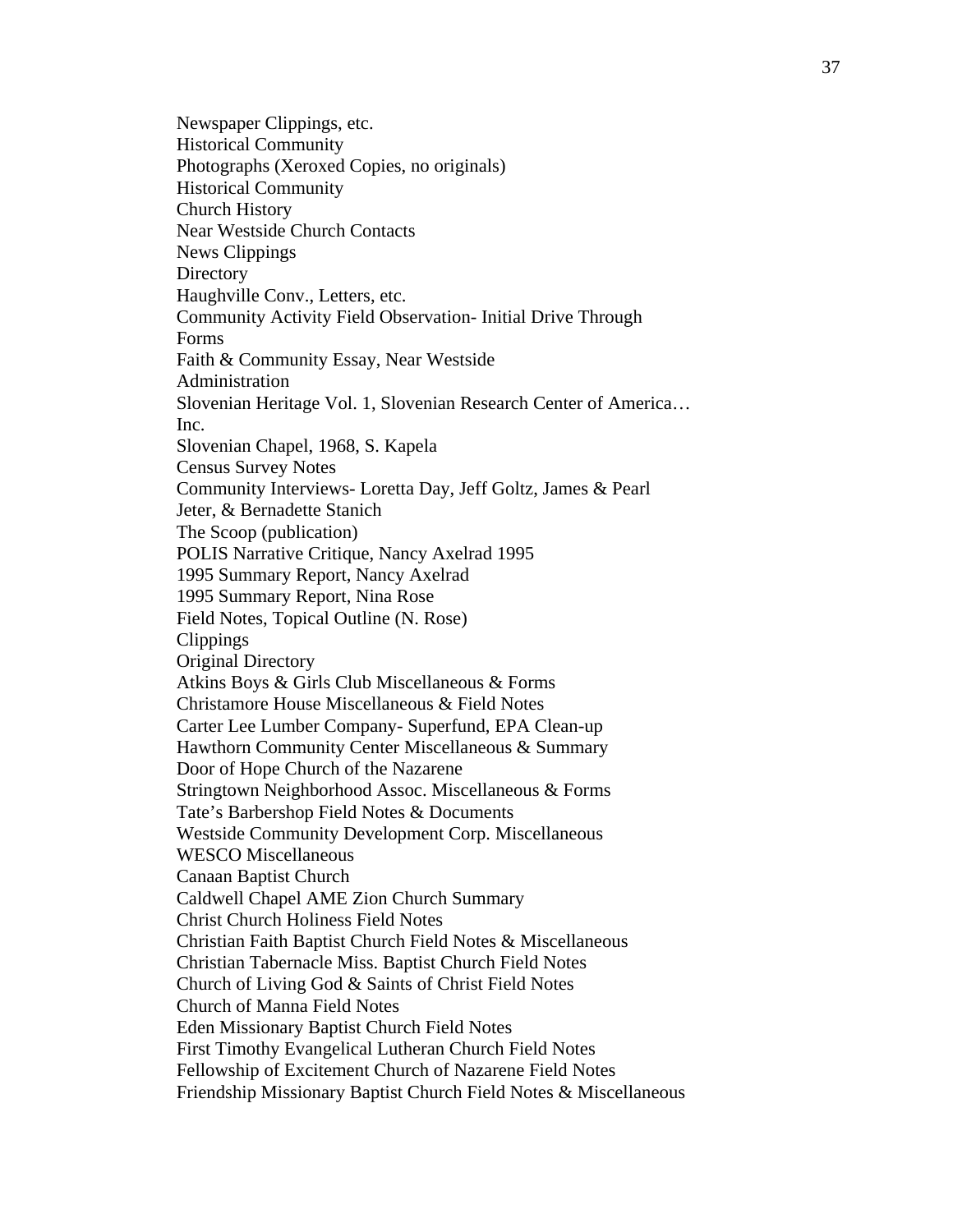Newspaper Clippings, etc.
Historical Community
Photographs (Xeroxed Copies, no originals)
Historical Community
Church History
Near Westside Church Contacts
News Clippings
Directory
Haughville Conv., Letters, etc.
Community Activity Field Observation- Initial Drive Through
Forms
Faith & Community Essay, Near Westside
Administration
Slovenian Heritage Vol. 1, Slovenian Research Center of America… Inc.
Slovenian Chapel, 1968, S. Kapela
Census Survey Notes
Community Interviews- Loretta Day, Jeff Goltz, James & Pearl Jeter, & Bernadette Stanich
The Scoop (publication)
POLIS Narrative Critique, Nancy Axelrad 1995
1995 Summary Report, Nancy Axelrad
1995 Summary Report, Nina Rose
Field Notes, Topical Outline (N. Rose)
Clippings
Original Directory
Atkins Boys & Girls Club Miscellaneous & Forms
Christamore House Miscellaneous & Field Notes
Carter Lee Lumber Company- Superfund, EPA Clean-up
Hawthorn Community Center Miscellaneous & Summary
Door of Hope Church of the Nazarene
Stringtown Neighborhood Assoc. Miscellaneous & Forms
Tate's Barbershop Field Notes & Documents
Westside Community Development Corp. Miscellaneous
WESCO Miscellaneous
Canaan Baptist Church
Caldwell Chapel AME Zion Church Summary
Christ Church Holiness Field Notes
Christian Faith Baptist Church Field Notes & Miscellaneous
Christian Tabernacle Miss. Baptist Church Field Notes
Church of Living God & Saints of Christ Field Notes
Church of Manna Field Notes
Eden Missionary Baptist Church Field Notes
First Timothy Evangelical Lutheran Church Field Notes
Fellowship of Excitement Church of Nazarene Field Notes
Friendship Missionary Baptist Church Field Notes & Miscellaneous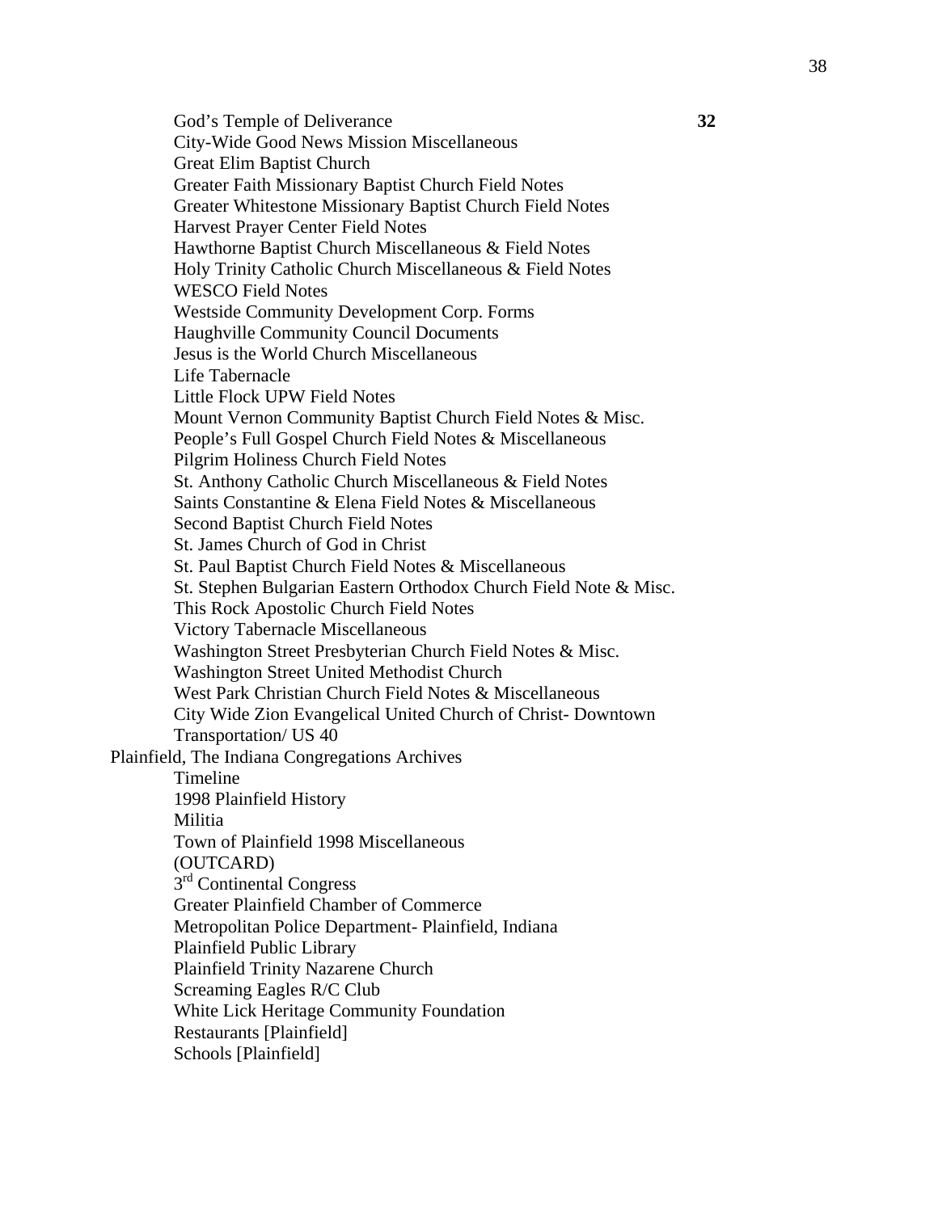- God's Temple of Deliverance **32**
- City-Wide Good News Mission Miscellaneous
- Great Elim Baptist Church
- Greater Faith Missionary Baptist Church Field Notes
- Greater Whitestone Missionary Baptist Church Field Notes
- Harvest Prayer Center Field Notes
- Hawthorne Baptist Church Miscellaneous & Field Notes
- Holy Trinity Catholic Church Miscellaneous & Field Notes
- WESCO Field Notes
- Westside Community Development Corp. Forms
- Haughville Community Council Documents
- Jesus is the World Church Miscellaneous
- Life Tabernacle
- Little Flock UPW Field Notes
- Mount Vernon Community Baptist Church Field Notes & Misc.
- People's Full Gospel Church Field Notes & Miscellaneous
- Pilgrim Holiness Church Field Notes
- St. Anthony Catholic Church Miscellaneous & Field Notes
- Saints Constantine & Elena Field Notes & Miscellaneous
- Second Baptist Church Field Notes
- St. James Church of God in Christ
- St. Paul Baptist Church Field Notes & Miscellaneous
- St. Stephen Bulgarian Eastern Orthodox Church Field Note & Misc.
- This Rock Apostolic Church Field Notes
- Victory Tabernacle Miscellaneous
- Washington Street Presbyterian Church Field Notes & Misc.
- Washington Street United Methodist Church
- West Park Christian Church Field Notes & Miscellaneous
- City Wide Zion Evangelical United Church of Christ- Downtown
- Transportation/ US 40

Plainfield, The Indiana Congregations Archives

- Timeline
- 1998 Plainfield History
- Militia
- Town of Plainfield 1998 Miscellaneous
- (OUTCARD)
- 3rd Continental Congress
- Greater Plainfield Chamber of Commerce
- Metropolitan Police Department- Plainfield, Indiana
- Plainfield Public Library
- Plainfield Trinity Nazarene Church
- Screaming Eagles R/C Club
- White Lick Heritage Community Foundation
- Restaurants [Plainfield]
- Schools [Plainfield]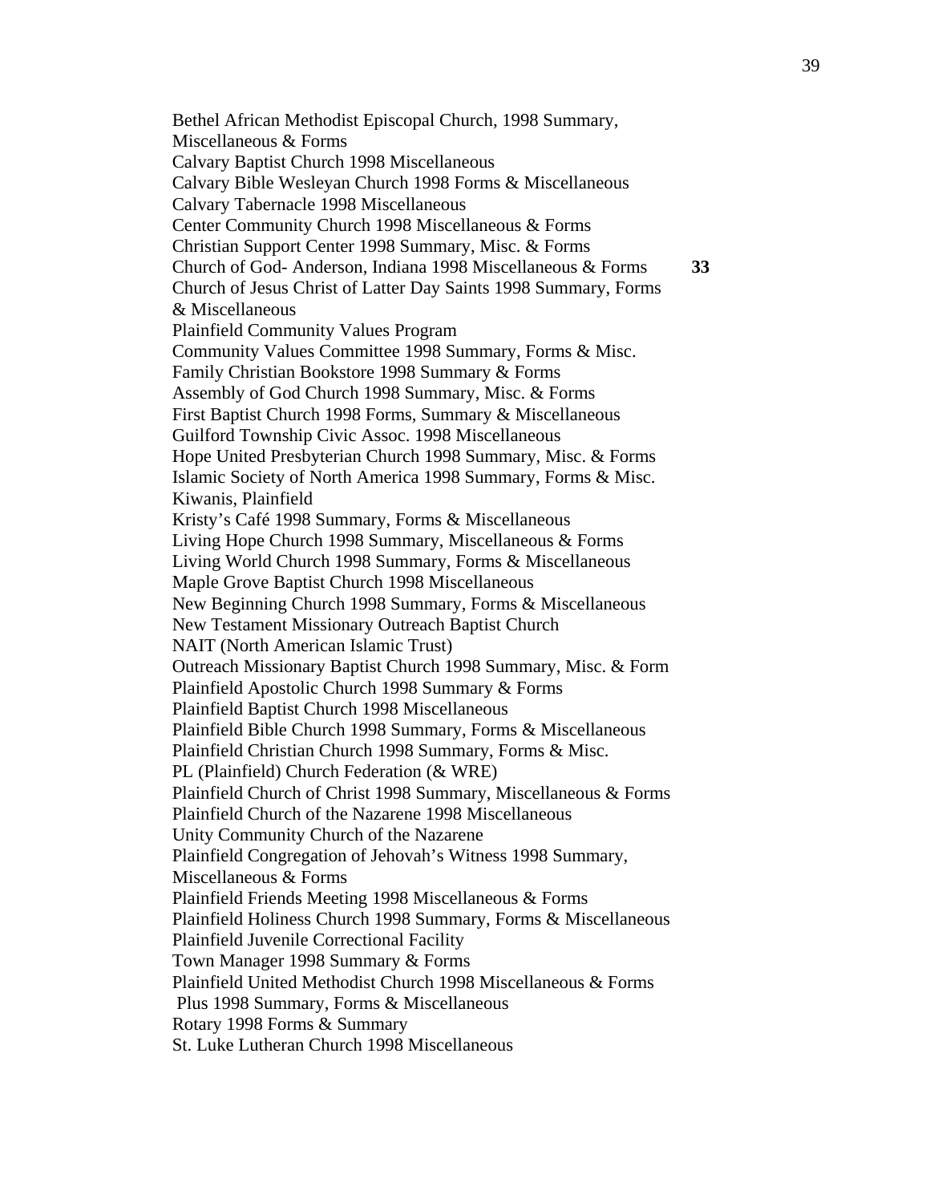Bethel African Methodist Episcopal Church, 1998 Summary, Miscellaneous & Forms
Calvary Baptist Church 1998 Miscellaneous
Calvary Bible Wesleyan Church 1998 Forms & Miscellaneous
Calvary Tabernacle 1998 Miscellaneous
Center Community Church 1998 Miscellaneous & Forms
Christian Support Center 1998 Summary, Misc. & Forms
Church of God- Anderson, Indiana 1998 Miscellaneous & Forms **33**
Church of Jesus Christ of Latter Day Saints 1998 Summary, Forms & Miscellaneous
Plainfield Community Values Program
Community Values Committee 1998 Summary, Forms & Misc.
Family Christian Bookstore 1998 Summary & Forms
Assembly of God Church 1998 Summary, Misc. & Forms
First Baptist Church 1998 Forms, Summary & Miscellaneous
Guilford Township Civic Assoc. 1998 Miscellaneous
Hope United Presbyterian Church 1998 Summary, Misc. & Forms
Islamic Society of North America 1998 Summary, Forms & Misc.
Kiwanis, Plainfield
Kristy's Café 1998 Summary, Forms & Miscellaneous
Living Hope Church 1998 Summary, Miscellaneous & Forms
Living World Church 1998 Summary, Forms & Miscellaneous
Maple Grove Baptist Church 1998 Miscellaneous
New Beginning Church 1998 Summary, Forms & Miscellaneous
New Testament Missionary Outreach Baptist Church
NAIT (North American Islamic Trust)
Outreach Missionary Baptist Church 1998 Summary, Misc. & Form
Plainfield Apostolic Church 1998 Summary & Forms
Plainfield Baptist Church 1998 Miscellaneous
Plainfield Bible Church 1998 Summary, Forms & Miscellaneous
Plainfield Christian Church 1998 Summary, Forms & Misc.
PL (Plainfield) Church Federation (& WRE)
Plainfield Church of Christ 1998 Summary, Miscellaneous & Forms
Plainfield Church of the Nazarene 1998 Miscellaneous
Unity Community Church of the Nazarene
Plainfield Congregation of Jehovah's Witness 1998 Summary, Miscellaneous & Forms
Plainfield Friends Meeting 1998 Miscellaneous & Forms
Plainfield Holiness Church 1998 Summary, Forms & Miscellaneous
Plainfield Juvenile Correctional Facility
Town Manager 1998 Summary & Forms
Plainfield United Methodist Church 1998 Miscellaneous & Forms
Plus 1998 Summary, Forms & Miscellaneous
Rotary 1998 Forms & Summary
St. Luke Lutheran Church 1998 Miscellaneous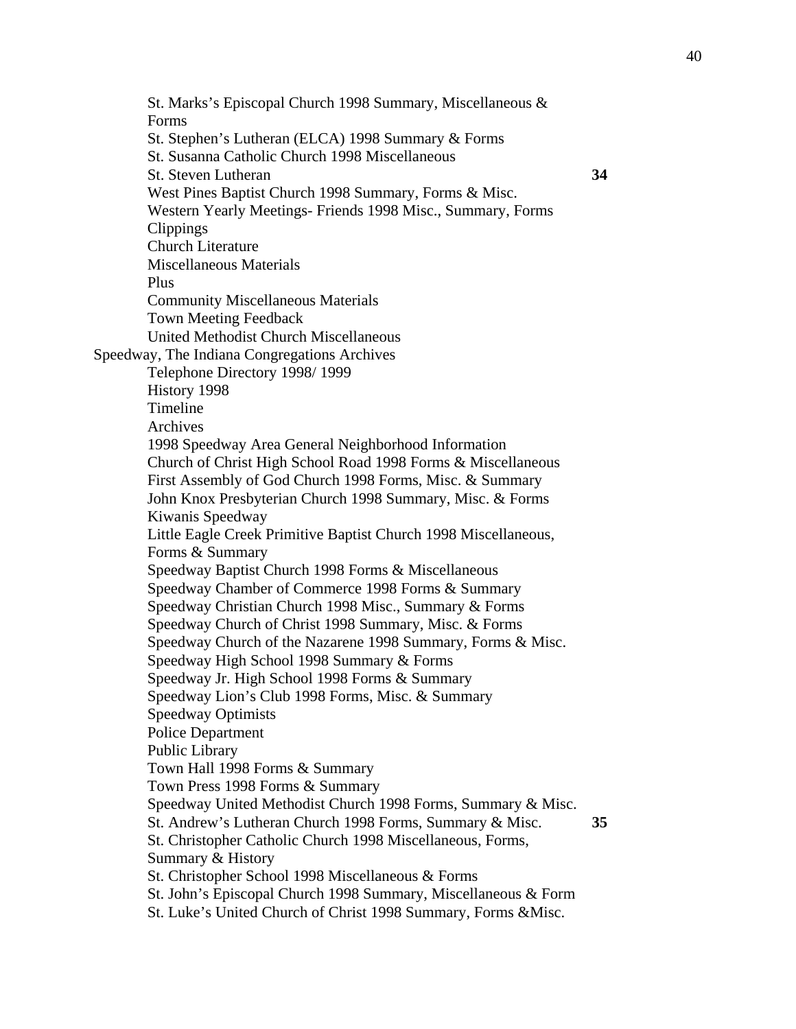St. Marks's Episcopal Church 1998 Summary, Miscellaneous & Forms
St. Stephen's Lutheran (ELCA) 1998 Summary & Forms
St. Susanna Catholic Church 1998 Miscellaneous
St. Steven Lutheran **34**
West Pines Baptist Church 1998 Summary, Forms & Misc.
Western Yearly Meetings- Friends 1998 Misc., Summary, Forms
Clippings
Church Literature
Miscellaneous Materials
Plus
Community Miscellaneous Materials
Town Meeting Feedback
United Methodist Church Miscellaneous

Speedway, The Indiana Congregations Archives

Telephone Directory 1998/ 1999
History 1998
Timeline
Archives
1998 Speedway Area General Neighborhood Information
Church of Christ High School Road 1998 Forms & Miscellaneous
First Assembly of God Church 1998 Forms, Misc. & Summary
John Knox Presbyterian Church 1998 Summary, Misc. & Forms
Kiwanis Speedway
Little Eagle Creek Primitive Baptist Church 1998 Miscellaneous, Forms & Summary
Speedway Baptist Church 1998 Forms & Miscellaneous
Speedway Chamber of Commerce 1998 Forms & Summary
Speedway Christian Church 1998 Misc., Summary & Forms
Speedway Church of Christ 1998 Summary, Misc. & Forms
Speedway Church of the Nazarene 1998 Summary, Forms & Misc.
Speedway High School 1998 Summary & Forms
Speedway Jr. High School 1998 Forms & Summary
Speedway Lion's Club 1998 Forms, Misc. & Summary
Speedway Optimists
Police Department
Public Library
Town Hall 1998 Forms & Summary
Town Press 1998 Forms & Summary
Speedway United Methodist Church 1998 Forms, Summary & Misc.
St. Andrew's Lutheran Church 1998 Forms, Summary & Misc. **35**
St. Christopher Catholic Church 1998 Miscellaneous, Forms, Summary & History
St. Christopher School 1998 Miscellaneous & Forms
St. John's Episcopal Church 1998 Summary, Miscellaneous & Form
St. Luke's United Church of Christ 1998 Summary, Forms &Misc.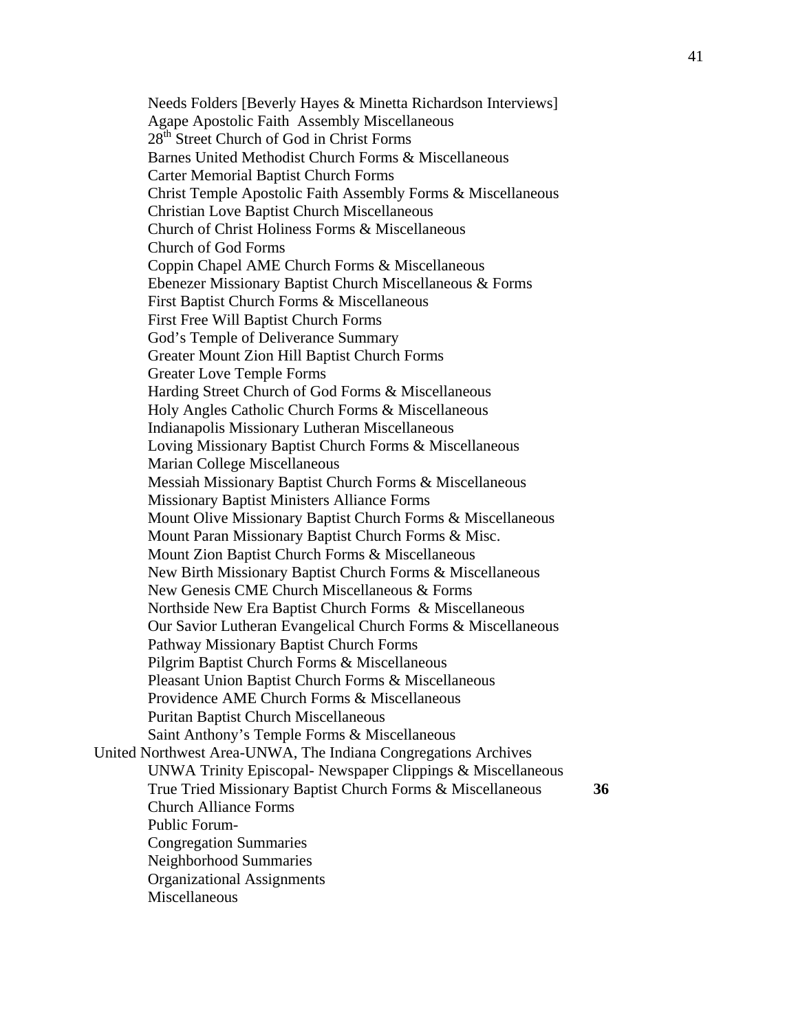Needs Folders [Beverly Hayes & Minetta Richardson Interviews]
Agape Apostolic Faith Assembly Miscellaneous
28th Street Church of God in Christ Forms
Barnes United Methodist Church Forms & Miscellaneous
Carter Memorial Baptist Church Forms
Christ Temple Apostolic Faith Assembly Forms & Miscellaneous
Christian Love Baptist Church Miscellaneous
Church of Christ Holiness Forms & Miscellaneous
Church of God Forms
Coppin Chapel AME Church Forms & Miscellaneous
Ebenezer Missionary Baptist Church Miscellaneous & Forms
First Baptist Church Forms & Miscellaneous
First Free Will Baptist Church Forms
God's Temple of Deliverance Summary
Greater Mount Zion Hill Baptist Church Forms
Greater Love Temple Forms
Harding Street Church of God Forms & Miscellaneous
Holy Angles Catholic Church Forms & Miscellaneous
Indianapolis Missionary Lutheran Miscellaneous
Loving Missionary Baptist Church Forms & Miscellaneous
Marian College Miscellaneous
Messiah Missionary Baptist Church Forms & Miscellaneous
Missionary Baptist Ministers Alliance Forms
Mount Olive Missionary Baptist Church Forms & Miscellaneous
Mount Paran Missionary Baptist Church Forms & Misc.
Mount Zion Baptist Church Forms & Miscellaneous
New Birth Missionary Baptist Church Forms & Miscellaneous
New Genesis CME Church Miscellaneous & Forms
Northside New Era Baptist Church Forms & Miscellaneous
Our Savior Lutheran Evangelical Church Forms & Miscellaneous
Pathway Missionary Baptist Church Forms
Pilgrim Baptist Church Forms & Miscellaneous
Pleasant Union Baptist Church Forms & Miscellaneous
Providence AME Church Forms & Miscellaneous
Puritan Baptist Church Miscellaneous
Saint Anthony's Temple Forms & Miscellaneous

United Northwest Area-UNWA, The Indiana Congregations Archives

UNWA Trinity Episcopal- Newspaper Clippings & Miscellaneous
True Tried Missionary Baptist Church Forms & Miscellaneous **36**
Church Alliance Forms
Public Forum-
Congregation Summaries
Neighborhood Summaries
Organizational Assignments
Miscellaneous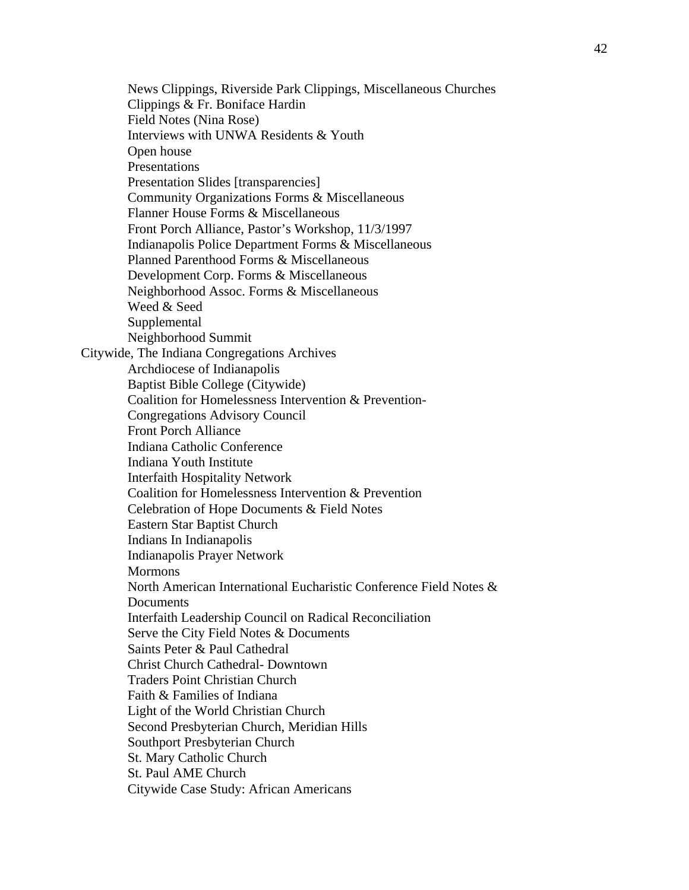- News Clippings, Riverside Park Clippings, Miscellaneous Churches
- Clippings & Fr. Boniface Hardin
- Field Notes (Nina Rose)
- Interviews with UNWA Residents & Youth
- Open house
- Presentations
- Presentation Slides [transparencies]
- Community Organizations Forms & Miscellaneous
- Flanner House Forms & Miscellaneous
- Front Porch Alliance, Pastor's Workshop, 11/3/1997
- Indianapolis Police Department Forms & Miscellaneous
- Planned Parenthood Forms & Miscellaneous
- Development Corp. Forms & Miscellaneous
- Neighborhood Assoc. Forms & Miscellaneous
- Weed & Seed
- Supplemental
- Neighborhood Summit

Citywide, The Indiana Congregations Archives

- Archdiocese of Indianapolis
- Baptist Bible College (Citywide)
- Coalition for Homelessness Intervention & Prevention-
- Congregations Advisory Council
- Front Porch Alliance
- Indiana Catholic Conference
- Indiana Youth Institute
- Interfaith Hospitality Network
- Coalition for Homelessness Intervention & Prevention
- Celebration of Hope Documents & Field Notes
- Eastern Star Baptist Church
- Indians In Indianapolis
- Indianapolis Prayer Network
- Mormons
- North American International Eucharistic Conference Field Notes & Documents
- Interfaith Leadership Council on Radical Reconciliation
- Serve the City Field Notes & Documents
- Saints Peter & Paul Cathedral
- Christ Church Cathedral- Downtown
- Traders Point Christian Church
- Faith & Families of Indiana
- Light of the World Christian Church
- Second Presbyterian Church, Meridian Hills
- Southport Presbyterian Church
- St. Mary Catholic Church
- St. Paul AME Church
- Citywide Case Study: African Americans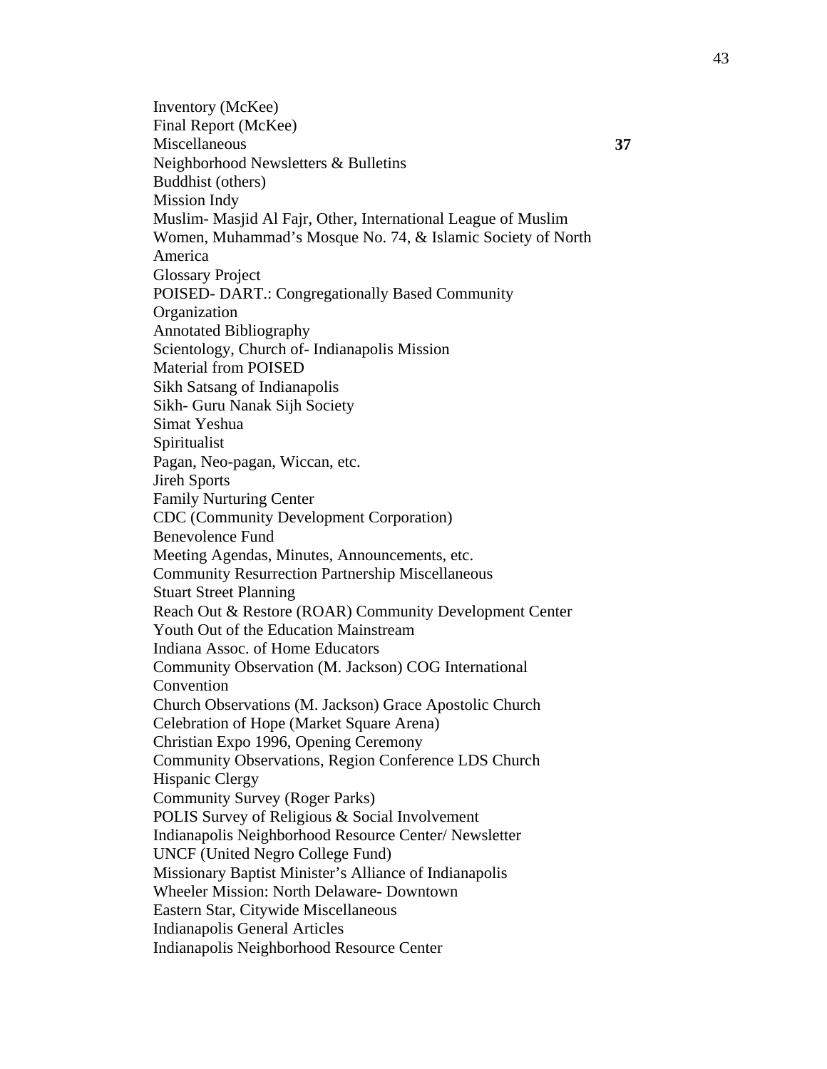Inventory (McKee)
Final Report (McKee)
Miscellaneous **37**
Neighborhood Newsletters & Bulletins
Buddhist (others)
Mission Indy
Muslim- Masjid Al Fajr, Other, International League of Muslim Women, Muhammad's Mosque No. 74, & Islamic Society of North America
Glossary Project
POISED- DART.: Congregationally Based Community Organization
Annotated Bibliography
Scientology, Church of- Indianapolis Mission
Material from POISED
Sikh Satsang of Indianapolis
Sikh- Guru Nanak Sijh Society
Simat Yeshua
Spiritualist
Pagan, Neo-pagan, Wiccan, etc.
Jireh Sports
Family Nurturing Center
CDC (Community Development Corporation)
Benevolence Fund
Meeting Agendas, Minutes, Announcements, etc.
Community Resurrection Partnership Miscellaneous
Stuart Street Planning
Reach Out & Restore (ROAR) Community Development Center
Youth Out of the Education Mainstream
Indiana Assoc. of Home Educators
Community Observation (M. Jackson) COG International Convention
Church Observations (M. Jackson) Grace Apostolic Church
Celebration of Hope (Market Square Arena)
Christian Expo 1996, Opening Ceremony
Community Observations, Region Conference LDS Church
Hispanic Clergy
Community Survey (Roger Parks)
POLIS Survey of Religious & Social Involvement
Indianapolis Neighborhood Resource Center/ Newsletter
UNCF (United Negro College Fund)
Missionary Baptist Minister's Alliance of Indianapolis
Wheeler Mission: North Delaware- Downtown
Eastern Star, Citywide Miscellaneous
Indianapolis General Articles
Indianapolis Neighborhood Resource Center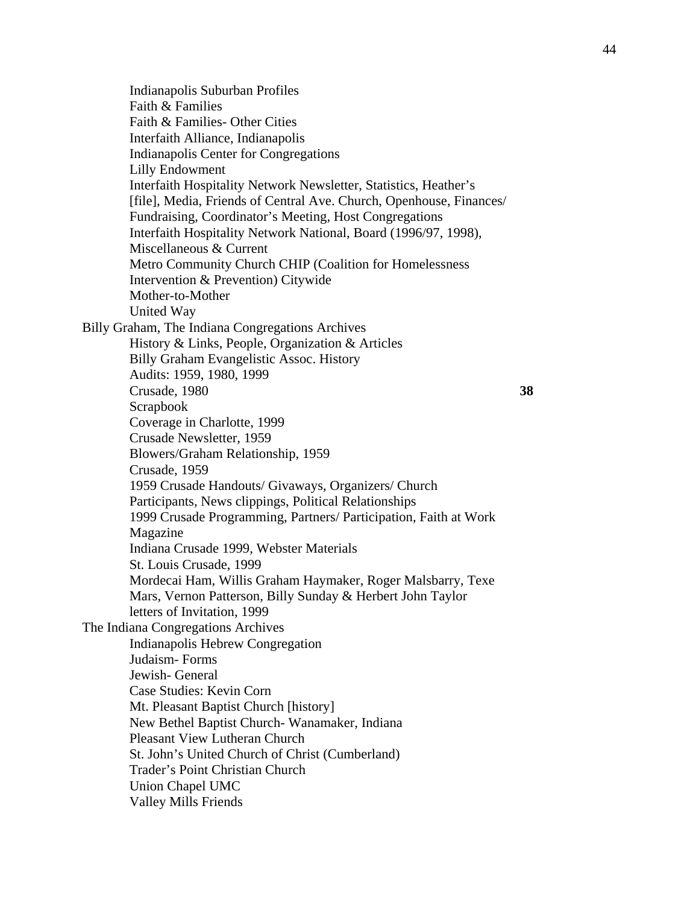Indianapolis Suburban Profiles
Faith & Families
Faith & Families- Other Cities
Interfaith Alliance, Indianapolis
Indianapolis Center for Congregations
Lilly Endowment
Interfaith Hospitality Network Newsletter, Statistics, Heather's [file], Media, Friends of Central Ave. Church, Openhouse, Finances/ Fundraising, Coordinator's Meeting, Host Congregations
Interfaith Hospitality Network National, Board (1996/97, 1998), Miscellaneous & Current
Metro Community Church CHIP (Coalition for Homelessness Intervention & Prevention) Citywide
Mother-to-Mother
United Way

Billy Graham, The Indiana Congregations Archives
History & Links, People, Organization & Articles
Billy Graham Evangelistic Assoc. History
Audits: 1959, 1980, 1999
Crusade, 1980 **38**
Scrapbook
Coverage in Charlotte, 1999
Crusade Newsletter, 1959
Blowers/Graham Relationship, 1959
Crusade, 1959
1959 Crusade Handouts/ Givaways, Organizers/ Church Participants, News clippings, Political Relationships
1999 Crusade Programming, Partners/ Participation, Faith at Work Magazine
Indiana Crusade 1999, Webster Materials
St. Louis Crusade, 1999
Mordecai Ham, Willis Graham Haymaker, Roger Malsbarry, Texe Mars, Vernon Patterson, Billy Sunday & Herbert John Taylor
letters of Invitation, 1999

The Indiana Congregations Archives
Indianapolis Hebrew Congregation
Judaism- Forms
Jewish- General
Case Studies: Kevin Corn
Mt. Pleasant Baptist Church [history]
New Bethel Baptist Church- Wanamaker, Indiana
Pleasant View Lutheran Church
St. John's United Church of Christ (Cumberland)
Trader's Point Christian Church
Union Chapel UMC
Valley Mills Friends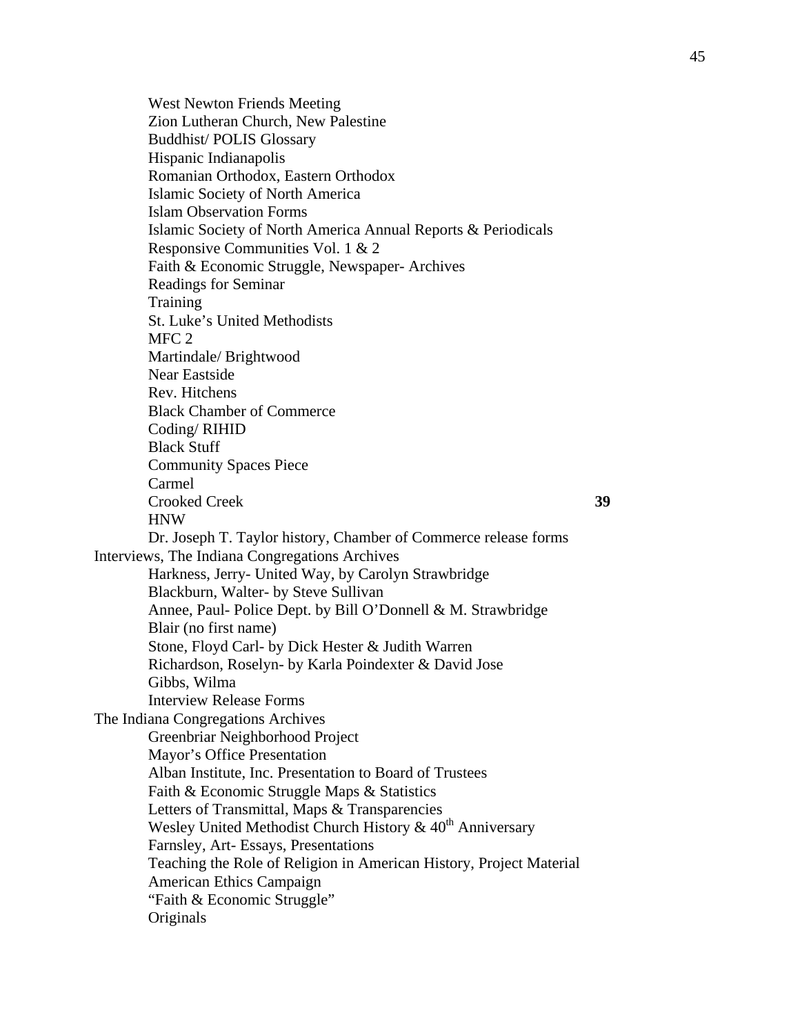- West Newton Friends Meeting
- Zion Lutheran Church, New Palestine
- Buddhist/ POLIS Glossary
- Hispanic Indianapolis
- Romanian Orthodox, Eastern Orthodox
- Islamic Society of North America
- Islam Observation Forms
- Islamic Society of North America Annual Reports & Periodicals
- Responsive Communities Vol. 1 & 2
- Faith & Economic Struggle, Newspaper- Archives
- Readings for Seminar
- Training
- St. Luke's United Methodists
- MFC 2
- Martindale/ Brightwood
- Near Eastside
- Rev. Hitchens
- Black Chamber of Commerce
- Coding/ RIHID
- Black Stuff
- Community Spaces Piece
- Carmel
- Crooked Creek **39**
- HNW
- Dr. Joseph T. Taylor history, Chamber of Commerce release forms

Interviews, The Indiana Congregations Archives

- Harkness, Jerry- United Way, by Carolyn Strawbridge
- Blackburn, Walter- by Steve Sullivan
- Annee, Paul- Police Dept. by Bill O'Donnell & M. Strawbridge
- Blair (no first name)
- Stone, Floyd Carl- by Dick Hester & Judith Warren
- Richardson, Roselyn- by Karla Poindexter & David Jose
- Gibbs, Wilma
- Interview Release Forms

The Indiana Congregations Archives

- Greenbriar Neighborhood Project
- Mayor's Office Presentation
- Alban Institute, Inc. Presentation to Board of Trustees
- Faith & Economic Struggle Maps & Statistics
- Letters of Transmittal, Maps & Transparencies
- Wesley United Methodist Church History & 40th Anniversary
- Farnsley, Art- Essays, Presentations
- Teaching the Role of Religion in American History, Project Material
- American Ethics Campaign
- "Faith & Economic Struggle"
- Originals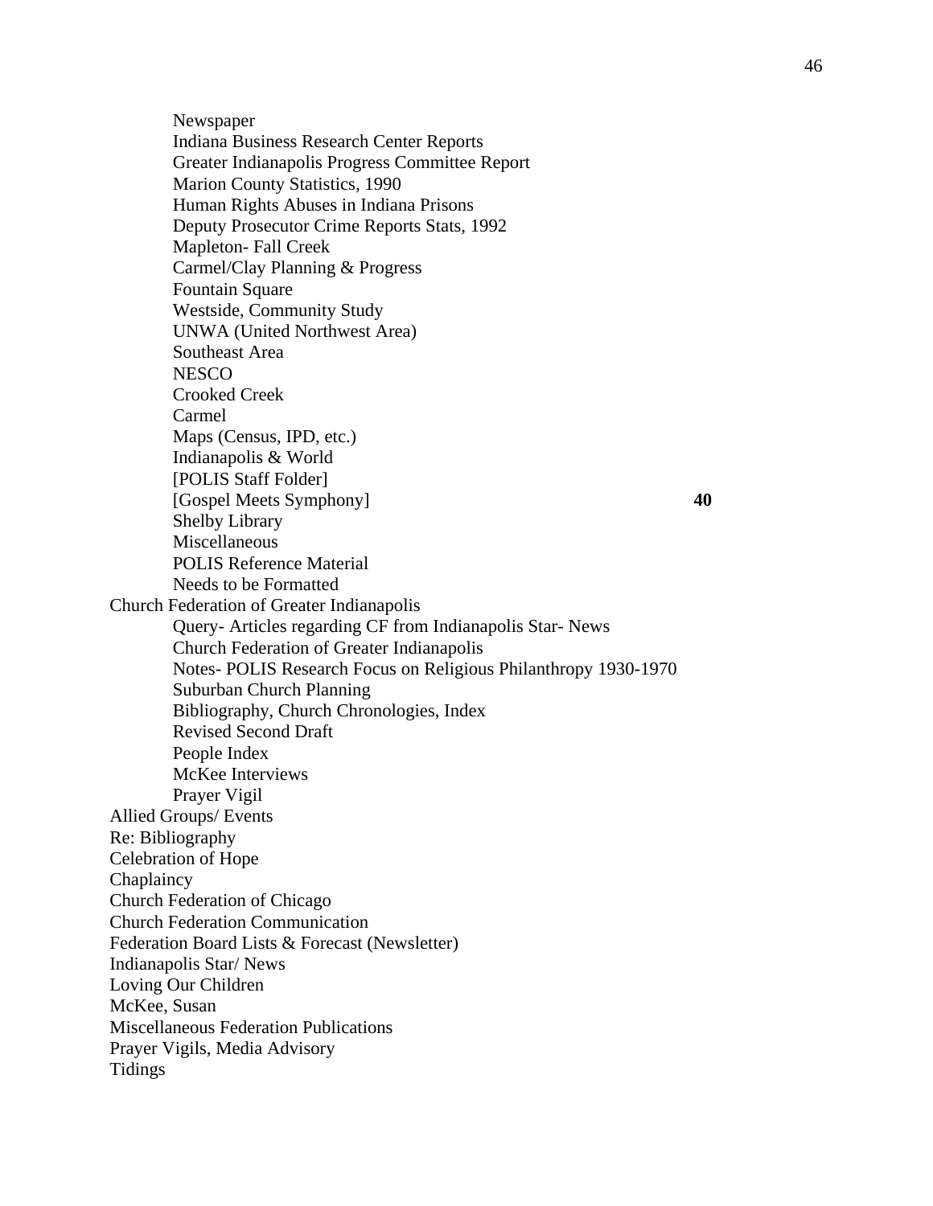- Newspaper
- Indiana Business Research Center Reports
- Greater Indianapolis Progress Committee Report
- Marion County Statistics, 1990
- Human Rights Abuses in Indiana Prisons
- Deputy Prosecutor Crime Reports Stats, 1992
- Mapleton- Fall Creek
- Carmel/Clay Planning & Progress
- Fountain Square
- Westside, Community Study
- UNWA (United Northwest Area)
- Southeast Area
- NESCO
- Crooked Creek
- Carmel
- Maps (Census, IPD, etc.)
- Indianapolis & World
- [POLIS Staff Folder]
- [Gospel Meets Symphony] **40**
- Shelby Library
- Miscellaneous
- POLIS Reference Material
- Needs to be Formatted

Church Federation of Greater Indianapolis

- Query- Articles regarding CF from Indianapolis Star- News
- Church Federation of Greater Indianapolis
- Notes- POLIS Research Focus on Religious Philanthropy 1930-1970
- Suburban Church Planning
- Bibliography, Church Chronologies, Index
- Revised Second Draft
- People Index
- McKee Interviews
- Prayer Vigil

Allied Groups/ Events
Re: Bibliography
Celebration of Hope
Chaplaincy
Church Federation of Chicago
Church Federation Communication
Federation Board Lists & Forecast (Newsletter)
Indianapolis Star/ News
Loving Our Children
McKee, Susan
Miscellaneous Federation Publications
Prayer Vigils, Media Advisory
Tidings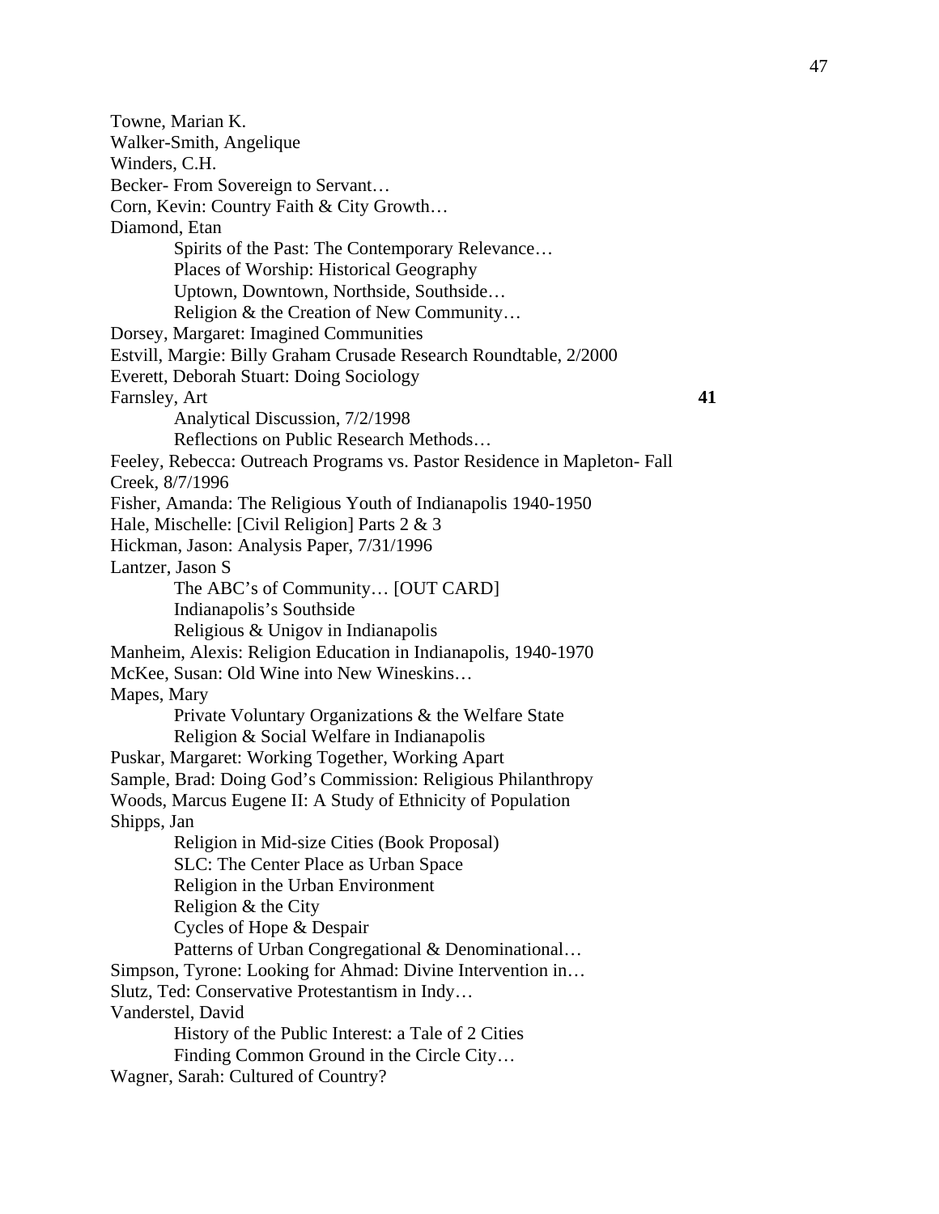Towne, Marian K.  
Walker-Smith, Angelique  
Winders, C.H.  
Becker- From Sovereign to Servant…  
Corn, Kevin: Country Faith & City Growth…  
Diamond, Etan  
    Spirits of the Past: The Contemporary Relevance…  
    Places of Worship: Historical Geography  
    Uptown, Downtown, Northside, Southside…  
    Religion & the Creation of New Community…  
Dorsey, Margaret: Imagined Communities  
Estvill, Margie: Billy Graham Crusade Research Roundtable, 2/2000  
Everett, Deborah Stuart: Doing Sociology  
Farnsley, Art **41**  
    Analytical Discussion, 7/2/1998  
    Reflections on Public Research Methods…  
Feeley, Rebecca: Outreach Programs vs. Pastor Residence in Mapleton- Fall Creek, 8/7/1996  
Fisher, Amanda: The Religious Youth of Indianapolis 1940-1950  
Hale, Mischelle: [Civil Religion] Parts 2 & 3  
Hickman, Jason: Analysis Paper, 7/31/1996  
Lantzer, Jason S  
    The ABC's of Community… [OUT CARD]  
    Indianapolis's Southside  
    Religious & Unigov in Indianapolis  
Manheim, Alexis: Religion Education in Indianapolis, 1940-1970  
McKee, Susan: Old Wine into New Wineskins…  
Mapes, Mary  
    Private Voluntary Organizations & the Welfare State  
    Religion & Social Welfare in Indianapolis  
Puskar, Margaret: Working Together, Working Apart  
Sample, Brad: Doing God's Commission: Religious Philanthropy  
Woods, Marcus Eugene II: A Study of Ethnicity of Population  
Shipps, Jan  
    Religion in Mid-size Cities (Book Proposal)  
    SLC: The Center Place as Urban Space  
    Religion in the Urban Environment  
    Religion & the City  
    Cycles of Hope & Despair  
    Patterns of Urban Congregational & Denominational…  
Simpson, Tyrone: Looking for Ahmad: Divine Intervention in…  
Slutz, Ted: Conservative Protestantism in Indy…  
Vanderstel, David  
    History of the Public Interest: a Tale of 2 Cities  
    Finding Common Ground in the Circle City…  
Wagner, Sarah: Cultured of Country?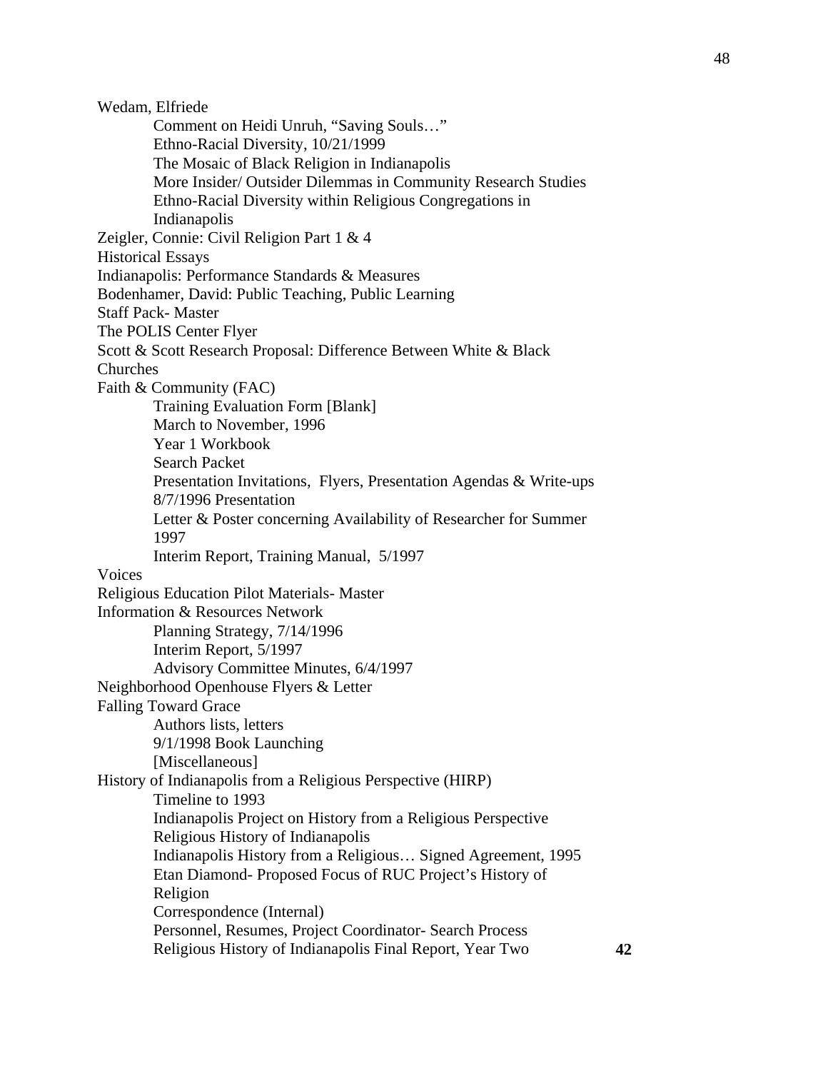Wedam, Elfriede

- Comment on Heidi Unruh, "Saving Souls…"
- Ethno-Racial Diversity, 10/21/1999
- The Mosaic of Black Religion in Indianapolis
- More Insider/ Outsider Dilemmas in Community Research Studies
- Ethno-Racial Diversity within Religious Congregations in Indianapolis

Zeigler, Connie: Civil Religion Part 1 & 4

Historical Essays

Indianapolis: Performance Standards & Measures

Bodenhamer, David: Public Teaching, Public Learning

Staff Pack- Master

The POLIS Center Flyer

Scott & Scott Research Proposal: Difference Between White & Black Churches

Faith & Community (FAC)

- Training Evaluation Form [Blank]
- March to November, 1996
- Year 1 Workbook
- Search Packet
- Presentation Invitations, Flyers, Presentation Agendas & Write-ups
- 8/7/1996 Presentation
- Letter & Poster concerning Availability of Researcher for Summer 1997
- Interim Report, Training Manual, 5/1997

Voices

Religious Education Pilot Materials- Master

Information & Resources Network

- Planning Strategy, 7/14/1996
- Interim Report, 5/1997
- Advisory Committee Minutes, 6/4/1997

Neighborhood Openhouse Flyers & Letter

Falling Toward Grace

- Authors lists, letters
- 9/1/1998 Book Launching
- [Miscellaneous]

History of Indianapolis from a Religious Perspective (HIRP)

- Timeline to 1993
- Indianapolis Project on History from a Religious Perspective
- Religious History of Indianapolis
- Indianapolis History from a Religious… Signed Agreement, 1995
- Etan Diamond- Proposed Focus of RUC Project's History of Religion
- Correspondence (Internal)
- Personnel, Resumes, Project Coordinator- Search Process
- Religious History of Indianapolis Final Report, Year Two **42**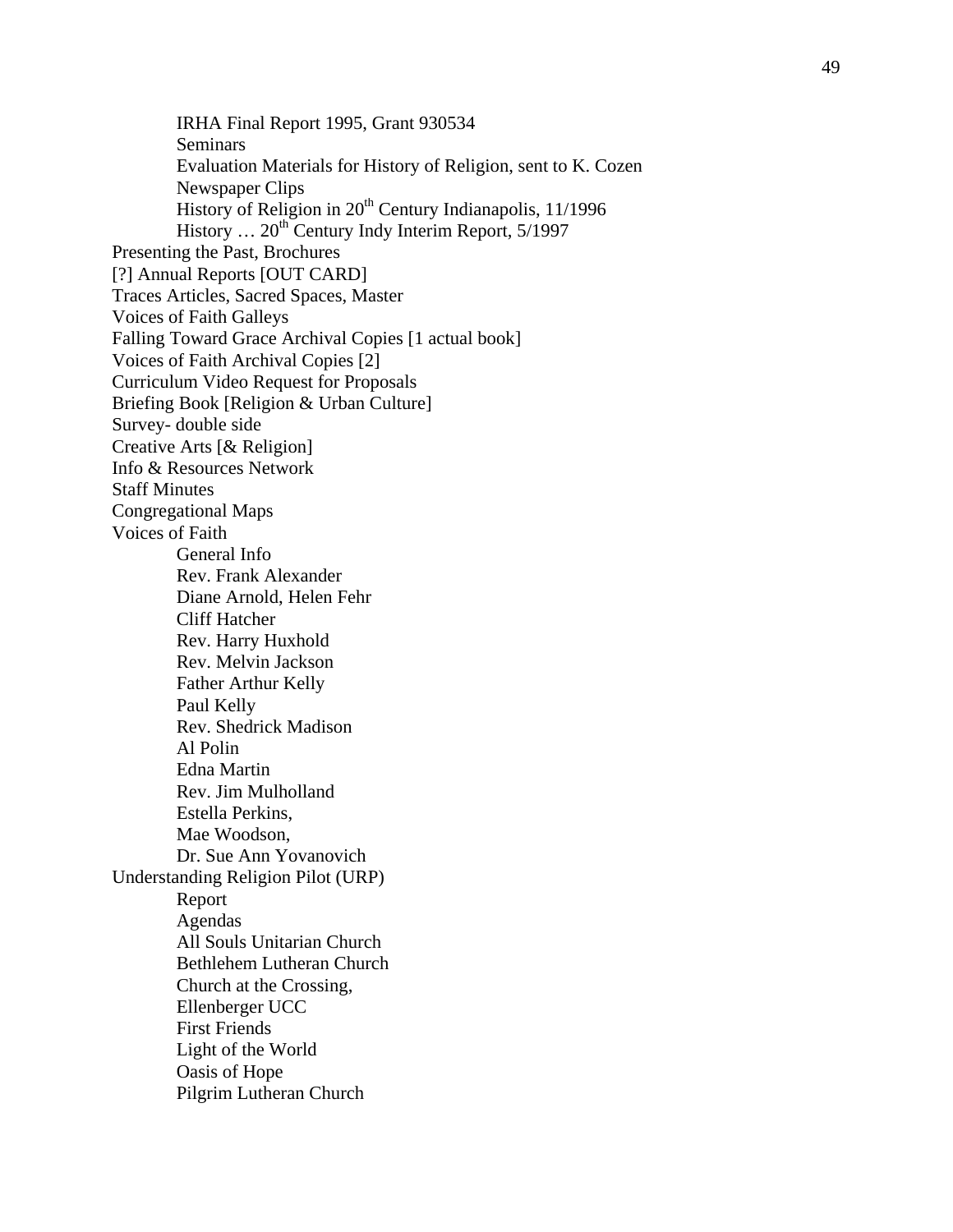- IRHA Final Report 1995, Grant 930534
- Seminars
- Evaluation Materials for History of Religion, sent to K. Cozen
- Newspaper Clips
- History of Religion in 20th Century Indianapolis, 11/1996
- History … 20th Century Indy Interim Report, 5/1997

Presenting the Past, Brochures
[?] Annual Reports [OUT CARD]
Traces Articles, Sacred Spaces, Master
Voices of Faith Galleys
Falling Toward Grace Archival Copies [1 actual book]
Voices of Faith Archival Copies [2]
Curriculum Video Request for Proposals
Briefing Book [Religion & Urban Culture]
Survey- double side
Creative Arts [& Religion]
Info & Resources Network
Staff Minutes
Congregational Maps
Voices of Faith

- General Info
- Rev. Frank Alexander
- Diane Arnold, Helen Fehr
- Cliff Hatcher
- Rev. Harry Huxhold
- Rev. Melvin Jackson
- Father Arthur Kelly
- Paul Kelly
- Rev. Shedrick Madison
- Al Polin
- Edna Martin
- Rev. Jim Mulholland
- Estella Perkins,
- Mae Woodson,
- Dr. Sue Ann Yovanovich

Understanding Religion Pilot (URP)

- Report
- Agendas
- All Souls Unitarian Church
- Bethlehem Lutheran Church
- Church at the Crossing,
- Ellenberger UCC
- First Friends
- Light of the World
- Oasis of Hope
- Pilgrim Lutheran Church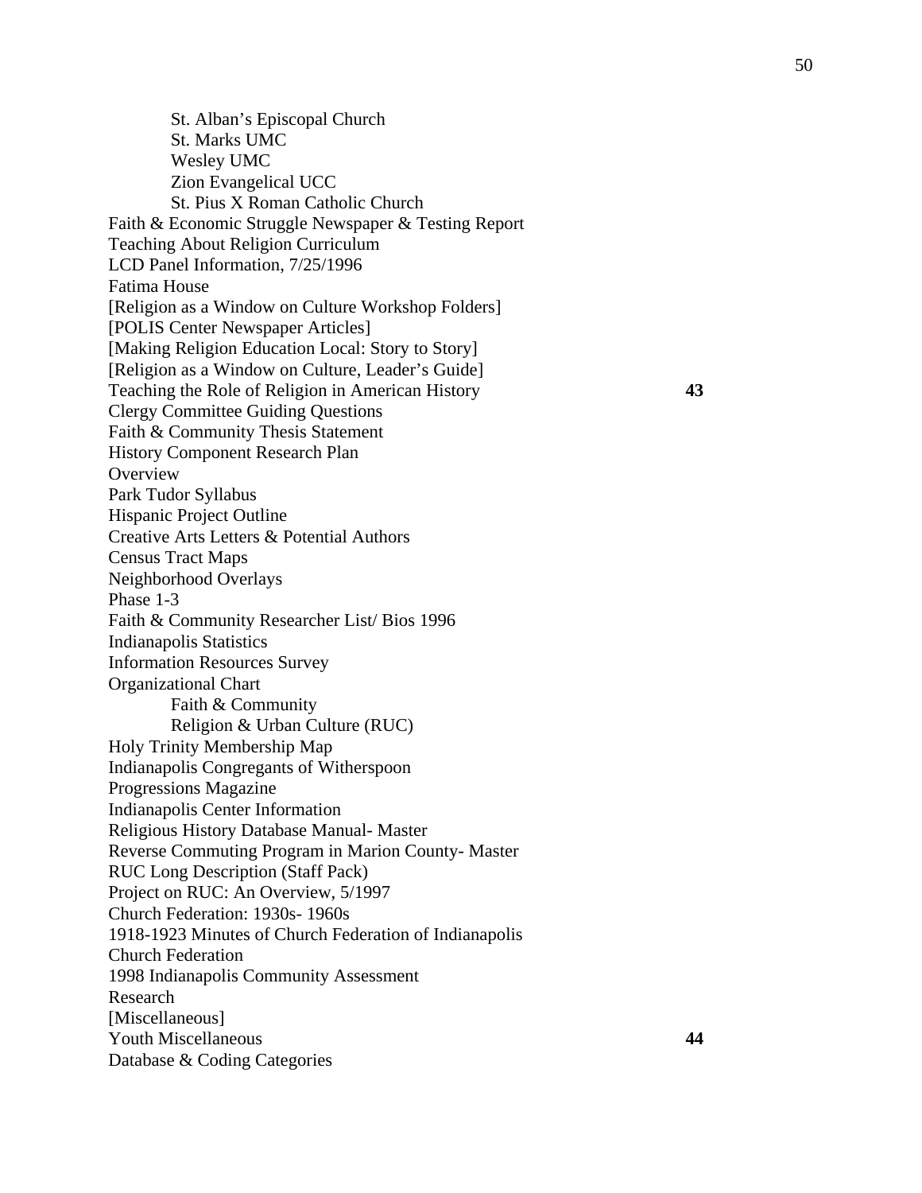St. Alban's Episcopal Church
St. Marks UMC
Wesley UMC
Zion Evangelical UCC
St. Pius X Roman Catholic Church

Faith & Economic Struggle Newspaper & Testing Report
Teaching About Religion Curriculum
LCD Panel Information, 7/25/1996
Fatima House
[Religion as a Window on Culture Workshop Folders]
[POLIS Center Newspaper Articles]
[Making Religion Education Local: Story to Story]
[Religion as a Window on Culture, Leader's Guide]
Teaching the Role of Religion in American History **43**
Clergy Committee Guiding Questions
Faith & Community Thesis Statement
History Component Research Plan
Overview
Park Tudor Syllabus
Hispanic Project Outline
Creative Arts Letters & Potential Authors
Census Tract Maps
Neighborhood Overlays
Phase 1-3
Faith & Community Researcher List/ Bios 1996
Indianapolis Statistics
Information Resources Survey
Organizational Chart

Faith & Community
Religion & Urban Culture (RUC)

Holy Trinity Membership Map
Indianapolis Congregants of Witherspoon
Progressions Magazine
Indianapolis Center Information
Religious History Database Manual- Master
Reverse Commuting Program in Marion County- Master
RUC Long Description (Staff Pack)
Project on RUC: An Overview, 5/1997
Church Federation: 1930s- 1960s
1918-1923 Minutes of Church Federation of Indianapolis
Church Federation
1998 Indianapolis Community Assessment
Research
[Miscellaneous]
Youth Miscellaneous **44**
Database & Coding Categories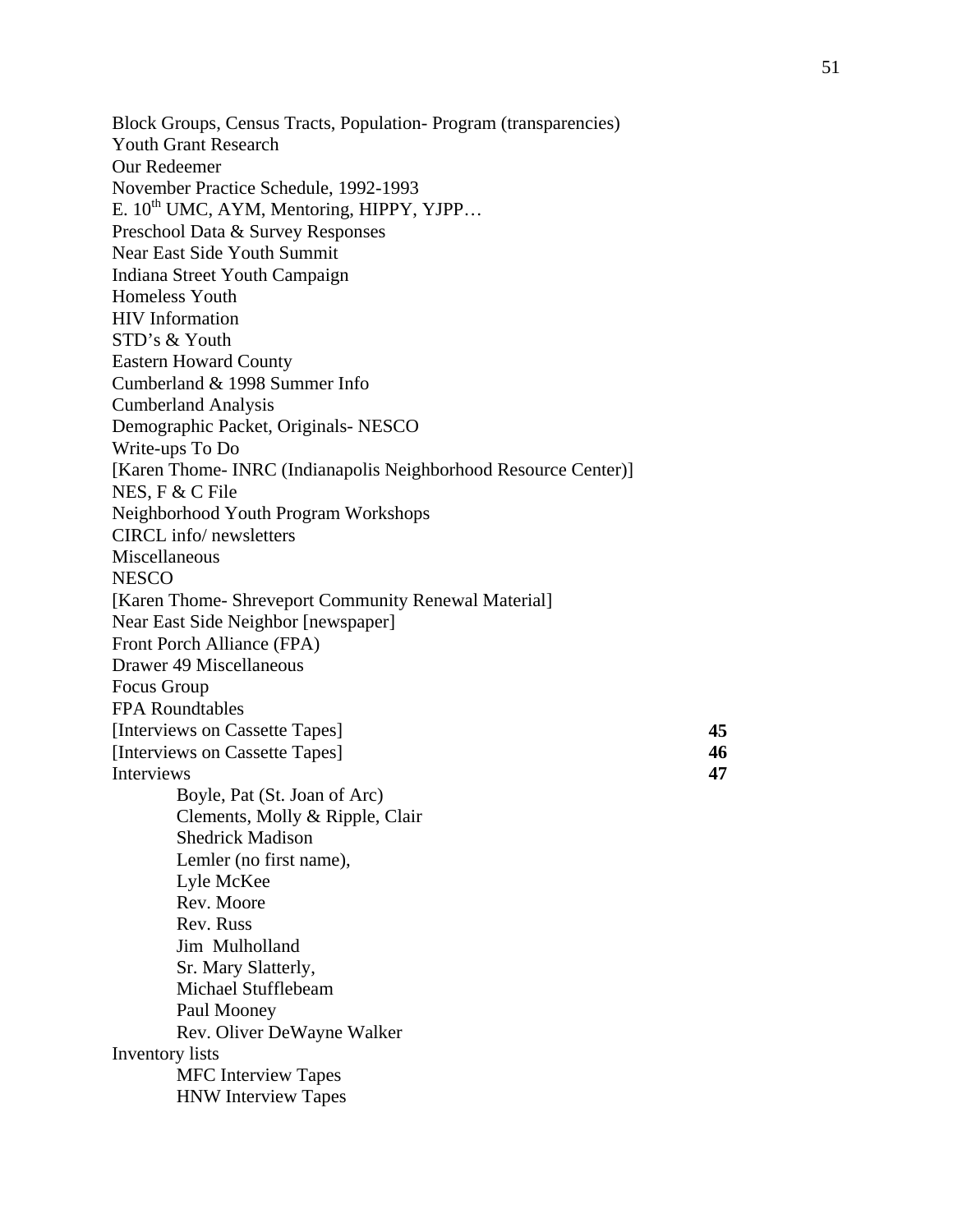Block Groups, Census Tracts, Population- Program (transparencies)
Youth Grant Research
Our Redeemer
November Practice Schedule, 1992-1993
E. 10th UMC, AYM, Mentoring, HIPPY, YJPP…
Preschool Data & Survey Responses
Near East Side Youth Summit
Indiana Street Youth Campaign
Homeless Youth
HIV Information
STD's & Youth
Eastern Howard County
Cumberland & 1998 Summer Info
Cumberland Analysis
Demographic Packet, Originals- NESCO
Write-ups To Do
[Karen Thome- INRC (Indianapolis Neighborhood Resource Center)]
NES, F & C File
Neighborhood Youth Program Workshops
CIRCL info/ newsletters
Miscellaneous
NESCO
[Karen Thome- Shreveport Community Renewal Material]
Near East Side Neighbor [newspaper]
Front Porch Alliance (FPA)
Drawer 49 Miscellaneous
Focus Group
FPA Roundtables
[Interviews on Cassette Tapes] **45**
[Interviews on Cassette Tapes] **46**
Interviews **47**

- Boyle, Pat (St. Joan of Arc)
- Clements, Molly & Ripple, Clair
- Shedrick Madison
- Lemler (no first name),
- Lyle McKee
- Rev. Moore
- Rev. Russ
- Jim Mulholland
- Sr. Mary Slatterly,
- Michael Stufflebeam
- Paul Mooney
- Rev. Oliver DeWayne Walker

Inventory lists

- MFC Interview Tapes
- HNW Interview Tapes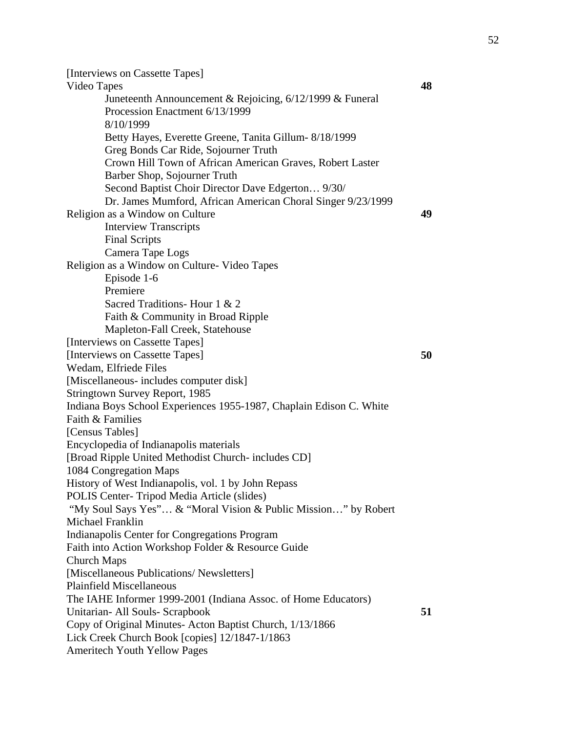[Interviews on Cassette Tapes]

Video Tapes **48**

- Juneteenth Announcement & Rejoicing, 6/12/1999 & Funeral Procession Enactment 6/13/1999
- 8/10/1999
- Betty Hayes, Everette Greene, Tanita Gillum- 8/18/1999
- Greg Bonds Car Ride, Sojourner Truth
- Crown Hill Town of African American Graves, Robert Laster
- Barber Shop, Sojourner Truth
- Second Baptist Choir Director Dave Edgerton… 9/30/
- Dr. James Mumford, African American Choral Singer 9/23/1999

Religion as a Window on Culture **49**

- Interview Transcripts
- Final Scripts
- Camera Tape Logs

Religion as a Window on Culture- Video Tapes

- Episode 1-6
- Premiere
- Sacred Traditions- Hour 1 & 2
- Faith & Community in Broad Ripple
- Mapleton-Fall Creek, Statehouse

[Interviews on Cassette Tapes]

[Interviews on Cassette Tapes] **50**

Wedam, Elfriede Files

[Miscellaneous- includes computer disk]

Stringtown Survey Report, 1985

Indiana Boys School Experiences 1955-1987, Chaplain Edison C. White

Faith & Families

[Census Tables]

Encyclopedia of Indianapolis materials

[Broad Ripple United Methodist Church- includes CD]

1084 Congregation Maps

History of West Indianapolis, vol. 1 by John Repass

POLIS Center- Tripod Media Article (slides)

"My Soul Says Yes"… & "Moral Vision & Public Mission…" by Robert Michael Franklin

Indianapolis Center for Congregations Program

Faith into Action Workshop Folder & Resource Guide

Church Maps

[Miscellaneous Publications/ Newsletters]

Plainfield Miscellaneous

The IAHE Informer 1999-2001 (Indiana Assoc. of Home Educators)

Unitarian- All Souls- Scrapbook **51**

Copy of Original Minutes- Acton Baptist Church, 1/13/1866

Lick Creek Church Book [copies] 12/1847-1/1863

Ameritech Youth Yellow Pages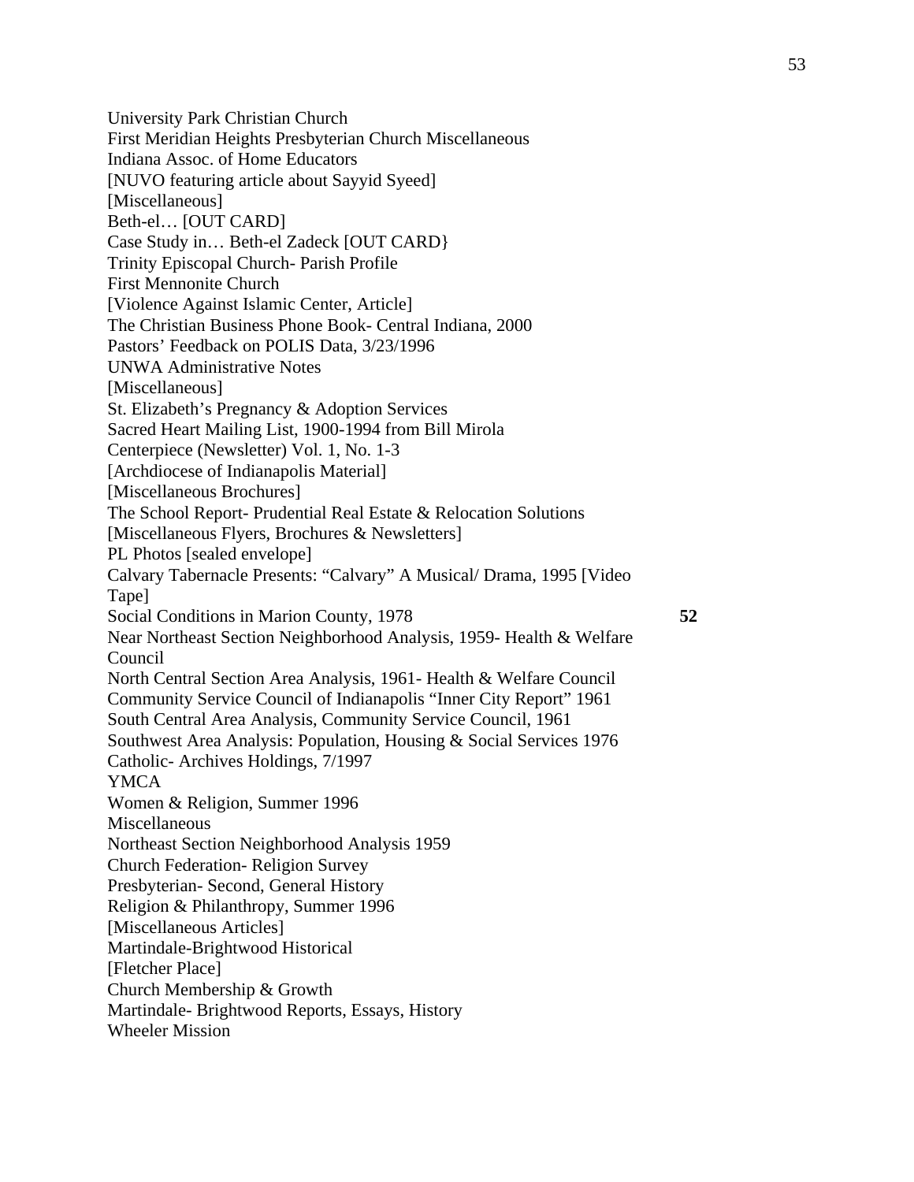University Park Christian Church
First Meridian Heights Presbyterian Church Miscellaneous
Indiana Assoc. of Home Educators
[NUVO featuring article about Sayyid Syeed]
[Miscellaneous]
Beth-el… [OUT CARD]
Case Study in… Beth-el Zadeck [OUT CARD}
Trinity Episcopal Church- Parish Profile
First Mennonite Church
[Violence Against Islamic Center, Article]
The Christian Business Phone Book- Central Indiana, 2000
Pastors' Feedback on POLIS Data, 3/23/1996
UNWA Administrative Notes
[Miscellaneous]
St. Elizabeth's Pregnancy & Adoption Services
Sacred Heart Mailing List, 1900-1994 from Bill Mirola
Centerpiece (Newsletter) Vol. 1, No. 1-3
[Archdiocese of Indianapolis Material]
[Miscellaneous Brochures]
The School Report- Prudential Real Estate & Relocation Solutions
[Miscellaneous Flyers, Brochures & Newsletters]
PL Photos [sealed envelope]
Calvary Tabernacle Presents: "Calvary" A Musical/ Drama, 1995 [Video Tape]

**52**

Social Conditions in Marion County, 1978
Near Northeast Section Neighborhood Analysis, 1959- Health & Welfare Council
North Central Section Area Analysis, 1961- Health & Welfare Council
Community Service Council of Indianapolis "Inner City Report" 1961
South Central Area Analysis, Community Service Council, 1961
Southwest Area Analysis: Population, Housing & Social Services 1976
Catholic- Archives Holdings, 7/1997
YMCA
Women & Religion, Summer 1996
Miscellaneous
Northeast Section Neighborhood Analysis 1959
Church Federation- Religion Survey
Presbyterian- Second, General History
Religion & Philanthropy, Summer 1996
[Miscellaneous Articles]
Martindale-Brightwood Historical
[Fletcher Place]
Church Membership & Growth
Martindale- Brightwood Reports, Essays, History
Wheeler Mission